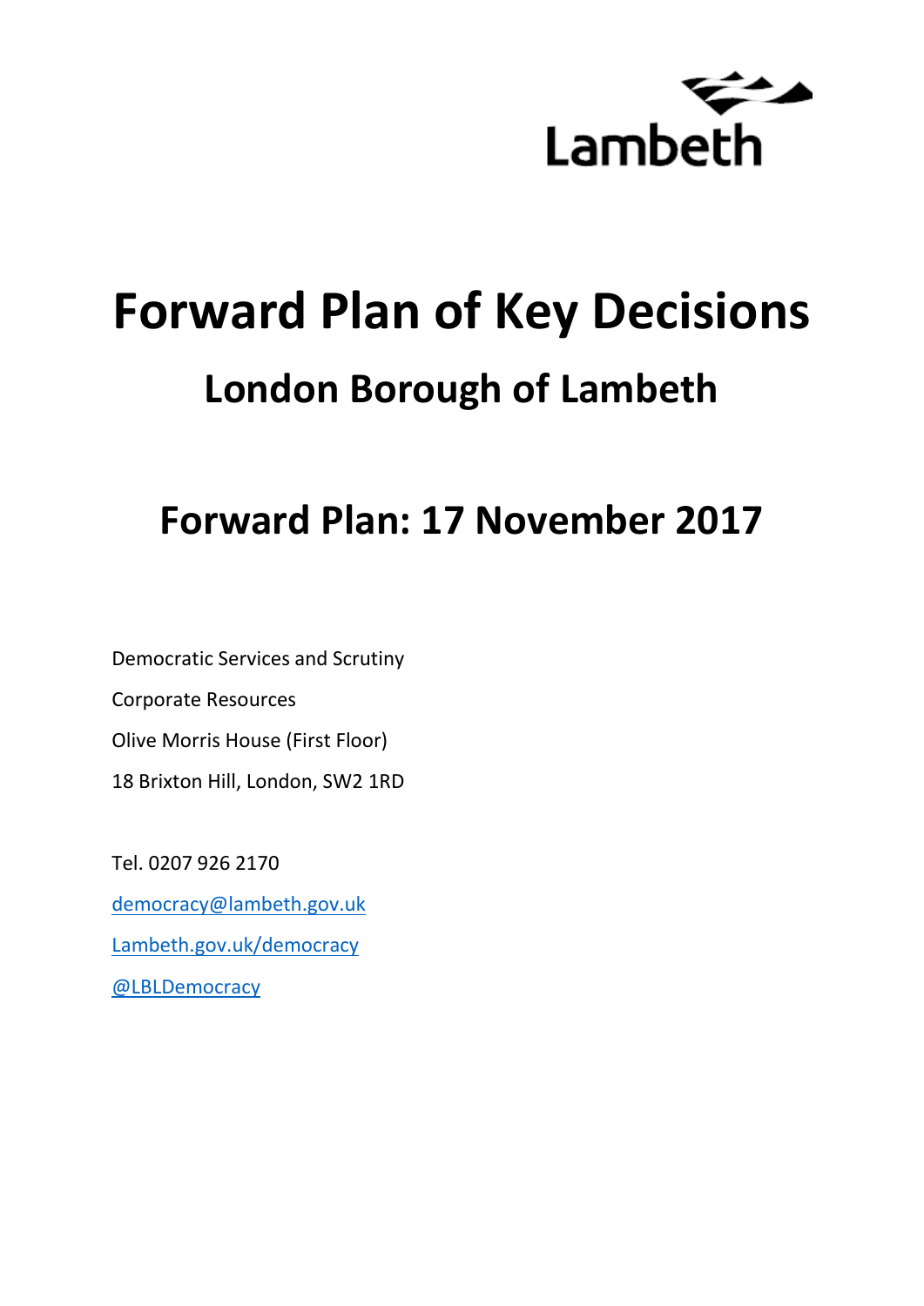Lambeth

# Forward Plan of Key Decisions

## London Borough of Lambeth

## Forward Plan: 17 November 2017

Democratic Services and Scrutiny

Corporate Resources

Olive Morris House (First Floor)

18 Brixton Hill, London, SW2 1RD

Tel. 0207 926 2170

democracy@lambeth.gov.uk

Lambeth.gov.uk/democracy

@LBLDemocracy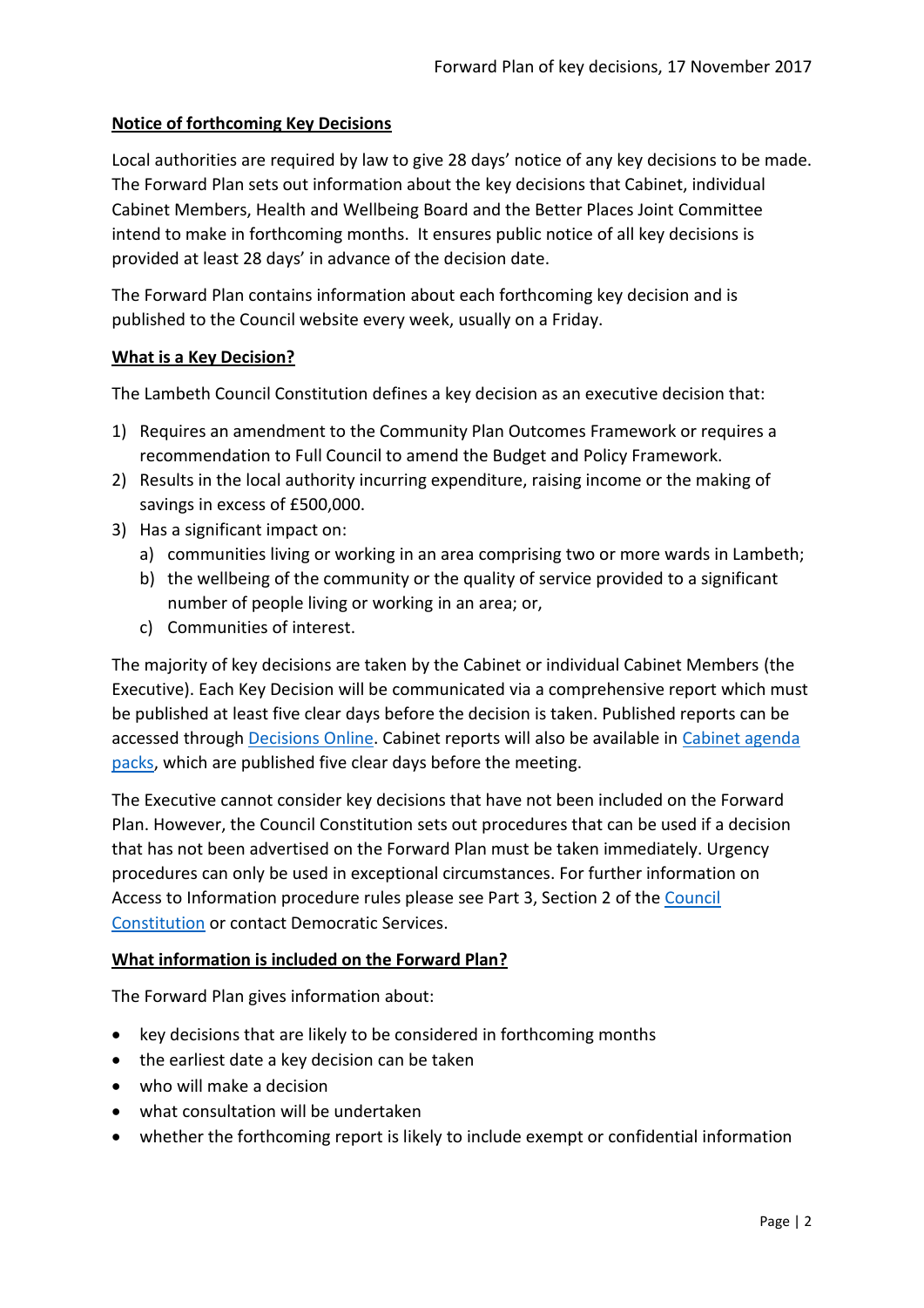## Notice of forthcoming Key Decisions

Local authorities are required by law to give 28 days' notice of any key decisions to be made. The Forward Plan sets out information about the key decisions that Cabinet, individual Cabinet Members, Health and Wellbeing Board and the Better Places Joint Committee intend to make in forthcoming months. It ensures public notice of all key decisions is provided at least 28 days' in advance of the decision date.

The Forward Plan contains information about each forthcoming key decision and is published to the Council website every week, usually on a Friday.

## What is a Key Decision?

The Lambeth Council Constitution defines a key decision as an executive decision that:

1) Requires an amendment to the Community Plan Outcomes Framework or requires a recommendation to Full Council to amend the Budget and Policy Framework.
2) Results in the local authority incurring expenditure, raising income or the making of savings in excess of £500,000.
3) Has a significant impact on:
   a) communities living or working in an area comprising two or more wards in Lambeth;
   b) the wellbeing of the community or the quality of service provided to a significant number of people living or working in an area; or,
   c) Communities of interest.

The majority of key decisions are taken by the Cabinet or individual Cabinet Members (the Executive). Each Key Decision will be communicated via a comprehensive report which must be published at least five clear days before the decision is taken. Published reports can be accessed through Decisions Online. Cabinet reports will also be available in Cabinet agenda packs, which are published five clear days before the meeting.

The Executive cannot consider key decisions that have not been included on the Forward Plan. However, the Council Constitution sets out procedures that can be used if a decision that has not been advertised on the Forward Plan must be taken immediately. Urgency procedures can only be used in exceptional circumstances. For further information on Access to Information procedure rules please see Part 3, Section 2 of the Council Constitution or contact Democratic Services.

## What information is included on the Forward Plan?

The Forward Plan gives information about:

- key decisions that are likely to be considered in forthcoming months
- the earliest date a key decision can be taken
- who will make a decision
- what consultation will be undertaken
- whether the forthcoming report is likely to include exempt or confidential information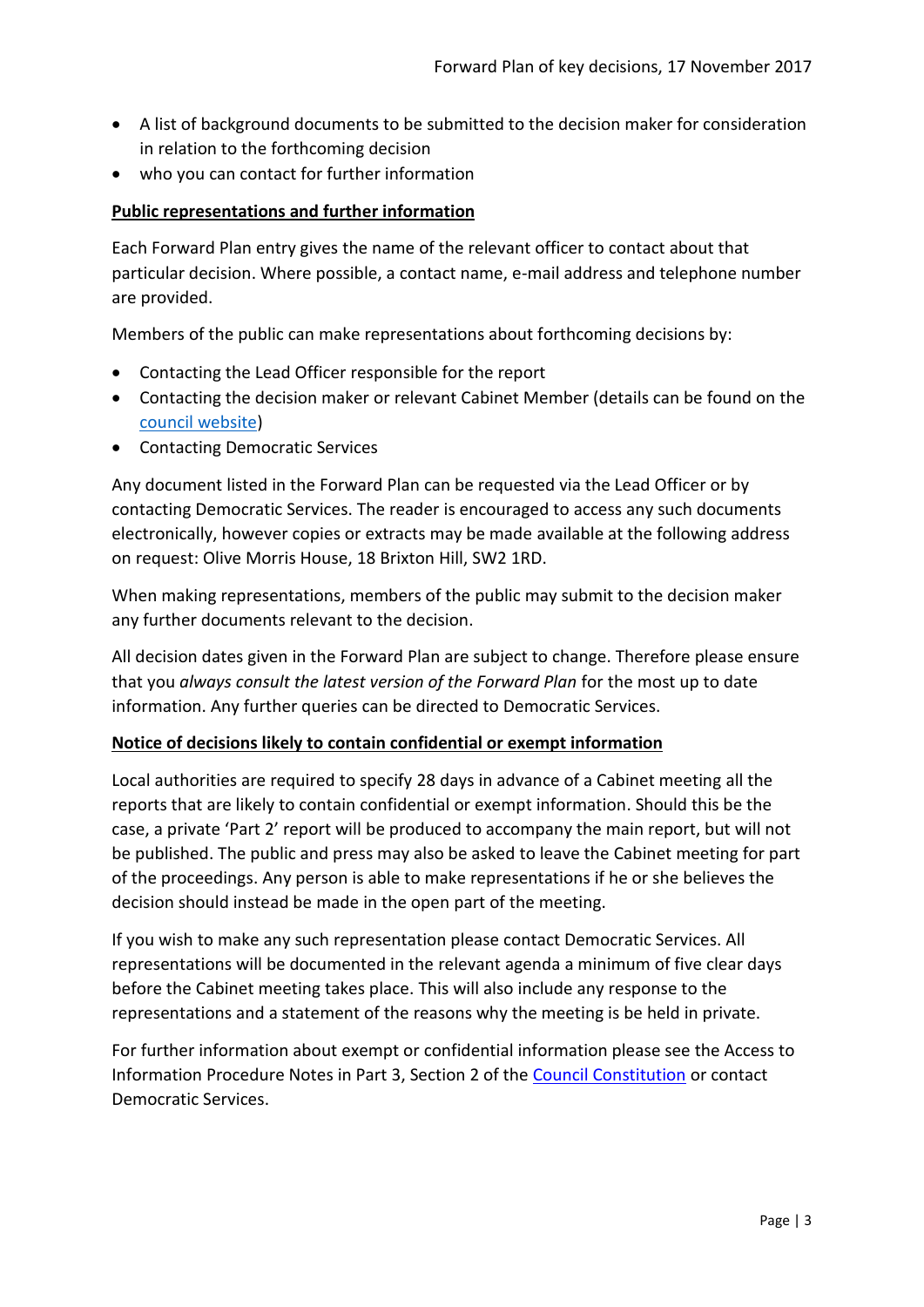- A list of background documents to be submitted to the decision maker for consideration in relation to the forthcoming decision
- who you can contact for further information

**Public representations and further information**

Each Forward Plan entry gives the name of the relevant officer to contact about that particular decision. Where possible, a contact name, e-mail address and telephone number are provided.

Members of the public can make representations about forthcoming decisions by:

- Contacting the Lead Officer responsible for the report
- Contacting the decision maker or relevant Cabinet Member (details can be found on the council website)
- Contacting Democratic Services

Any document listed in the Forward Plan can be requested via the Lead Officer or by contacting Democratic Services. The reader is encouraged to access any such documents electronically, however copies or extracts may be made available at the following address on request: Olive Morris House, 18 Brixton Hill, SW2 1RD.

When making representations, members of the public may submit to the decision maker any further documents relevant to the decision.

All decision dates given in the Forward Plan are subject to change. Therefore please ensure that you *always consult the latest version of the Forward Plan* for the most up to date information. Any further queries can be directed to Democratic Services.

**Notice of decisions likely to contain confidential or exempt information**

Local authorities are required to specify 28 days in advance of a Cabinet meeting all the reports that are likely to contain confidential or exempt information. Should this be the case, a private 'Part 2' report will be produced to accompany the main report, but will not be published. The public and press may also be asked to leave the Cabinet meeting for part of the proceedings. Any person is able to make representations if he or she believes the decision should instead be made in the open part of the meeting.

If you wish to make any such representation please contact Democratic Services. All representations will be documented in the relevant agenda a minimum of five clear days before the Cabinet meeting takes place. This will also include any response to the representations and a statement of the reasons why the meeting is be held in private.

For further information about exempt or confidential information please see the Access to Information Procedure Notes in Part 3, Section 2 of the Council Constitution or contact Democratic Services.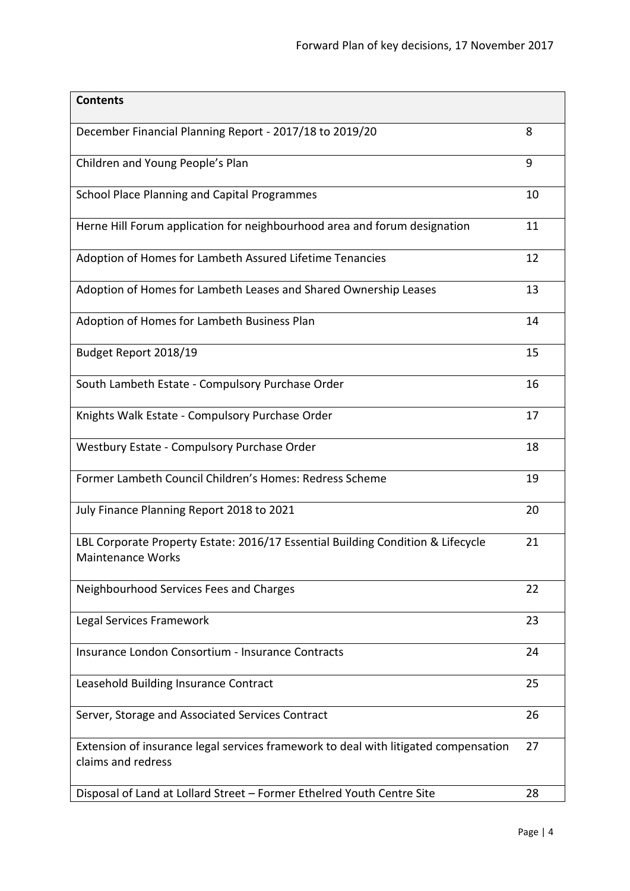| Contents | |
|---|---|
| December Financial Planning Report - 2017/18 to 2019/20 | 8 |
| Children and Young People's Plan | 9 |
| School Place Planning and Capital Programmes | 10 |
| Herne Hill Forum application for neighbourhood area and forum designation | 11 |
| Adoption of Homes for Lambeth Assured Lifetime Tenancies | 12 |
| Adoption of Homes for Lambeth Leases and Shared Ownership Leases | 13 |
| Adoption of Homes for Lambeth Business Plan | 14 |
| Budget Report 2018/19 | 15 |
| South Lambeth Estate - Compulsory Purchase Order | 16 |
| Knights Walk Estate - Compulsory Purchase Order | 17 |
| Westbury Estate - Compulsory Purchase Order | 18 |
| Former Lambeth Council Children's Homes: Redress Scheme | 19 |
| July Finance Planning Report 2018 to 2021 | 20 |
| LBL Corporate Property Estate: 2016/17 Essential Building Condition & Lifecycle Maintenance Works | 21 |
| Neighbourhood Services Fees and Charges | 22 |
| Legal Services Framework | 23 |
| Insurance London Consortium - Insurance Contracts | 24 |
| Leasehold Building Insurance Contract | 25 |
| Server, Storage and Associated Services Contract | 26 |
| Extension of insurance legal services framework to deal with litigated compensation claims and redress | 27 |
| Disposal of Land at Lollard Street – Former Ethelred Youth Centre Site | 28 |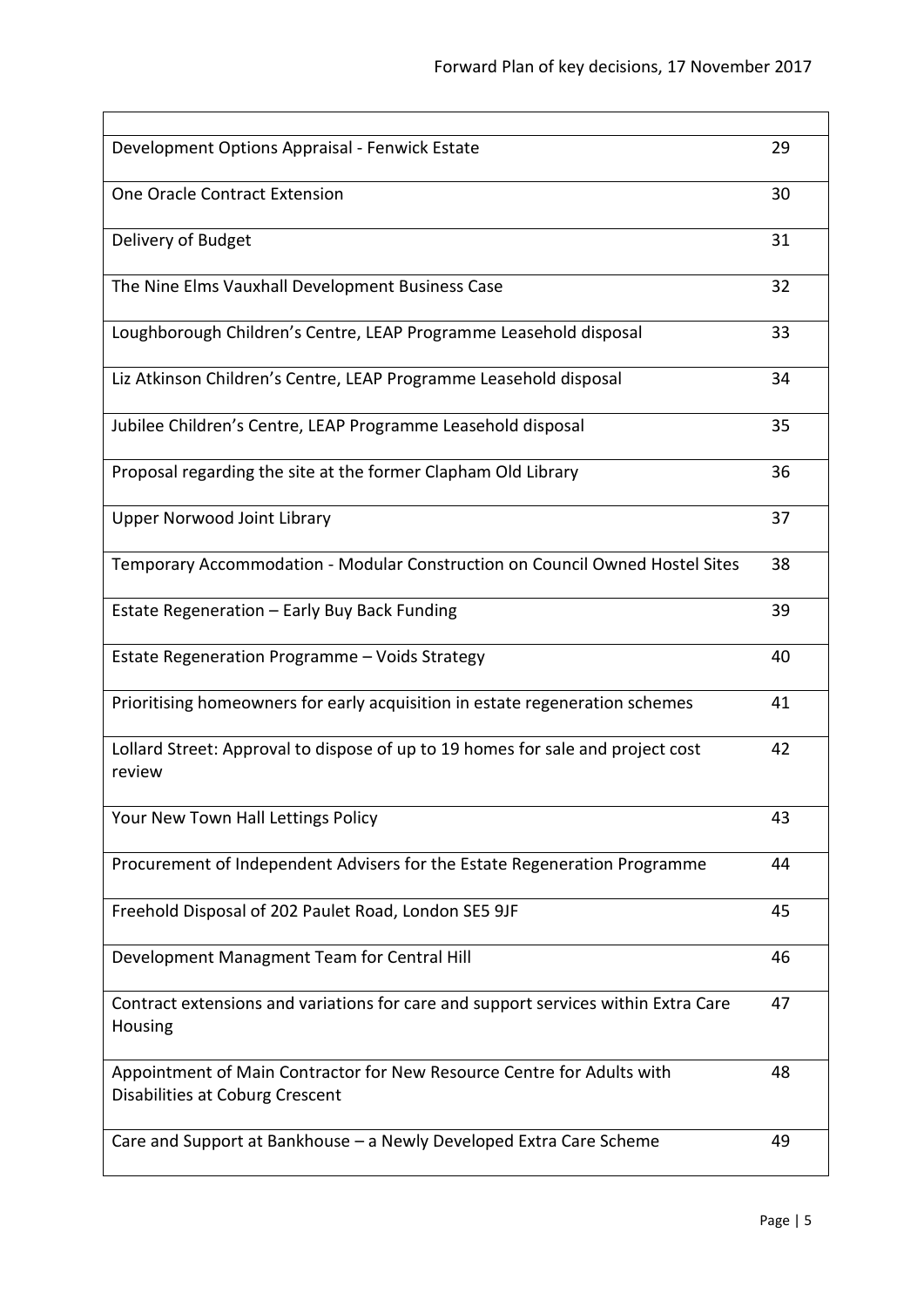| | |
|---|---|
| Development Options Appraisal - Fenwick Estate | 29 |
| One Oracle Contract Extension | 30 |
| Delivery of Budget | 31 |
| The Nine Elms Vauxhall Development Business Case | 32 |
| Loughborough Children's Centre, LEAP Programme Leasehold disposal | 33 |
| Liz Atkinson Children's Centre, LEAP Programme Leasehold disposal | 34 |
| Jubilee Children's Centre, LEAP Programme Leasehold disposal | 35 |
| Proposal regarding the site at the former Clapham Old Library | 36 |
| Upper Norwood Joint Library | 37 |
| Temporary Accommodation - Modular Construction on Council Owned Hostel Sites | 38 |
| Estate Regeneration – Early Buy Back Funding | 39 |
| Estate Regeneration Programme – Voids Strategy | 40 |
| Prioritising homeowners for early acquisition in estate regeneration schemes | 41 |
| Lollard Street: Approval to dispose of up to 19 homes for sale and project cost review | 42 |
| Your New Town Hall Lettings Policy | 43 |
| Procurement of Independent Advisers for the Estate Regeneration Programme | 44 |
| Freehold Disposal of 202 Paulet Road, London SE5 9JF | 45 |
| Development Managment Team for Central Hill | 46 |
| Contract extensions and variations for care and support services within Extra Care Housing | 47 |
| Appointment of Main Contractor for New Resource Centre for Adults with Disabilities at Coburg Crescent | 48 |
| Care and Support at Bankhouse – a Newly Developed Extra Care Scheme | 49 |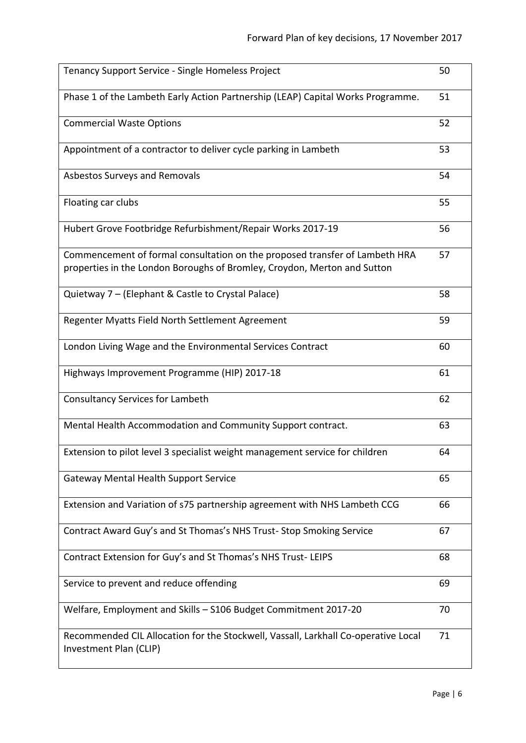| | |
|---|---|
| Tenancy Support Service - Single Homeless Project | 50 |
| Phase 1 of the Lambeth Early Action Partnership (LEAP) Capital Works Programme. | 51 |
| Commercial Waste Options | 52 |
| Appointment of a contractor to deliver cycle parking in Lambeth | 53 |
| Asbestos Surveys and Removals | 54 |
| Floating car clubs | 55 |
| Hubert Grove Footbridge Refurbishment/Repair Works 2017-19 | 56 |
| Commencement of formal consultation on the proposed transfer of Lambeth HRA properties in the London Boroughs of Bromley, Croydon, Merton and Sutton | 57 |
| Quietway 7 – (Elephant & Castle to Crystal Palace) | 58 |
| Regenter Myatts Field North Settlement Agreement | 59 |
| London Living Wage and the Environmental Services Contract | 60 |
| Highways Improvement Programme (HIP) 2017-18 | 61 |
| Consultancy Services for Lambeth | 62 |
| Mental Health Accommodation and Community Support contract. | 63 |
| Extension to pilot level 3 specialist weight management service for children | 64 |
| Gateway Mental Health Support Service | 65 |
| Extension and Variation of s75 partnership agreement with NHS Lambeth CCG | 66 |
| Contract Award Guy's and St Thomas's NHS Trust- Stop Smoking Service | 67 |
| Contract Extension for Guy's and St Thomas's NHS Trust- LEIPS | 68 |
| Service to prevent and reduce offending | 69 |
| Welfare, Employment and Skills – S106 Budget Commitment 2017-20 | 70 |
| Recommended CIL Allocation for the Stockwell, Vassall, Larkhall Co-operative Local Investment Plan (CLIP) | 71 |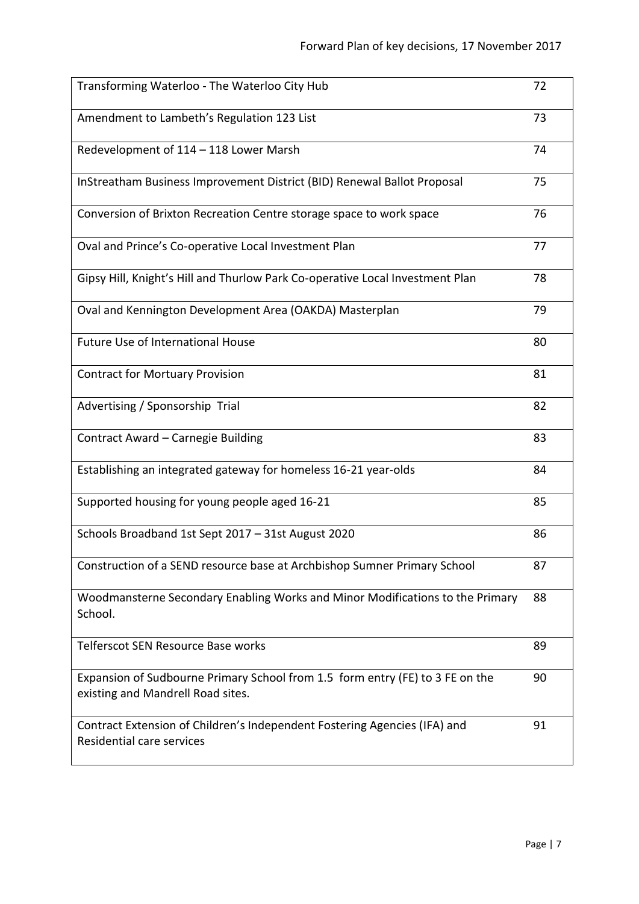| | |
|---|---|
| Transforming Waterloo - The Waterloo City Hub | 72 |
| Amendment to Lambeth's Regulation 123 List | 73 |
| Redevelopment of 114 – 118 Lower Marsh | 74 |
| InStreatham Business Improvement District (BID) Renewal Ballot Proposal | 75 |
| Conversion of Brixton Recreation Centre storage space to work space | 76 |
| Oval and Prince's Co-operative Local Investment Plan | 77 |
| Gipsy Hill, Knight's Hill and Thurlow Park Co-operative Local Investment Plan | 78 |
| Oval and Kennington Development Area (OAKDA) Masterplan | 79 |
| Future Use of International House | 80 |
| Contract for Mortuary Provision | 81 |
| Advertising / Sponsorship Trial | 82 |
| Contract Award – Carnegie Building | 83 |
| Establishing an integrated gateway for homeless 16-21 year-olds | 84 |
| Supported housing for young people aged 16-21 | 85 |
| Schools Broadband 1st Sept 2017 – 31st August 2020 | 86 |
| Construction of a SEND resource base at Archbishop Sumner Primary School | 87 |
| Woodmansterne Secondary Enabling Works and Minor Modifications to the Primary School. | 88 |
| Telferscot SEN Resource Base works | 89 |
| Expansion of Sudbourne Primary School from 1.5 form entry (FE) to 3 FE on the existing and Mandrell Road sites. | 90 |
| Contract Extension of Children's Independent Fostering Agencies (IFA) and Residential care services | 91 |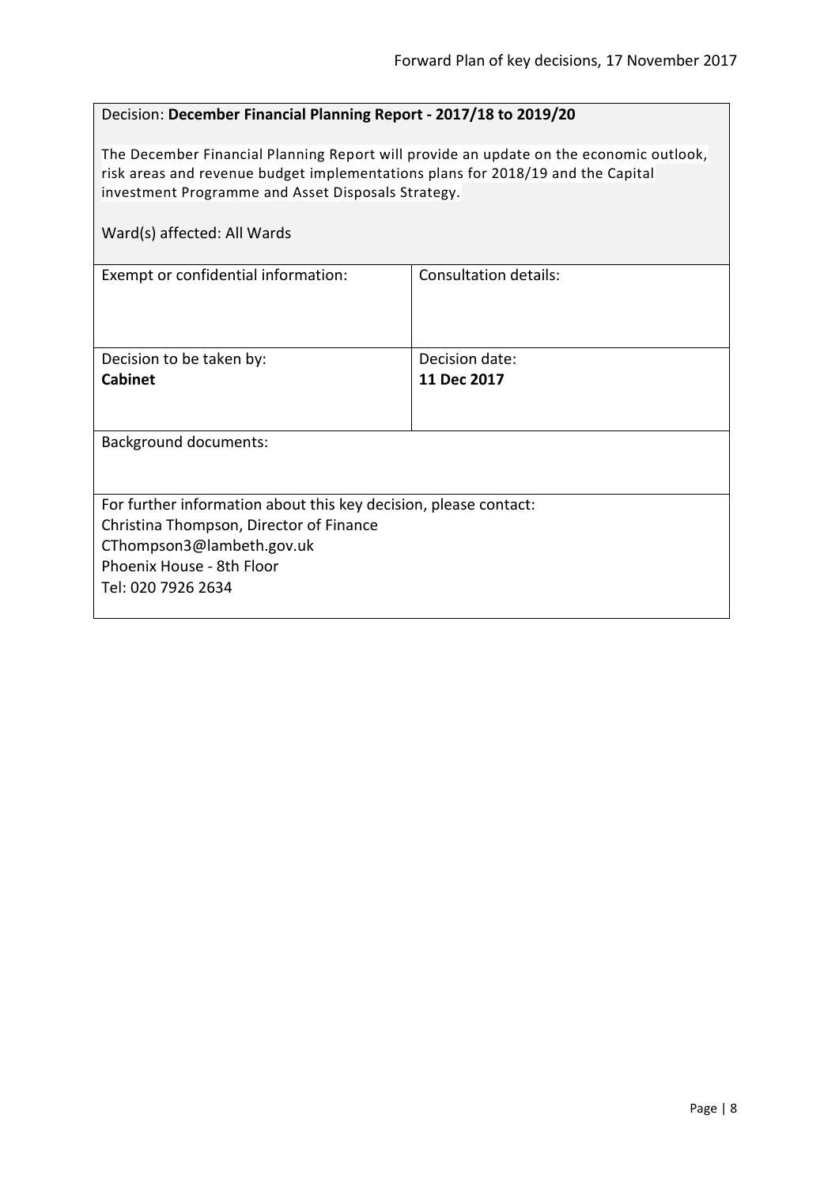Decision: **December Financial Planning Report - 2017/18 to 2019/20**

The December Financial Planning Report will provide an update on the economic outlook, risk areas and revenue budget implementations plans for 2018/19 and the Capital investment Programme and Asset Disposals Strategy.

Ward(s) affected: All Wards

| Exempt or confidential information: | Consultation details: |
| --- | --- |
| Decision to be taken by:<br>**Cabinet** | Decision date:<br>**11 Dec 2017** |

Background documents:

For further information about this key decision, please contact:
Christina Thompson, Director of Finance
CThompson3@lambeth.gov.uk
Phoenix House - 8th Floor
Tel: 020 7926 2634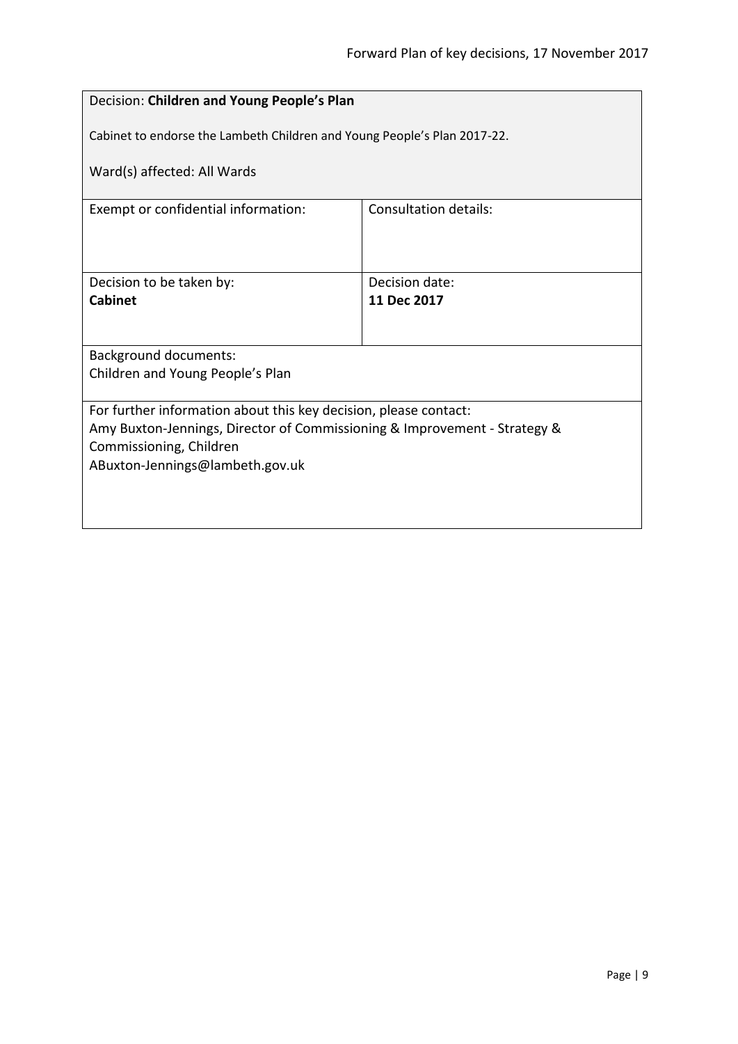Decision: **Children and Young People's Plan**

Cabinet to endorse the Lambeth Children and Young People's Plan 2017-22.

Ward(s) affected: All Wards

| Exempt or confidential information: | Consultation details: |
|---|---|
| Decision to be taken by: **Cabinet** | Decision date: **11 Dec 2017** |

Background documents:
Children and Young People's Plan

For further information about this key decision, please contact:
Amy Buxton-Jennings, Director of Commissioning & Improvement - Strategy & Commissioning, Children
ABuxton-Jennings@lambeth.gov.uk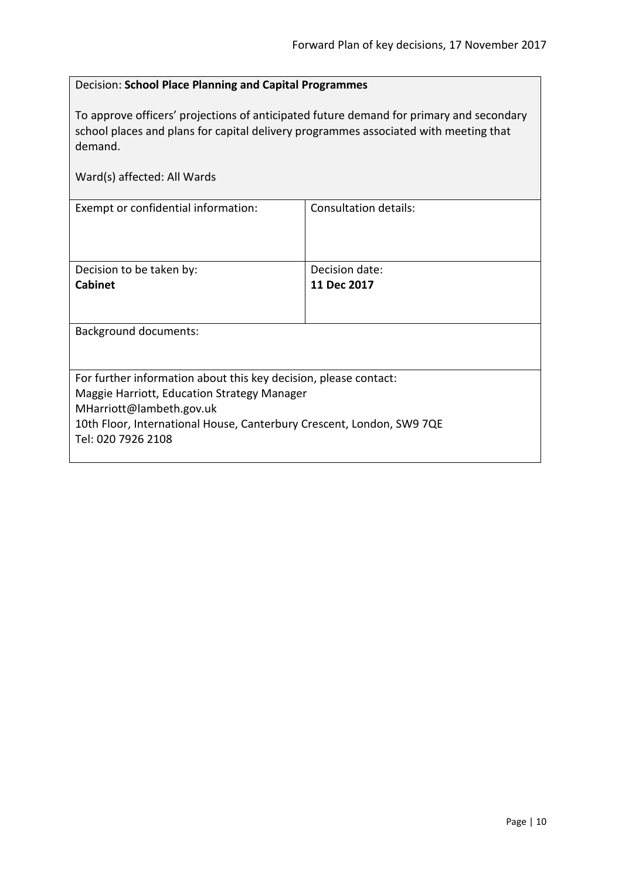Decision: **School Place Planning and Capital Programmes**

To approve officers' projections of anticipated future demand for primary and secondary school places and plans for capital delivery programmes associated with meeting that demand.

Ward(s) affected: All Wards

| Exempt or confidential information: | Consultation details: |
|---|---|
| Decision to be taken by:<br>**Cabinet** | Decision date:<br>**11 Dec 2017** |

Background documents:

For further information about this key decision, please contact:
Maggie Harriott, Education Strategy Manager
MHarriott@lambeth.gov.uk
10th Floor, International House, Canterbury Crescent, London, SW9 7QE
Tel: 020 7926 2108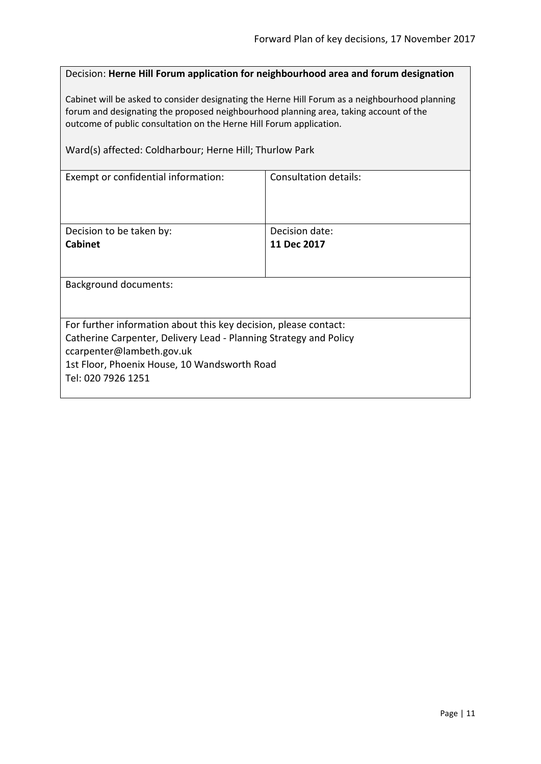Decision: **Herne Hill Forum application for neighbourhood area and forum designation**

Cabinet will be asked to consider designating the Herne Hill Forum as a neighbourhood planning forum and designating the proposed neighbourhood planning area, taking account of the outcome of public consultation on the Herne Hill Forum application.

Ward(s) affected: Coldharbour; Herne Hill; Thurlow Park

| Exempt or confidential information: | Consultation details: |
|---|---|
| Decision to be taken by:<br>**Cabinet** | Decision date:<br>**11 Dec 2017** |

Background documents:

For further information about this key decision, please contact:
Catherine Carpenter, Delivery Lead - Planning Strategy and Policy
ccarpenter@lambeth.gov.uk
1st Floor, Phoenix House, 10 Wandsworth Road
Tel: 020 7926 1251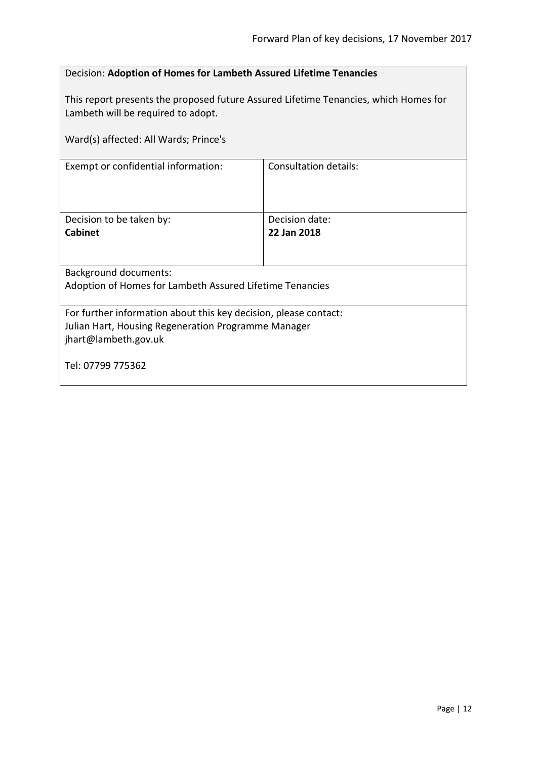Decision: **Adoption of Homes for Lambeth Assured Lifetime Tenancies**

This report presents the proposed future Assured Lifetime Tenancies, which Homes for Lambeth will be required to adopt.

Ward(s) affected: All Wards; Prince's

| Exempt or confidential information: | Consultation details: |
|---|---|
| Decision to be taken by:<br>**Cabinet** | Decision date:<br>**22 Jan 2018** |

Background documents:
Adoption of Homes for Lambeth Assured Lifetime Tenancies

For further information about this key decision, please contact:
Julian Hart, Housing Regeneration Programme Manager
jhart@lambeth.gov.uk

Tel: 07799 775362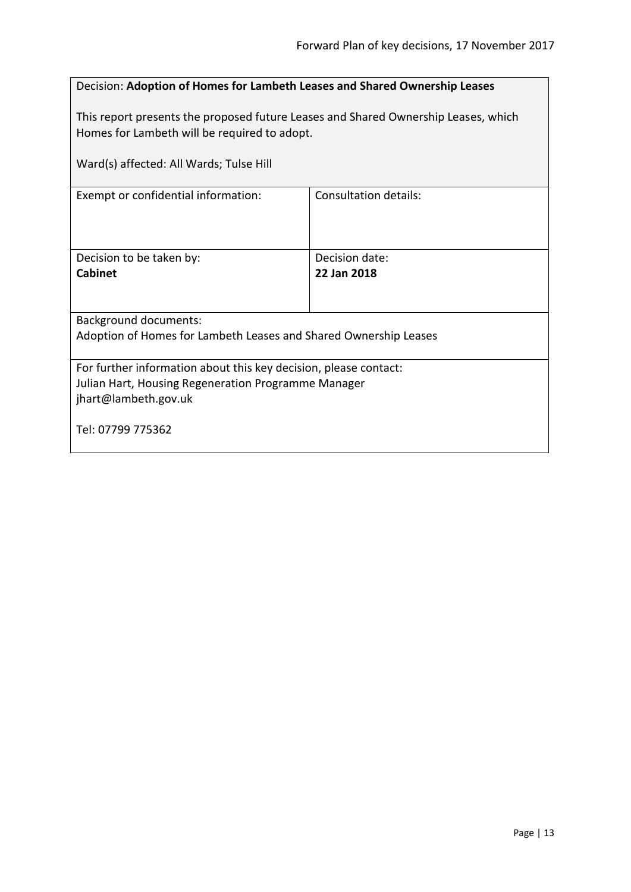Decision: **Adoption of Homes for Lambeth Leases and Shared Ownership Leases**

This report presents the proposed future Leases and Shared Ownership Leases, which Homes for Lambeth will be required to adopt.

Ward(s) affected: All Wards; Tulse Hill

| Exempt or confidential information: | Consultation details: |
|---|---|
| Decision to be taken by:<br>**Cabinet** | Decision date:<br>**22 Jan 2018** |

Background documents:
Adoption of Homes for Lambeth Leases and Shared Ownership Leases

For further information about this key decision, please contact:
Julian Hart, Housing Regeneration Programme Manager
jhart@lambeth.gov.uk

Tel: 07799 775362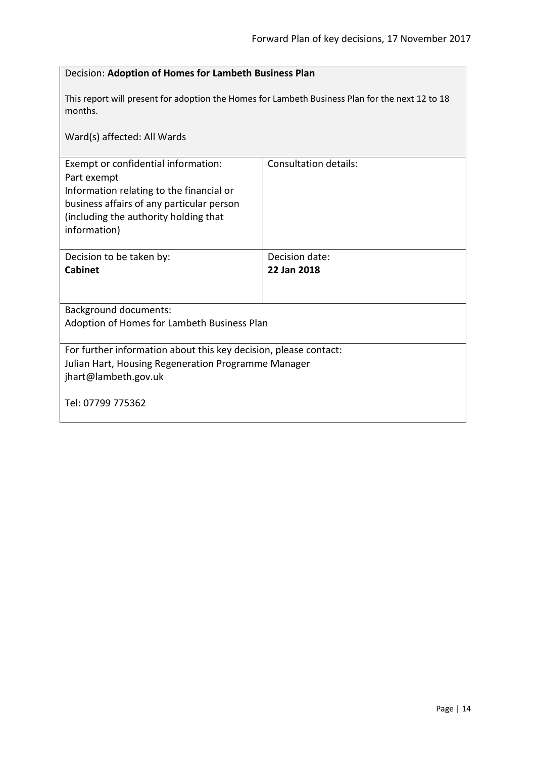Decision: **Adoption of Homes for Lambeth Business Plan**

This report will present for adoption the Homes for Lambeth Business Plan for the next 12 to 18 months.

Ward(s) affected: All Wards

| Exempt or confidential information: Part exempt Information relating to the financial or business affairs of any particular person (including the authority holding that information) | Consultation details: |
|---|---|
| Decision to be taken by: **Cabinet** | Decision date: **22 Jan 2018** |

Background documents:
Adoption of Homes for Lambeth Business Plan

For further information about this key decision, please contact:
Julian Hart, Housing Regeneration Programme Manager
jhart@lambeth.gov.uk

Tel: 07799 775362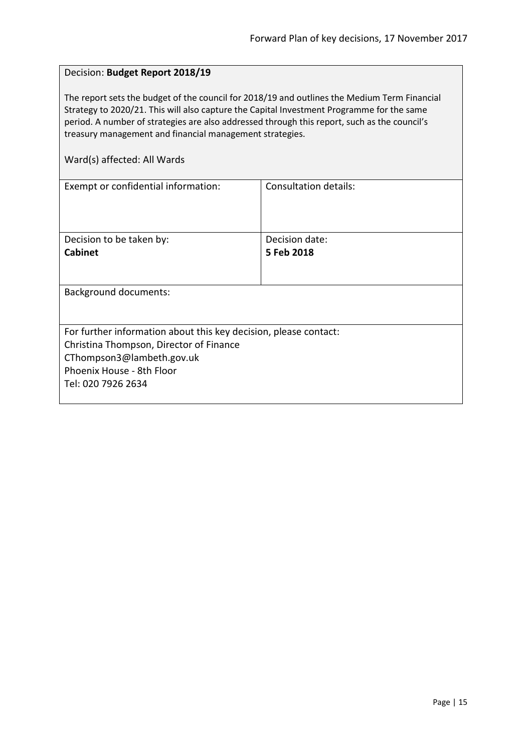Decision: **Budget Report 2018/19**

The report sets the budget of the council for 2018/19 and outlines the Medium Term Financial Strategy to 2020/21. This will also capture the Capital Investment Programme for the same period. A number of strategies are also addressed through this report, such as the council's treasury management and financial management strategies.

Ward(s) affected: All Wards

| Exempt or confidential information: | Consultation details: |
|---|---|
| Decision to be taken by:<br>**Cabinet** | Decision date:<br>**5 Feb 2018** |

Background documents:

For further information about this key decision, please contact:
Christina Thompson, Director of Finance
CThompson3@lambeth.gov.uk
Phoenix House - 8th Floor
Tel: 020 7926 2634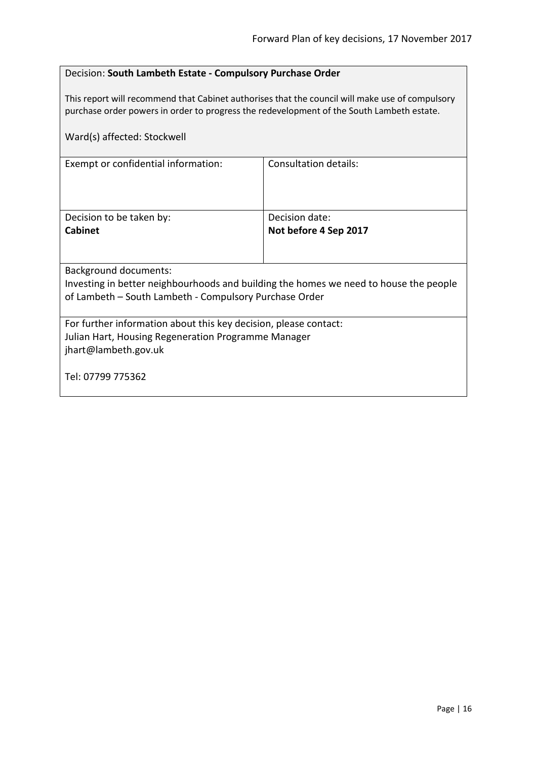Decision: **South Lambeth Estate - Compulsory Purchase Order**

This report will recommend that Cabinet authorises that the council will make use of compulsory purchase order powers in order to progress the redevelopment of the South Lambeth estate.

Ward(s) affected: Stockwell

| Exempt or confidential information: | Consultation details: |
|---|---|
| Decision to be taken by:<br>**Cabinet** | Decision date:<br>**Not before 4 Sep 2017** |

Background documents:
Investing in better neighbourhoods and building the homes we need to house the people of Lambeth – South Lambeth - Compulsory Purchase Order

For further information about this key decision, please contact:
Julian Hart, Housing Regeneration Programme Manager
jhart@lambeth.gov.uk

Tel: 07799 775362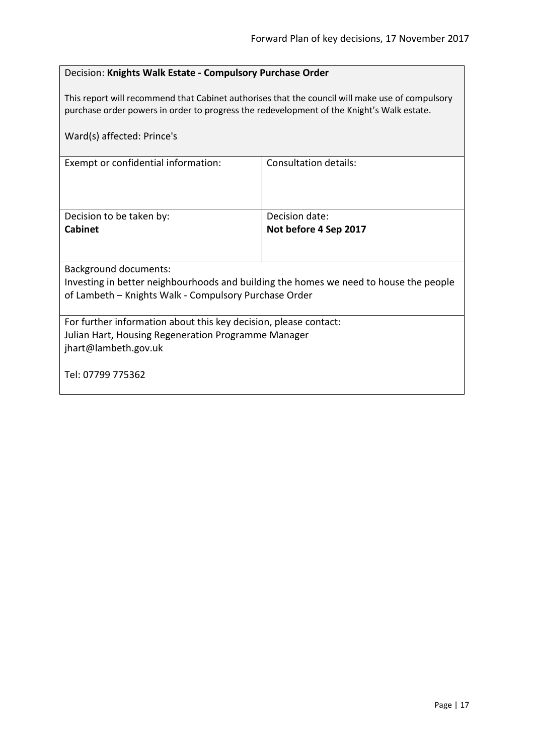Decision: **Knights Walk Estate - Compulsory Purchase Order**

This report will recommend that Cabinet authorises that the council will make use of compulsory purchase order powers in order to progress the redevelopment of the Knight's Walk estate.

Ward(s) affected: Prince's

| Exempt or confidential information: | Consultation details: |
|---|---|
| Decision to be taken by:<br>**Cabinet** | Decision date:<br>**Not before 4 Sep 2017** |

Background documents:
Investing in better neighbourhoods and building the homes we need to house the people of Lambeth – Knights Walk - Compulsory Purchase Order

For further information about this key decision, please contact:
Julian Hart, Housing Regeneration Programme Manager
jhart@lambeth.gov.uk

Tel: 07799 775362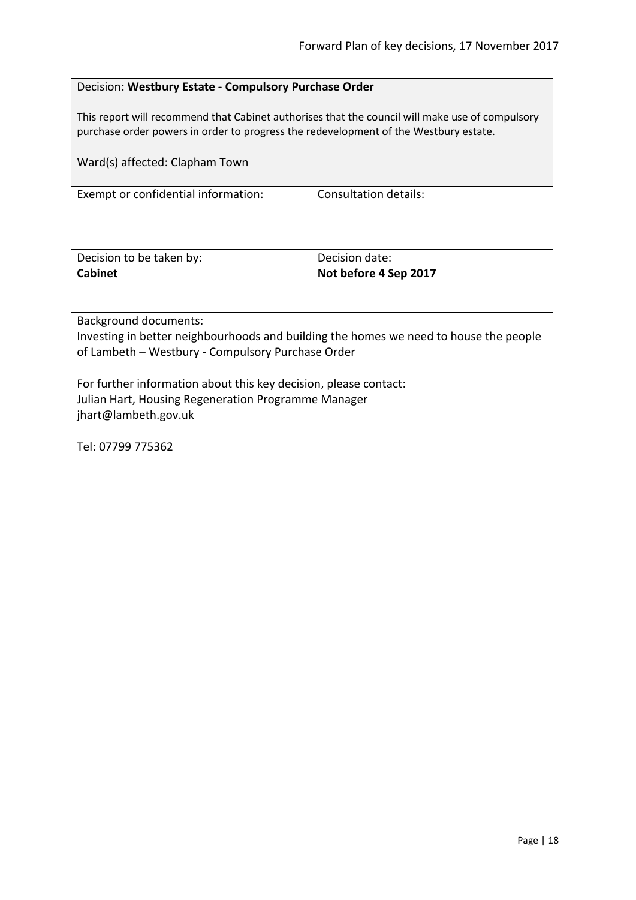Decision: **Westbury Estate - Compulsory Purchase Order**

This report will recommend that Cabinet authorises that the council will make use of compulsory purchase order powers in order to progress the redevelopment of the Westbury estate.

Ward(s) affected: Clapham Town

| Exempt or confidential information: | Consultation details: |
|---|---|
| Decision to be taken by:<br>**Cabinet** | Decision date:<br>**Not before 4 Sep 2017** |

Background documents:
Investing in better neighbourhoods and building the homes we need to house the people of Lambeth – Westbury - Compulsory Purchase Order

For further information about this key decision, please contact:
Julian Hart, Housing Regeneration Programme Manager
jhart@lambeth.gov.uk

Tel: 07799 775362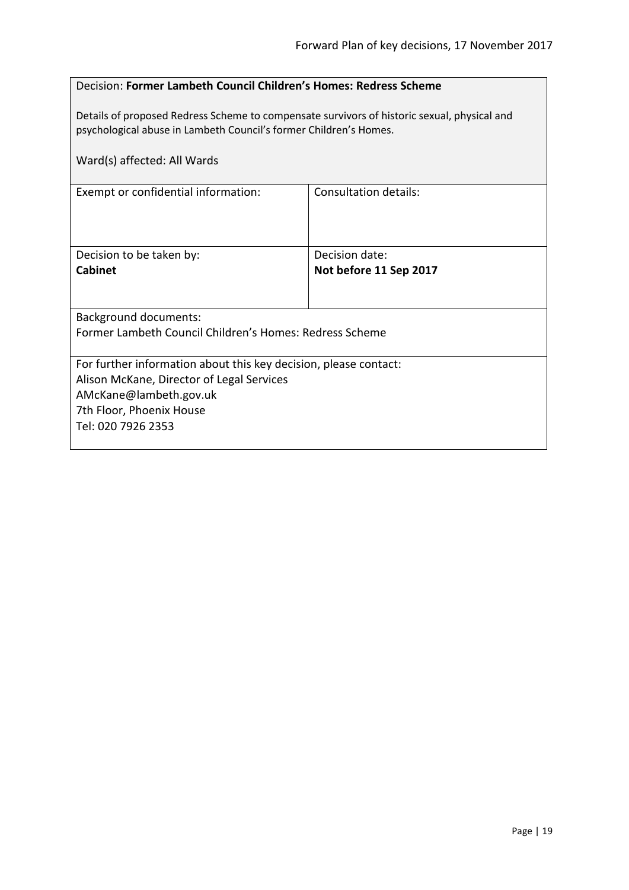Decision: **Former Lambeth Council Children's Homes: Redress Scheme**

Details of proposed Redress Scheme to compensate survivors of historic sexual, physical and psychological abuse in Lambeth Council's former Children's Homes.

Ward(s) affected: All Wards

| Exempt or confidential information: | Consultation details: |
| --- | --- |
| Decision to be taken by:<br>**Cabinet** | Decision date:<br>**Not before 11 Sep 2017** |

Background documents:
Former Lambeth Council Children's Homes: Redress Scheme

For further information about this key decision, please contact:
Alison McKane, Director of Legal Services
AMcKane@lambeth.gov.uk
7th Floor, Phoenix House
Tel: 020 7926 2353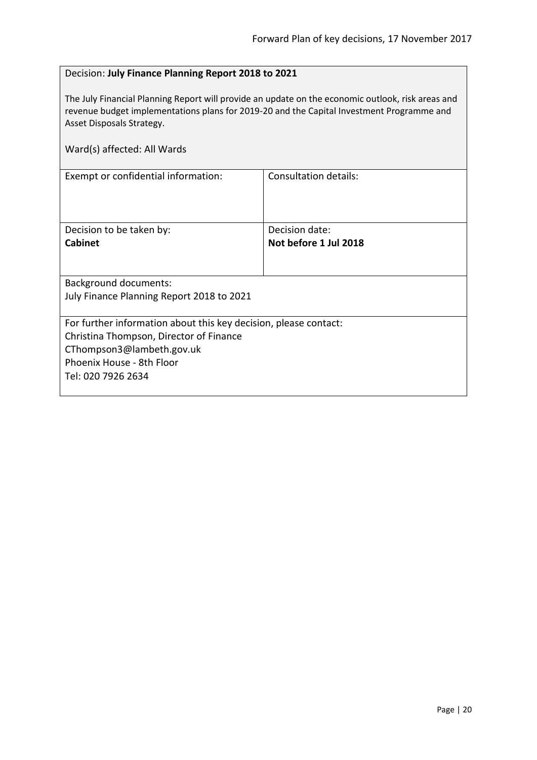Decision: **July Finance Planning Report 2018 to 2021**

The July Financial Planning Report will provide an update on the economic outlook, risk areas and revenue budget implementations plans for 2019-20 and the Capital Investment Programme and Asset Disposals Strategy.

Ward(s) affected: All Wards

| Exempt or confidential information: | Consultation details: |
|---|---|
| Decision to be taken by:<br>**Cabinet** | Decision date:<br>**Not before 1 Jul 2018** |

Background documents:
July Finance Planning Report 2018 to 2021

For further information about this key decision, please contact:
Christina Thompson, Director of Finance
CThompson3@lambeth.gov.uk
Phoenix House - 8th Floor
Tel: 020 7926 2634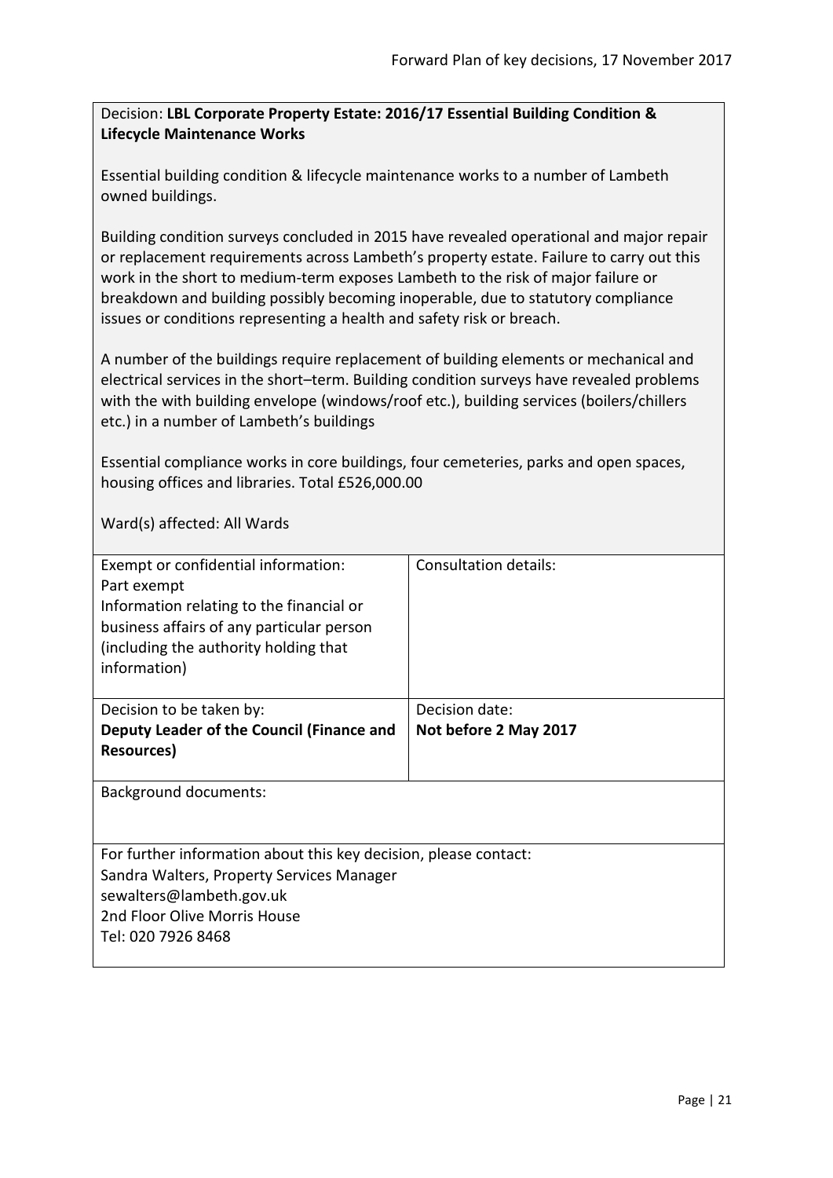Decision: **LBL Corporate Property Estate: 2016/17 Essential Building Condition & Lifecycle Maintenance Works**

Essential building condition & lifecycle maintenance works to a number of Lambeth owned buildings.

Building condition surveys concluded in 2015 have revealed operational and major repair or replacement requirements across Lambeth's property estate. Failure to carry out this work in the short to medium-term exposes Lambeth to the risk of major failure or breakdown and building possibly becoming inoperable, due to statutory compliance issues or conditions representing a health and safety risk or breach.

A number of the buildings require replacement of building elements or mechanical and electrical services in the short–term. Building condition surveys have revealed problems with the with building envelope (windows/roof etc.), building services (boilers/chillers etc.) in a number of Lambeth's buildings

Essential compliance works in core buildings, four cemeteries, parks and open spaces, housing offices and libraries. Total £526,000.00

Ward(s) affected: All Wards

| Exempt or confidential information: Part exempt Information relating to the financial or business affairs of any particular person (including the authority holding that information) | Consultation details: |
|---|---|
| Decision to be taken by: **Deputy Leader of the Council (Finance and Resources)** | Decision date: **Not before 2 May 2017** |

Background documents:

For further information about this key decision, please contact:
Sandra Walters, Property Services Manager
sewalters@lambeth.gov.uk
2nd Floor Olive Morris House
Tel: 020 7926 8468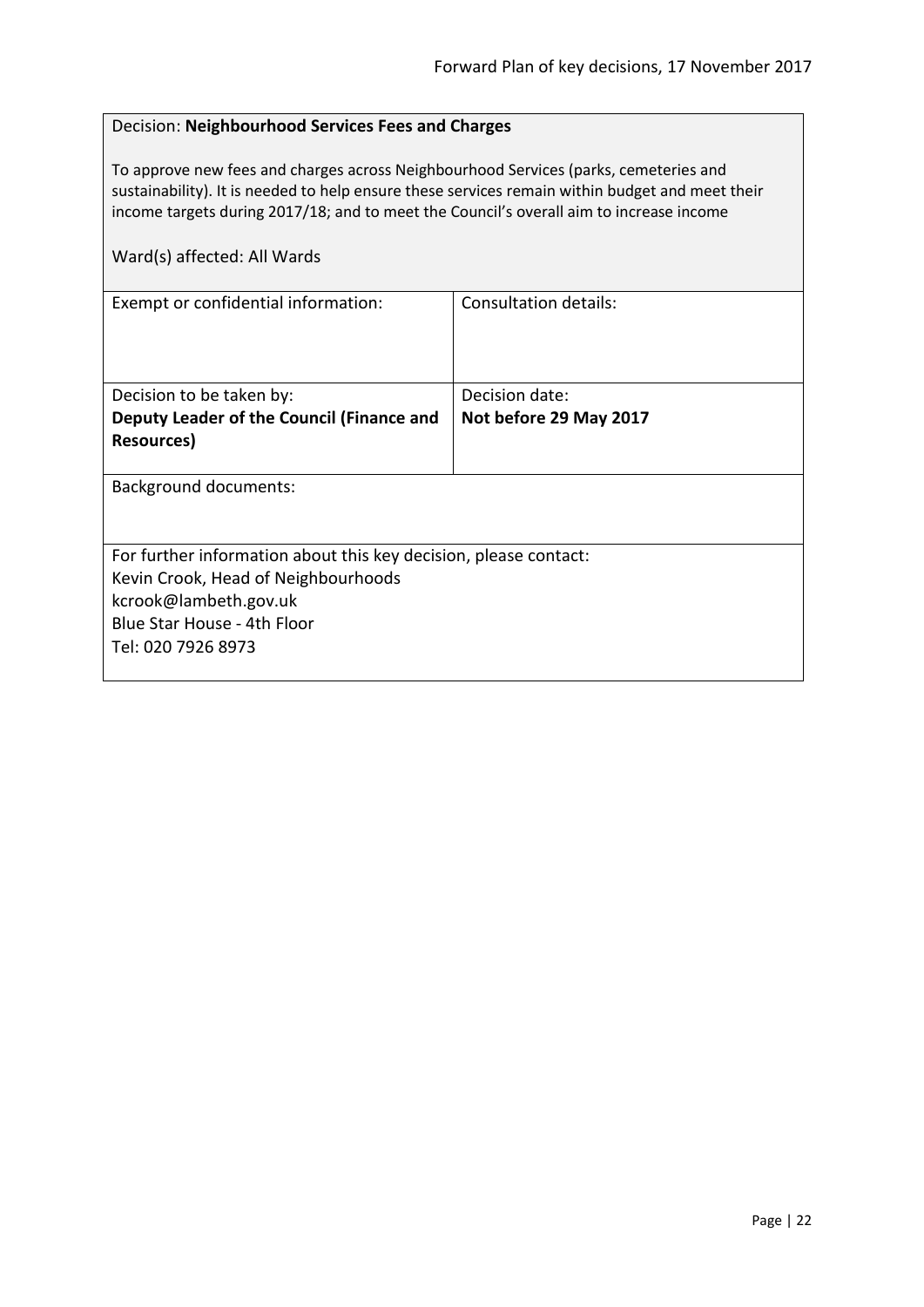Decision: **Neighbourhood Services Fees and Charges**

To approve new fees and charges across Neighbourhood Services (parks, cemeteries and sustainability). It is needed to help ensure these services remain within budget and meet their income targets during 2017/18; and to meet the Council's overall aim to increase income

Ward(s) affected: All Wards

| Exempt or confidential information: | Consultation details: |
| --- | --- |
| Decision to be taken by:<br>**Deputy Leader of the Council (Finance and Resources)** | Decision date:<br>**Not before 29 May 2017** |

Background documents:

For further information about this key decision, please contact:
Kevin Crook, Head of Neighbourhoods
kcrook@lambeth.gov.uk
Blue Star House - 4th Floor
Tel: 020 7926 8973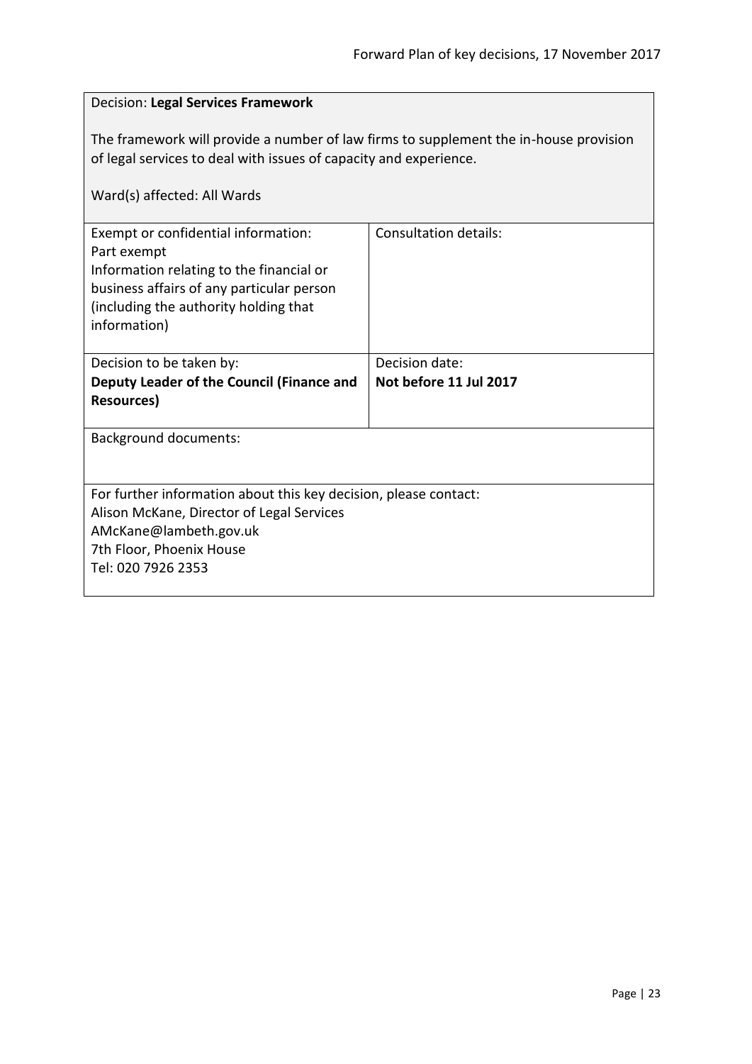Decision: **Legal Services Framework**

The framework will provide a number of law firms to supplement the in-house provision of legal services to deal with issues of capacity and experience.

Ward(s) affected: All Wards

| Exempt or confidential information:<br>Part exempt<br>Information relating to the financial or business affairs of any particular person (including the authority holding that information) | Consultation details: |
|---|---|
| Decision to be taken by:<br>**Deputy Leader of the Council (Finance and Resources)** | Decision date:<br>**Not before 11 Jul 2017** |

Background documents:

For further information about this key decision, please contact:
Alison McKane, Director of Legal Services
AMcKane@lambeth.gov.uk
7th Floor, Phoenix House
Tel: 020 7926 2353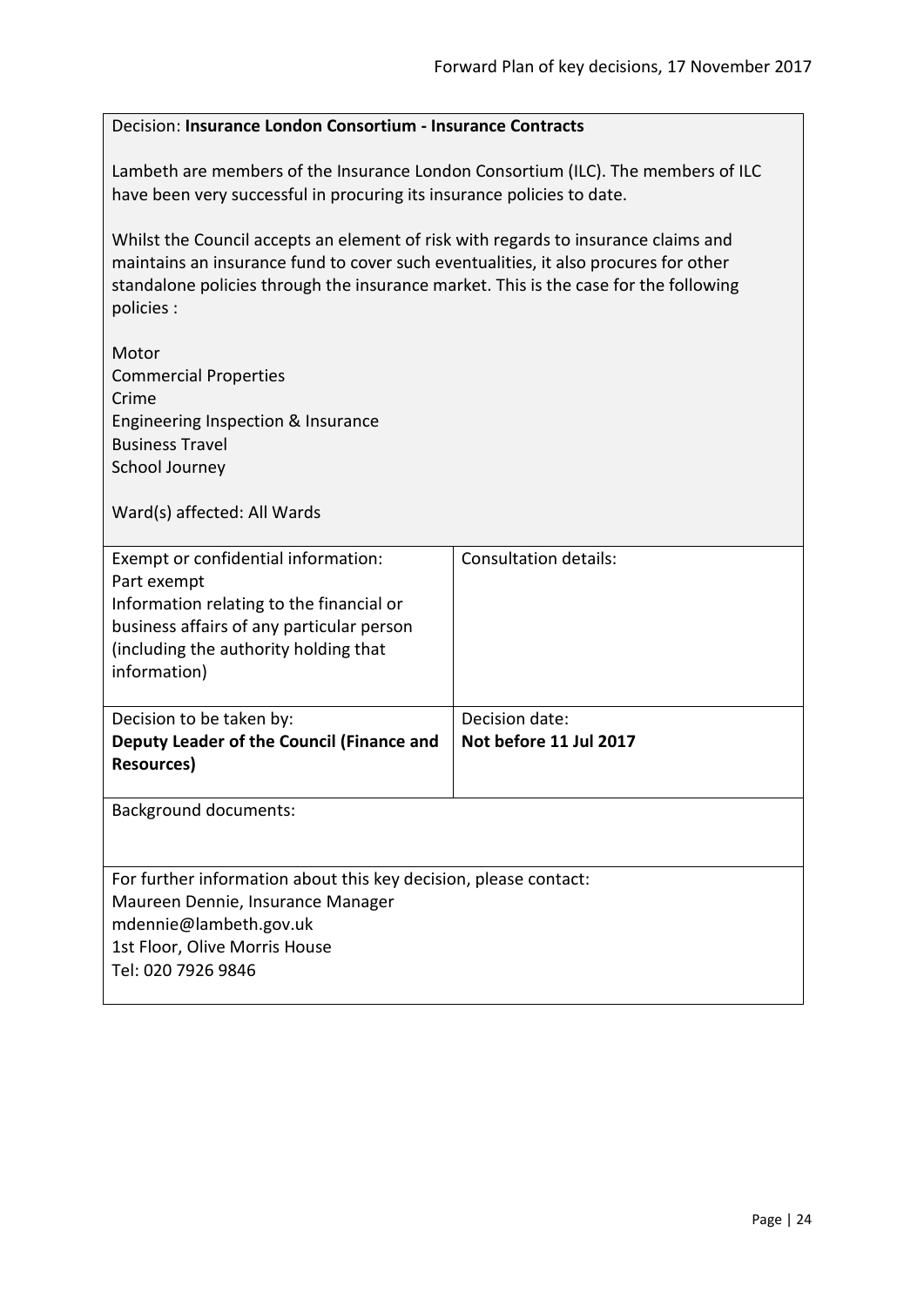Decision: **Insurance London Consortium - Insurance Contracts**

Lambeth are members of the Insurance London Consortium (ILC). The members of ILC have been very successful in procuring its insurance policies to date.

Whilst the Council accepts an element of risk with regards to insurance claims and maintains an insurance fund to cover such eventualities, it also procures for other standalone policies through the insurance market. This is the case for the following policies :

Motor
Commercial Properties
Crime
Engineering Inspection & Insurance
Business Travel
School Journey

Ward(s) affected: All Wards

| Exempt or confidential information: Part exempt Information relating to the financial or business affairs of any particular person (including the authority holding that information) | Consultation details: |
|---|---|
| Decision to be taken by: **Deputy Leader of the Council (Finance and Resources)** | Decision date: **Not before 11 Jul 2017** |

Background documents:

For further information about this key decision, please contact:
Maureen Dennie, Insurance Manager
mdennie@lambeth.gov.uk
1st Floor, Olive Morris House
Tel: 020 7926 9846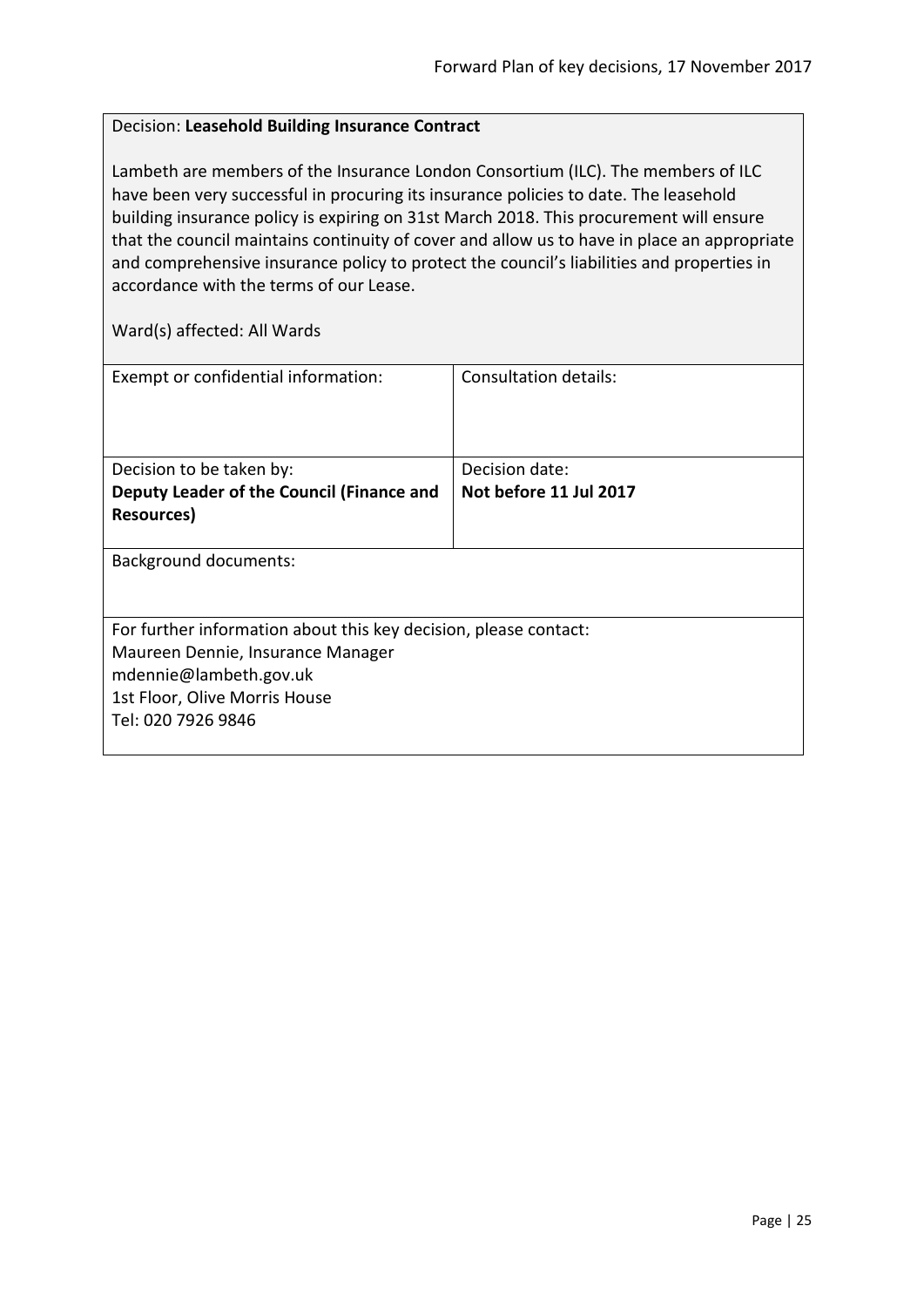Decision: **Leasehold Building Insurance Contract**

Lambeth are members of the Insurance London Consortium (ILC). The members of ILC have been very successful in procuring its insurance policies to date. The leasehold building insurance policy is expiring on 31st March 2018. This procurement will ensure that the council maintains continuity of cover and allow us to have in place an appropriate and comprehensive insurance policy to protect the council's liabilities and properties in accordance with the terms of our Lease.

Ward(s) affected: All Wards

| Exempt or confidential information: | Consultation details: |
|---|---|
| Decision to be taken by:<br>**Deputy Leader of the Council (Finance and Resources)** | Decision date:<br>**Not before 11 Jul 2017** |

Background documents:

For further information about this key decision, please contact:
Maureen Dennie, Insurance Manager
mdennie@lambeth.gov.uk
1st Floor, Olive Morris House
Tel: 020 7926 9846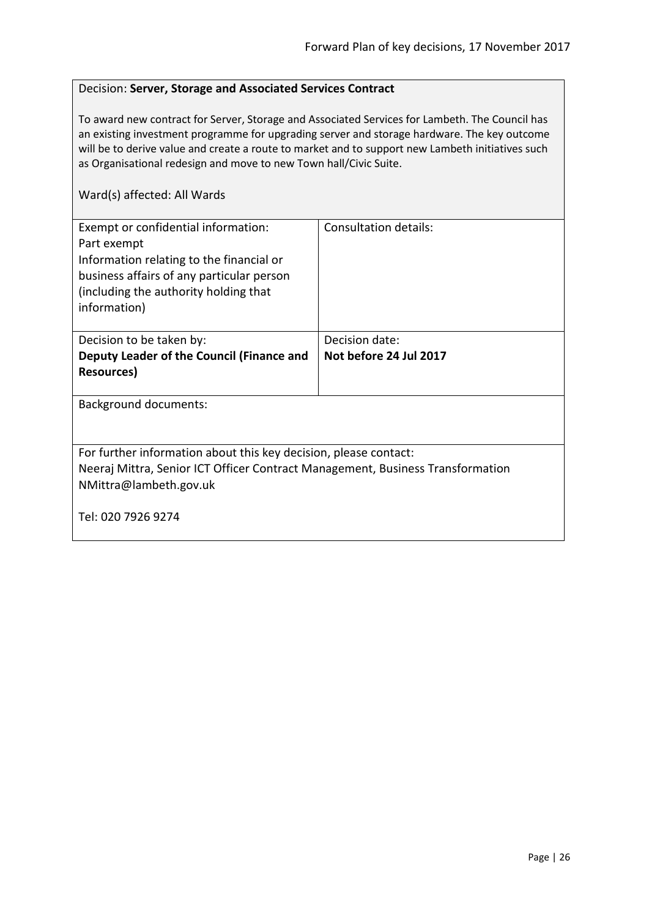Decision: **Server, Storage and Associated Services Contract**

To award new contract for Server, Storage and Associated Services for Lambeth. The Council has an existing investment programme for upgrading server and storage hardware. The key outcome will be to derive value and create a route to market and to support new Lambeth initiatives such as Organisational redesign and move to new Town hall/Civic Suite.

Ward(s) affected: All Wards

| Exempt or confidential information:<br>Part exempt<br>Information relating to the financial or business affairs of any particular person (including the authority holding that information) | Consultation details: |
|---|---|
| Decision to be taken by:<br>**Deputy Leader of the Council (Finance and Resources)** | Decision date:<br>**Not before 24 Jul 2017** |

Background documents:

For further information about this key decision, please contact:
Neeraj Mittra, Senior ICT Officer Contract Management, Business Transformation
NMittra@lambeth.gov.uk

Tel: 020 7926 9274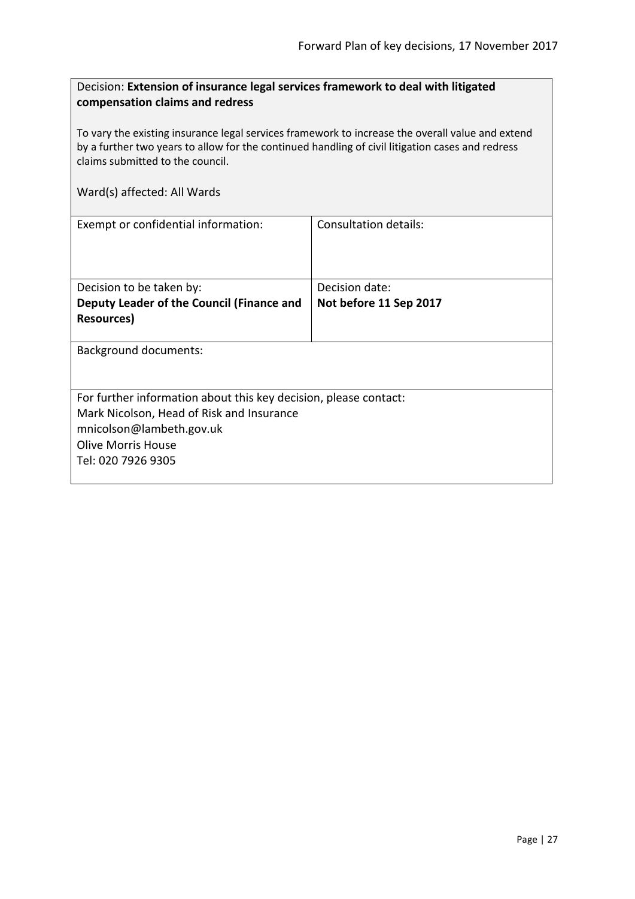Decision: **Extension of insurance legal services framework to deal with litigated compensation claims and redress**

To vary the existing insurance legal services framework to increase the overall value and extend by a further two years to allow for the continued handling of civil litigation cases and redress claims submitted to the council.

Ward(s) affected: All Wards

| Exempt or confidential information: | Consultation details: |
| --- | --- |
| Decision to be taken by:<br>**Deputy Leader of the Council (Finance and Resources)** | Decision date:<br>**Not before 11 Sep 2017** |

Background documents:

For further information about this key decision, please contact:
Mark Nicolson, Head of Risk and Insurance
mnicolson@lambeth.gov.uk
Olive Morris House
Tel: 020 7926 9305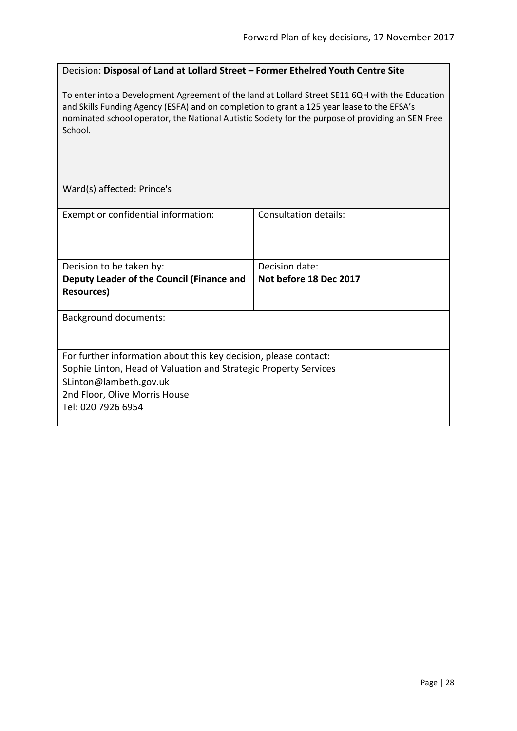Decision: **Disposal of Land at Lollard Street – Former Ethelred Youth Centre Site**

To enter into a Development Agreement of the land at Lollard Street SE11 6QH with the Education and Skills Funding Agency (ESFA) and on completion to grant a 125 year lease to the EFSA's nominated school operator, the National Autistic Society for the purpose of providing an SEN Free School.

Ward(s) affected: Prince's

| Exempt or confidential information: | Consultation details: |
|---|---|
| Decision to be taken by: **Deputy Leader of the Council (Finance and Resources)** | Decision date: **Not before 18 Dec 2017** |

Background documents:

For further information about this key decision, please contact:
Sophie Linton, Head of Valuation and Strategic Property Services
SLinton@lambeth.gov.uk
2nd Floor, Olive Morris House
Tel: 020 7926 6954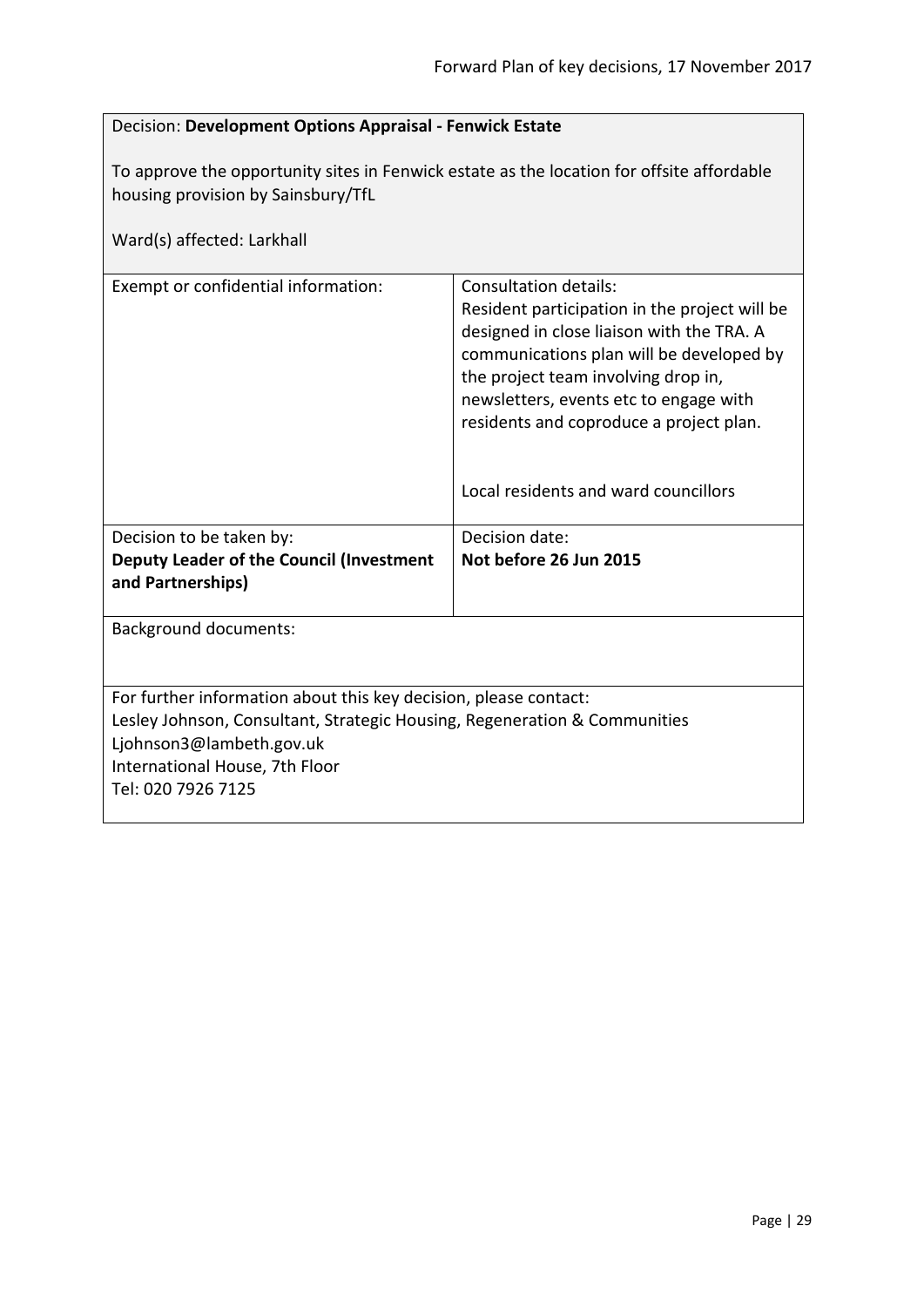Decision: **Development Options Appraisal - Fenwick Estate**

To approve the opportunity sites in Fenwick estate as the location for offsite affordable housing provision by Sainsbury/TfL

Ward(s) affected: Larkhall

| Exempt or confidential information: | Consultation details:<br>Resident participation in the project will be designed in close liaison with the TRA. A communications plan will be developed by the project team involving drop in, newsletters, events etc to engage with residents and coproduce a project plan.<br><br>Local residents and ward councillors |
|---|---|
| Decision to be taken by:<br>**Deputy Leader of the Council (Investment and Partnerships)** | Decision date:<br>**Not before 26 Jun 2015** |

Background documents:

For further information about this key decision, please contact:
Lesley Johnson, Consultant, Strategic Housing, Regeneration & Communities
Ljohnson3@lambeth.gov.uk
International House, 7th Floor
Tel: 020 7926 7125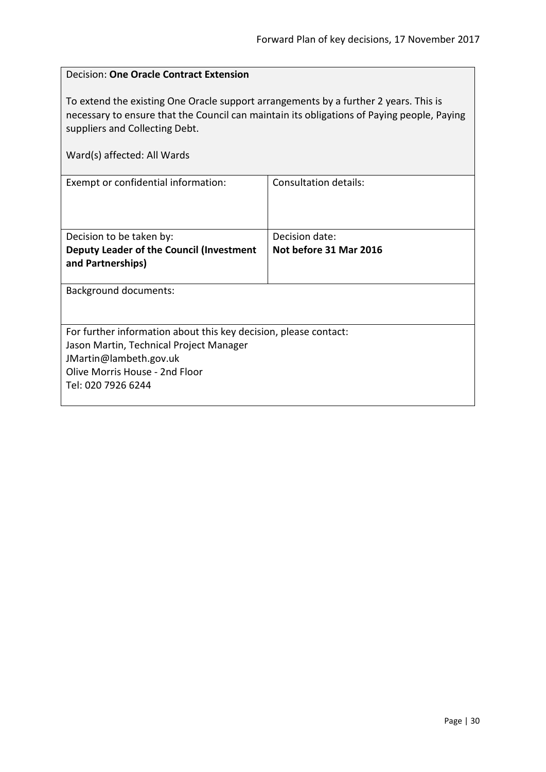Decision: **One Oracle Contract Extension**

To extend the existing One Oracle support arrangements by a further 2 years. This is necessary to ensure that the Council can maintain its obligations of Paying people, Paying suppliers and Collecting Debt.

Ward(s) affected: All Wards

| Exempt or confidential information: | Consultation details: |
|---|---|
| Decision to be taken by:<br>**Deputy Leader of the Council (Investment and Partnerships)** | Decision date:<br>**Not before 31 Mar 2016** |

Background documents:

For further information about this key decision, please contact:
Jason Martin, Technical Project Manager
JMartin@lambeth.gov.uk
Olive Morris House - 2nd Floor
Tel: 020 7926 6244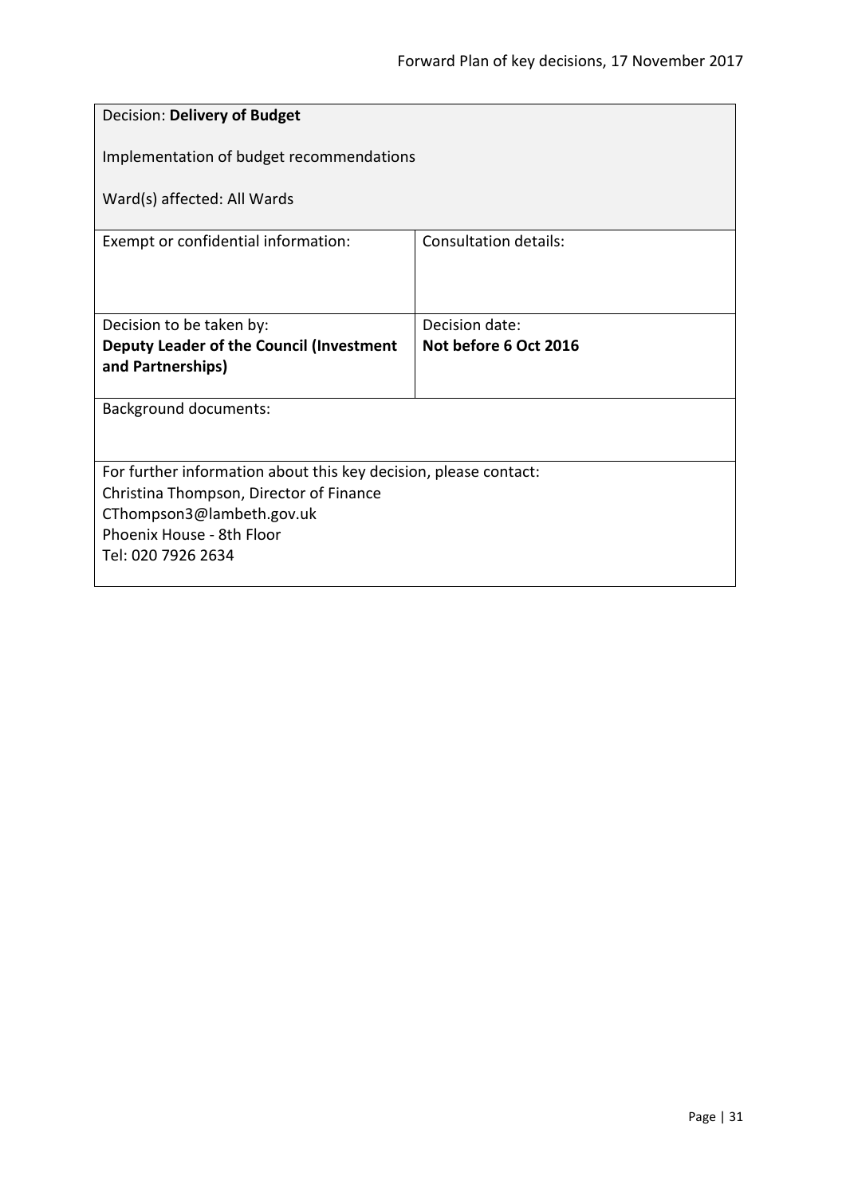| Decision: **Delivery of Budget**<br><br>Implementation of budget recommendations<br><br>Ward(s) affected: All Wards | |
|---|---|
| Exempt or confidential information: | Consultation details: |
| Decision to be taken by:<br>**Deputy Leader of the Council (Investment and Partnerships)** | Decision date:<br>**Not before 6 Oct 2016** |
| Background documents: | |
| For further information about this key decision, please contact:<br>Christina Thompson, Director of Finance<br>CThompson3@lambeth.gov.uk<br>Phoenix House - 8th Floor<br>Tel: 020 7926 2634 | |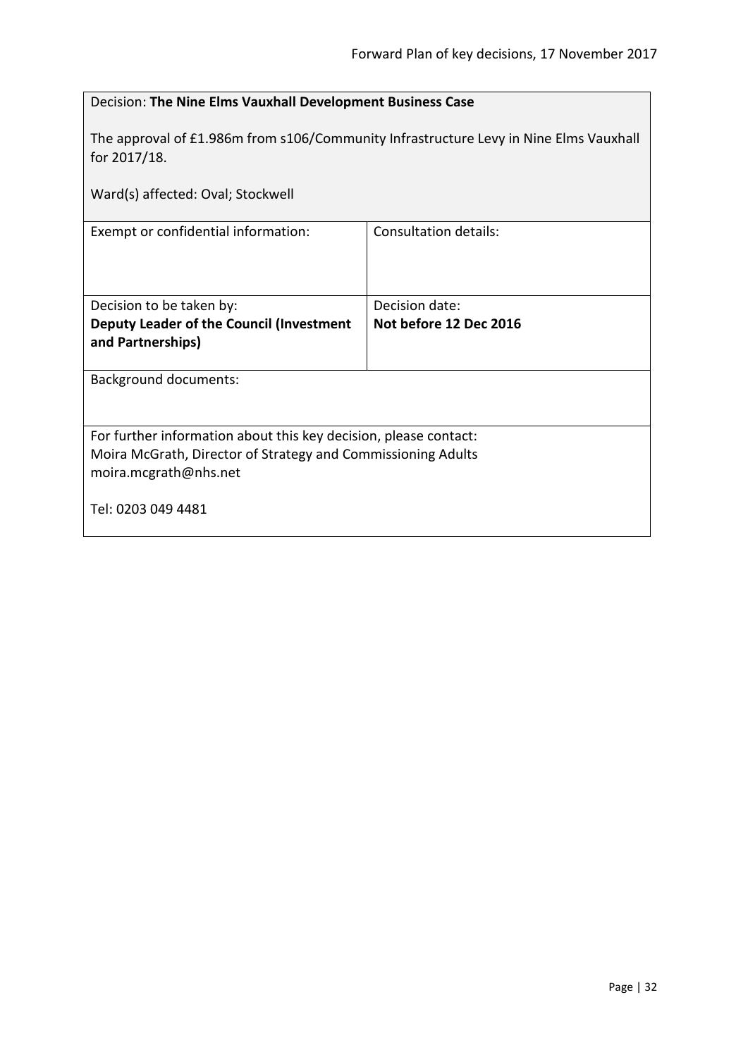Decision: **The Nine Elms Vauxhall Development Business Case**

The approval of £1.986m from s106/Community Infrastructure Levy in Nine Elms Vauxhall for 2017/18.

Ward(s) affected: Oval; Stockwell

| Exempt or confidential information: | Consultation details: |
|---|---|
| Decision to be taken by:<br>**Deputy Leader of the Council (Investment and Partnerships)** | Decision date:<br>**Not before 12 Dec 2016** |

Background documents:

For further information about this key decision, please contact:
Moira McGrath, Director of Strategy and Commissioning Adults
moira.mcgrath@nhs.net

Tel: 0203 049 4481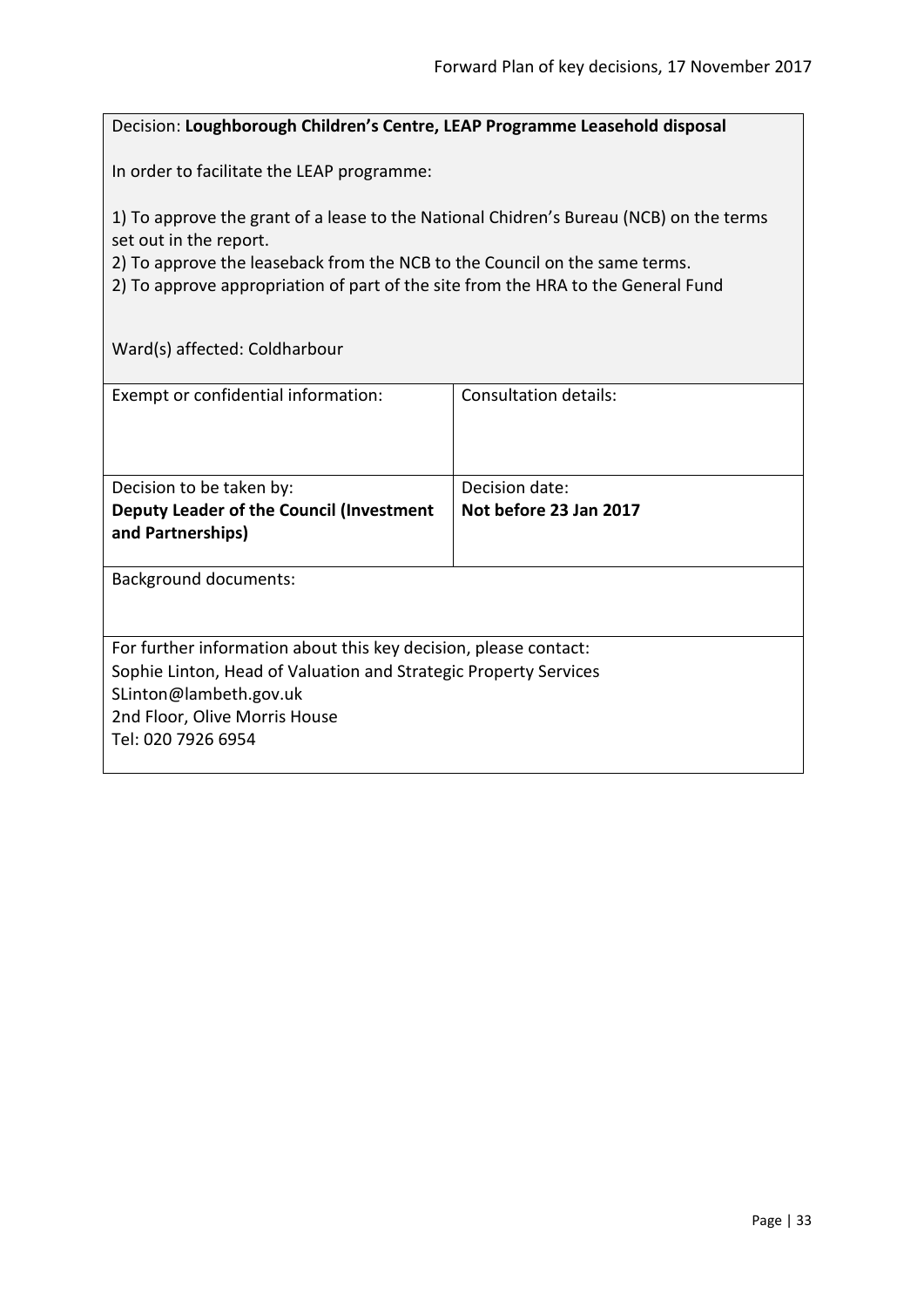Decision: **Loughborough Children's Centre, LEAP Programme Leasehold disposal**

In order to facilitate the LEAP programme:

1) To approve the grant of a lease to the National Chidren's Bureau (NCB) on the terms set out in the report.
2) To approve the leaseback from the NCB to the Council on the same terms.
2) To approve appropriation of part of the site from the HRA to the General Fund

Ward(s) affected: Coldharbour

| Exempt or confidential information: | Consultation details: |
| --- | --- |
| Decision to be taken by:<br>**Deputy Leader of the Council (Investment and Partnerships)** | Decision date:<br>**Not before 23 Jan 2017** |

Background documents:

For further information about this key decision, please contact:
Sophie Linton, Head of Valuation and Strategic Property Services
SLinton@lambeth.gov.uk
2nd Floor, Olive Morris House
Tel: 020 7926 6954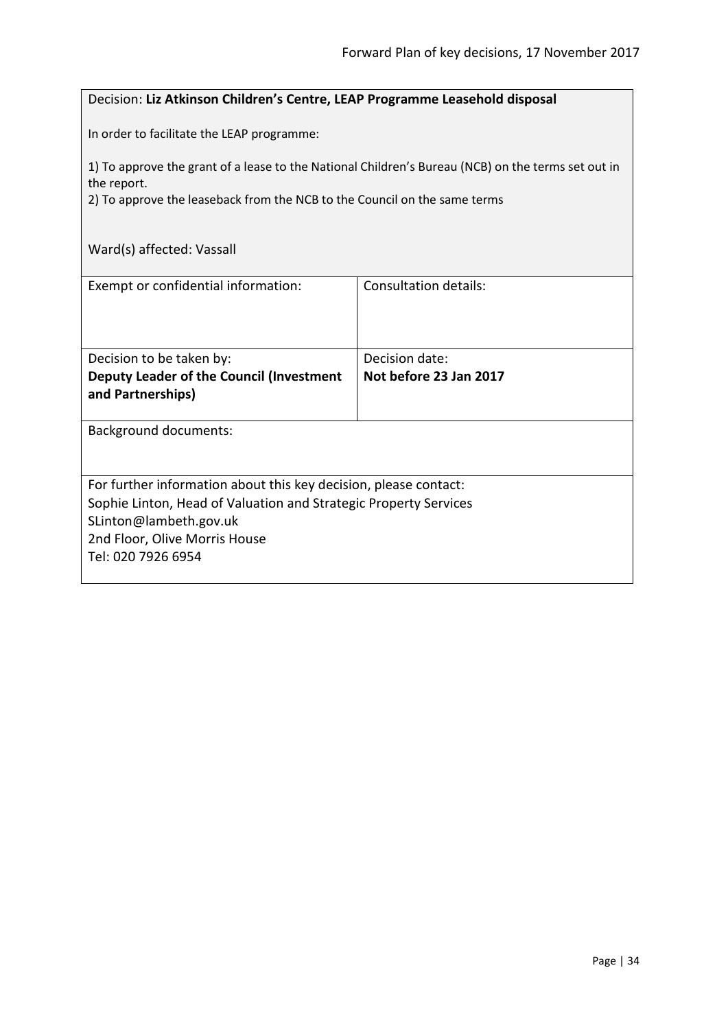Decision: **Liz Atkinson Children's Centre, LEAP Programme Leasehold disposal**

In order to facilitate the LEAP programme:

1) To approve the grant of a lease to the National Children's Bureau (NCB) on the terms set out in the report.
2) To approve the leaseback from the NCB to the Council on the same terms

Ward(s) affected: Vassall

| Exempt or confidential information: | Consultation details: |
| --- | --- |
| Decision to be taken by:<br>**Deputy Leader of the Council (Investment and Partnerships)** | Decision date:<br>**Not before 23 Jan 2017** |

Background documents:

For further information about this key decision, please contact:
Sophie Linton, Head of Valuation and Strategic Property Services
SLinton@lambeth.gov.uk
2nd Floor, Olive Morris House
Tel: 020 7926 6954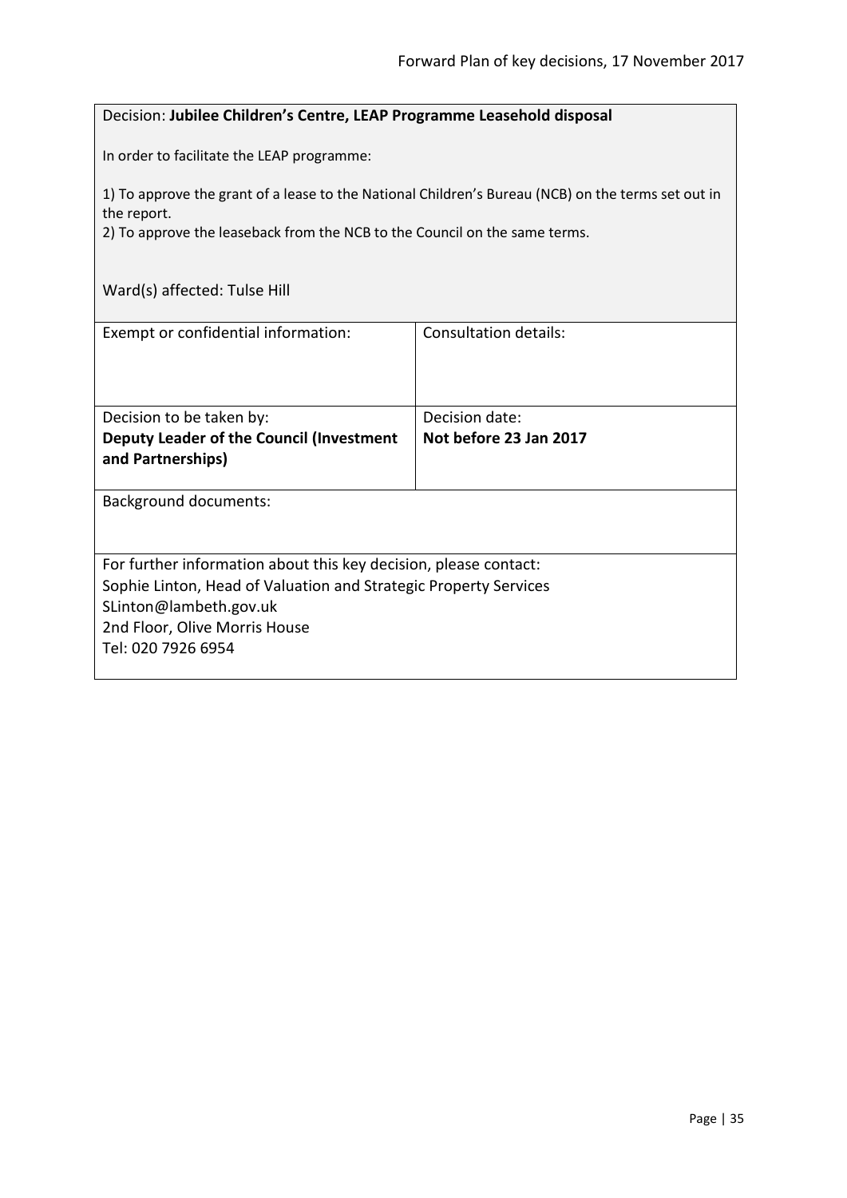Decision: **Jubilee Children's Centre, LEAP Programme Leasehold disposal**

In order to facilitate the LEAP programme:

1) To approve the grant of a lease to the National Children's Bureau (NCB) on the terms set out in the report.
2) To approve the leaseback from the NCB to the Council on the same terms.

Ward(s) affected: Tulse Hill

| Exempt or confidential information: | Consultation details: |
| --- | --- |
| Decision to be taken by:<br>**Deputy Leader of the Council (Investment and Partnerships)** | Decision date:<br>**Not before 23 Jan 2017** |

Background documents:

For further information about this key decision, please contact:
Sophie Linton, Head of Valuation and Strategic Property Services
SLinton@lambeth.gov.uk
2nd Floor, Olive Morris House
Tel: 020 7926 6954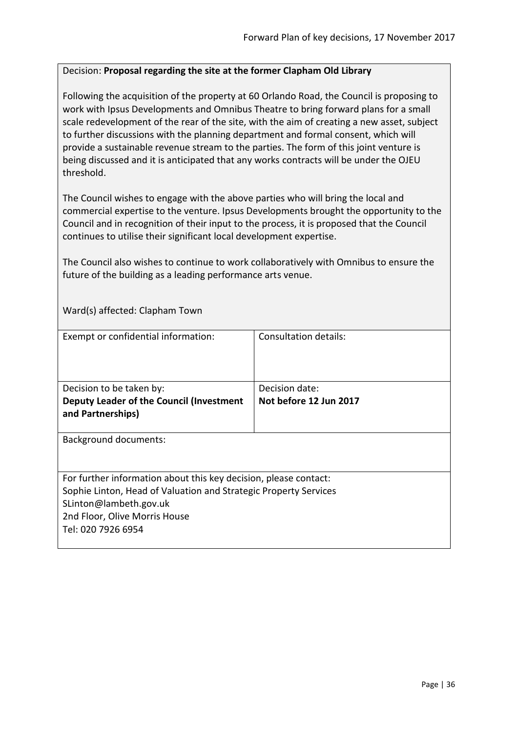Decision: **Proposal regarding the site at the former Clapham Old Library**

Following the acquisition of the property at 60 Orlando Road, the Council is proposing to work with Ipsus Developments and Omnibus Theatre to bring forward plans for a small scale redevelopment of the rear of the site, with the aim of creating a new asset, subject to further discussions with the planning department and formal consent, which will provide a sustainable revenue stream to the parties. The form of this joint venture is being discussed and it is anticipated that any works contracts will be under the OJEU threshold.

The Council wishes to engage with the above parties who will bring the local and commercial expertise to the venture. Ipsus Developments brought the opportunity to the Council and in recognition of their input to the process, it is proposed that the Council continues to utilise their significant local development expertise.

The Council also wishes to continue to work collaboratively with Omnibus to ensure the future of the building as a leading performance arts venue.

Ward(s) affected: Clapham Town

| Exempt or confidential information: | Consultation details: |
|---|---|
| Decision to be taken by:<br>**Deputy Leader of the Council (Investment and Partnerships)** | Decision date:<br>**Not before 12 Jun 2017** |

Background documents:

For further information about this key decision, please contact:
Sophie Linton, Head of Valuation and Strategic Property Services
SLinton@lambeth.gov.uk
2nd Floor, Olive Morris House
Tel: 020 7926 6954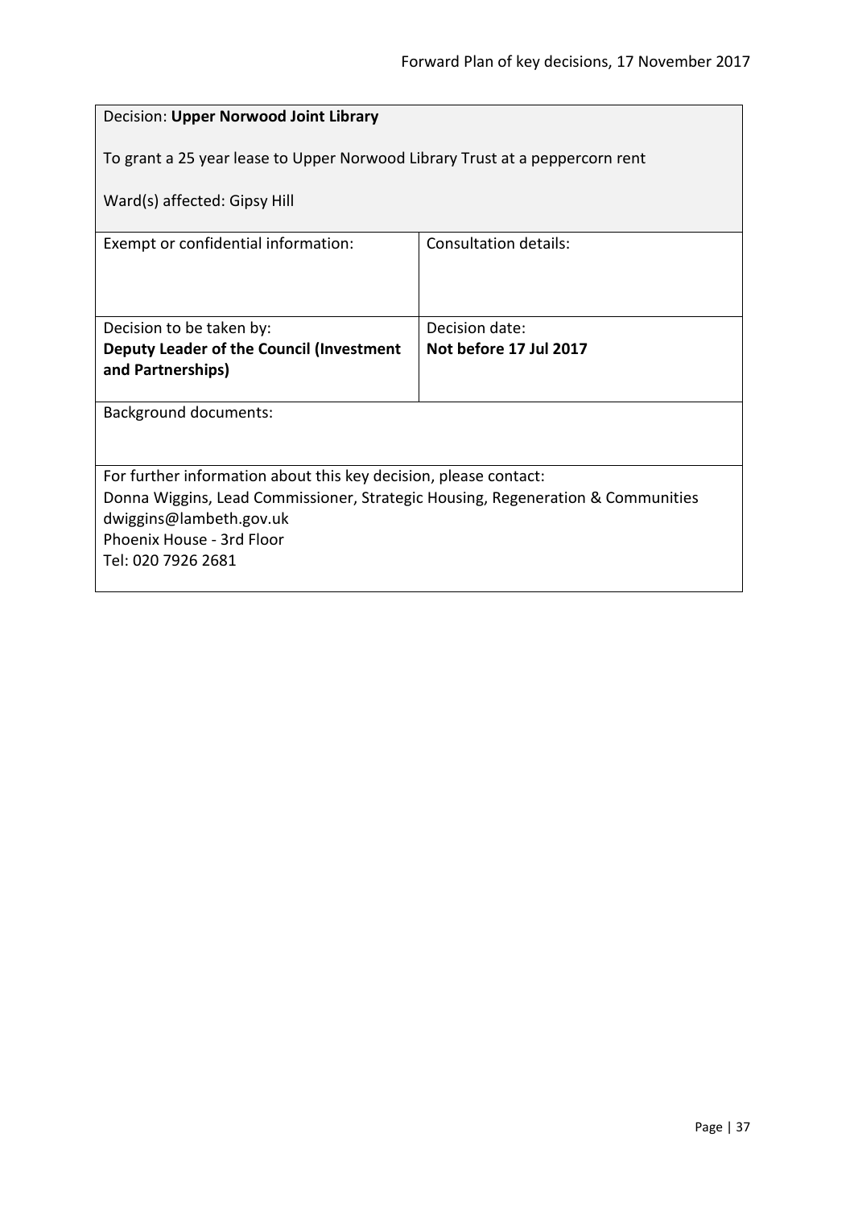Decision: **Upper Norwood Joint Library**

To grant a 25 year lease to Upper Norwood Library Trust at a peppercorn rent

Ward(s) affected: Gipsy Hill

| Exempt or confidential information: | Consultation details: |
| --- | --- |
| Decision to be taken by:<br>**Deputy Leader of the Council (Investment and Partnerships)** | Decision date:<br>**Not before 17 Jul 2017** |

Background documents:

For further information about this key decision, please contact:
Donna Wiggins, Lead Commissioner, Strategic Housing, Regeneration & Communities
dwiggins@lambeth.gov.uk
Phoenix House - 3rd Floor
Tel: 020 7926 2681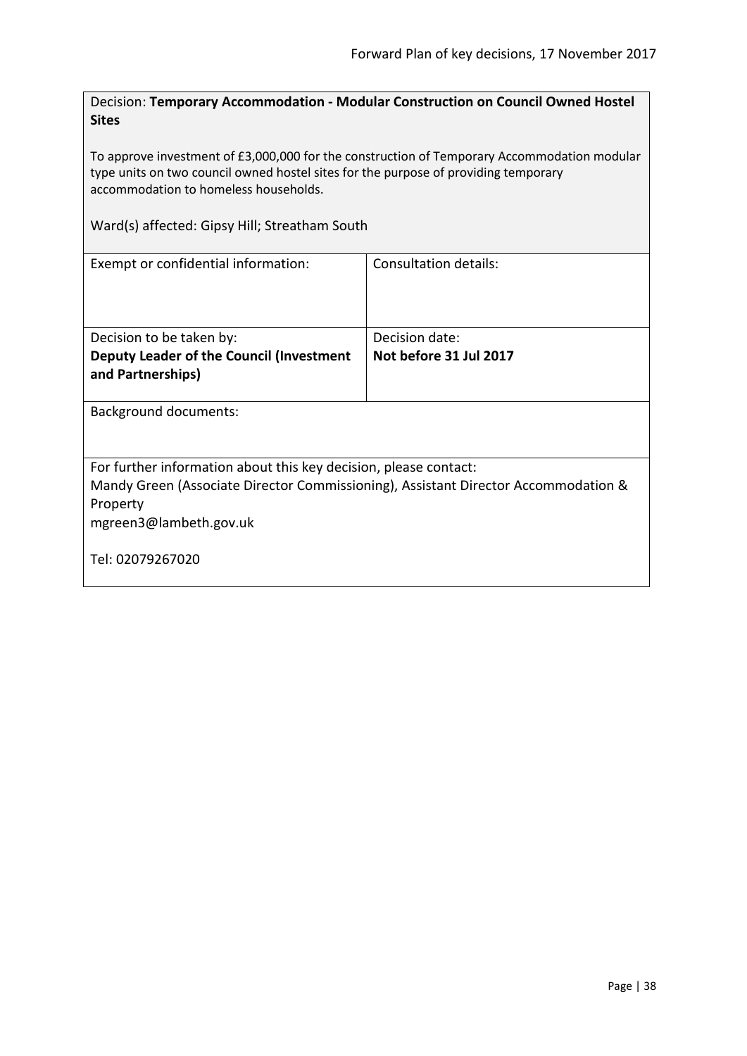Decision: **Temporary Accommodation - Modular Construction on Council Owned Hostel Sites**

To approve investment of £3,000,000 for the construction of Temporary Accommodation modular type units on two council owned hostel sites for the purpose of providing temporary accommodation to homeless households.

Ward(s) affected: Gipsy Hill; Streatham South

| Exempt or confidential information: | Consultation details: |
|---|---|
| Decision to be taken by:<br>**Deputy Leader of the Council (Investment and Partnerships)** | Decision date:<br>**Not before 31 Jul 2017** |

Background documents:

For further information about this key decision, please contact:
Mandy Green (Associate Director Commissioning), Assistant Director Accommodation & Property
mgreen3@lambeth.gov.uk

Tel: 02079267020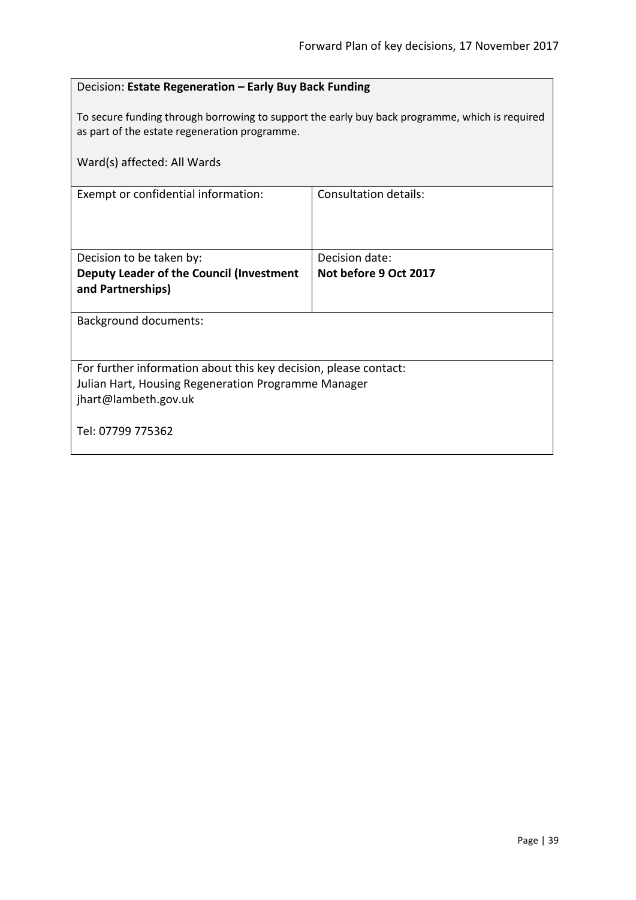Decision: **Estate Regeneration – Early Buy Back Funding**

To secure funding through borrowing to support the early buy back programme, which is required as part of the estate regeneration programme.

Ward(s) affected: All Wards

| Exempt or confidential information: | Consultation details: |
|---|---|
| Decision to be taken by:<br>**Deputy Leader of the Council (Investment and Partnerships)** | Decision date:<br>**Not before 9 Oct 2017** |

Background documents:

For further information about this key decision, please contact:
Julian Hart, Housing Regeneration Programme Manager
jhart@lambeth.gov.uk

Tel: 07799 775362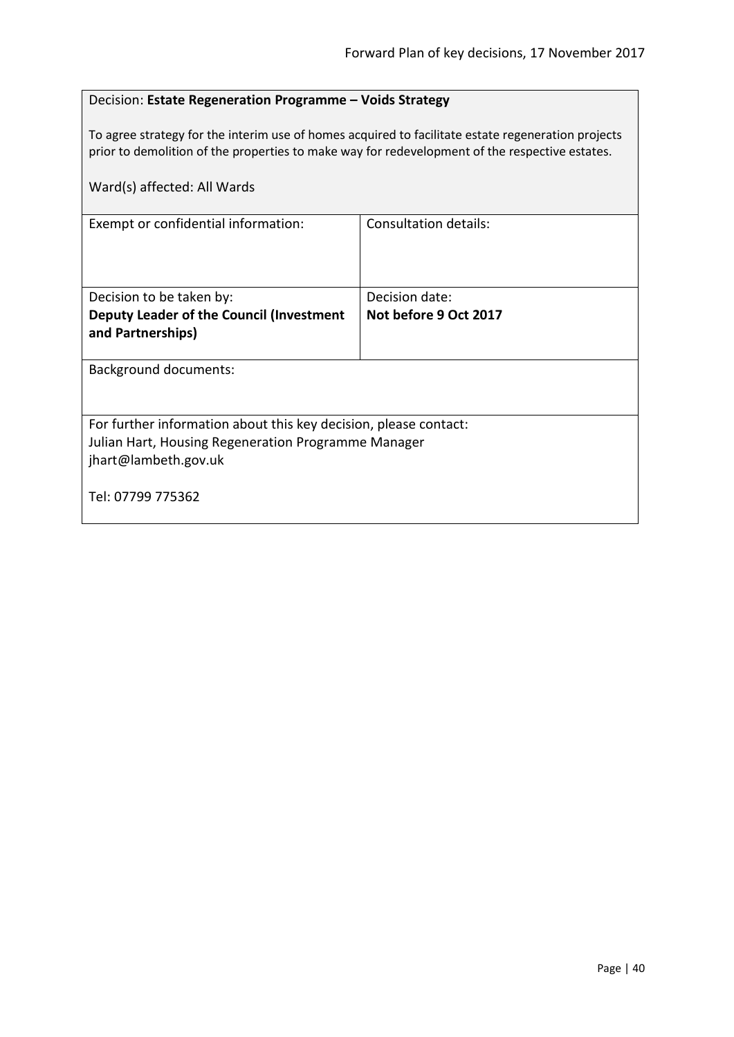Decision: **Estate Regeneration Programme – Voids Strategy**

To agree strategy for the interim use of homes acquired to facilitate estate regeneration projects prior to demolition of the properties to make way for redevelopment of the respective estates.

Ward(s) affected: All Wards

| Exempt or confidential information: | Consultation details: |
|---|---|
| Decision to be taken by: **Deputy Leader of the Council (Investment and Partnerships)** | Decision date: **Not before 9 Oct 2017** |

Background documents:

For further information about this key decision, please contact:
Julian Hart, Housing Regeneration Programme Manager
jhart@lambeth.gov.uk

Tel: 07799 775362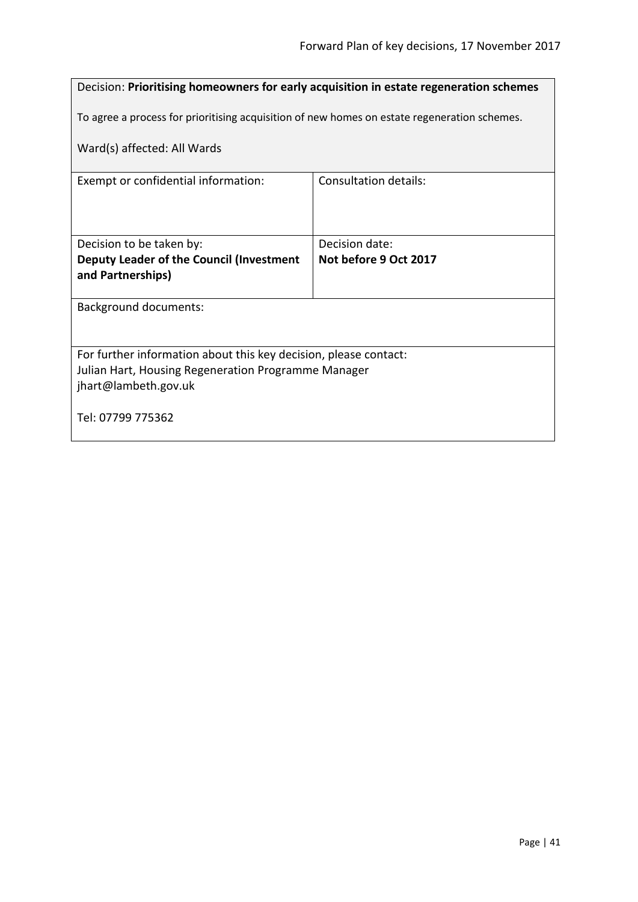Decision: **Prioritising homeowners for early acquisition in estate regeneration schemes**

To agree a process for prioritising acquisition of new homes on estate regeneration schemes.

Ward(s) affected: All Wards

| Exempt or confidential information: | Consultation details: |
|---|---|
| Decision to be taken by:<br>**Deputy Leader of the Council (Investment and Partnerships)** | Decision date:<br>**Not before 9 Oct 2017** |

Background documents:

For further information about this key decision, please contact:
Julian Hart, Housing Regeneration Programme Manager
jhart@lambeth.gov.uk

Tel: 07799 775362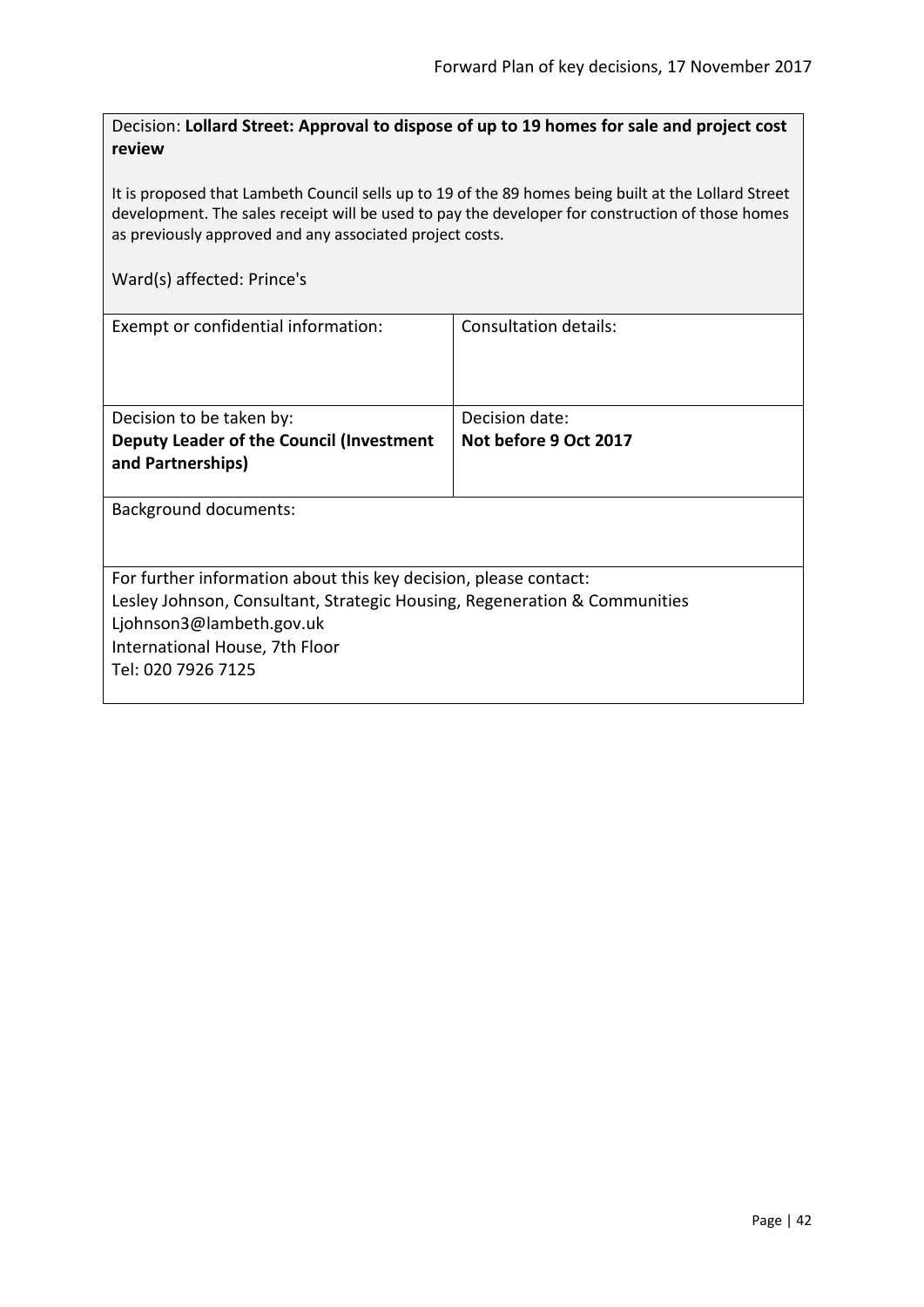Decision: **Lollard Street: Approval to dispose of up to 19 homes for sale and project cost review**

It is proposed that Lambeth Council sells up to 19 of the 89 homes being built at the Lollard Street development. The sales receipt will be used to pay the developer for construction of those homes as previously approved and any associated project costs.

Ward(s) affected: Prince's

| Exempt or confidential information: | Consultation details: |
|---|---|
| Decision to be taken by:<br>**Deputy Leader of the Council (Investment and Partnerships)** | Decision date:<br>**Not before 9 Oct 2017** |

Background documents:

For further information about this key decision, please contact:
Lesley Johnson, Consultant, Strategic Housing, Regeneration & Communities
Ljohnson3@lambeth.gov.uk
International House, 7th Floor
Tel: 020 7926 7125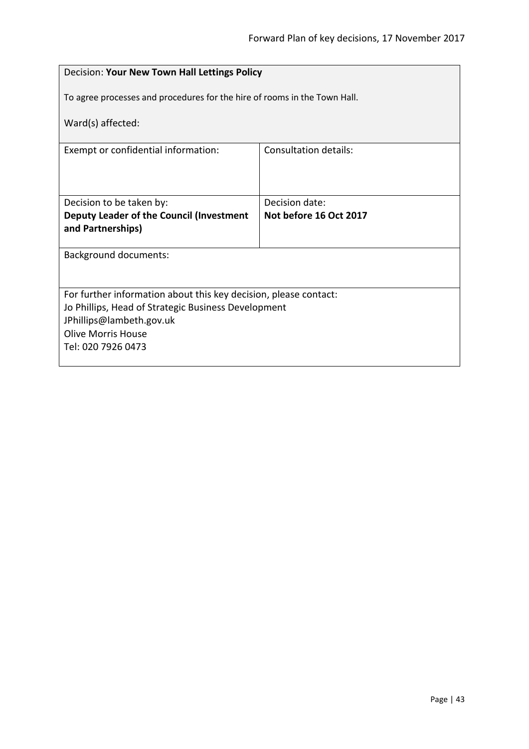| Decision: **Your New Town Hall Lettings Policy**<br><br>To agree processes and procedures for the hire of rooms in the Town Hall.<br><br>Ward(s) affected: | |
|---|---|
| Exempt or confidential information: | Consultation details: |
| Decision to be taken by:<br>**Deputy Leader of the Council (Investment and Partnerships)** | Decision date:<br>**Not before 16 Oct 2017** |
| Background documents: | |
| For further information about this key decision, please contact:<br>Jo Phillips, Head of Strategic Business Development<br>JPhillips@lambeth.gov.uk<br>Olive Morris House<br>Tel: 020 7926 0473 | |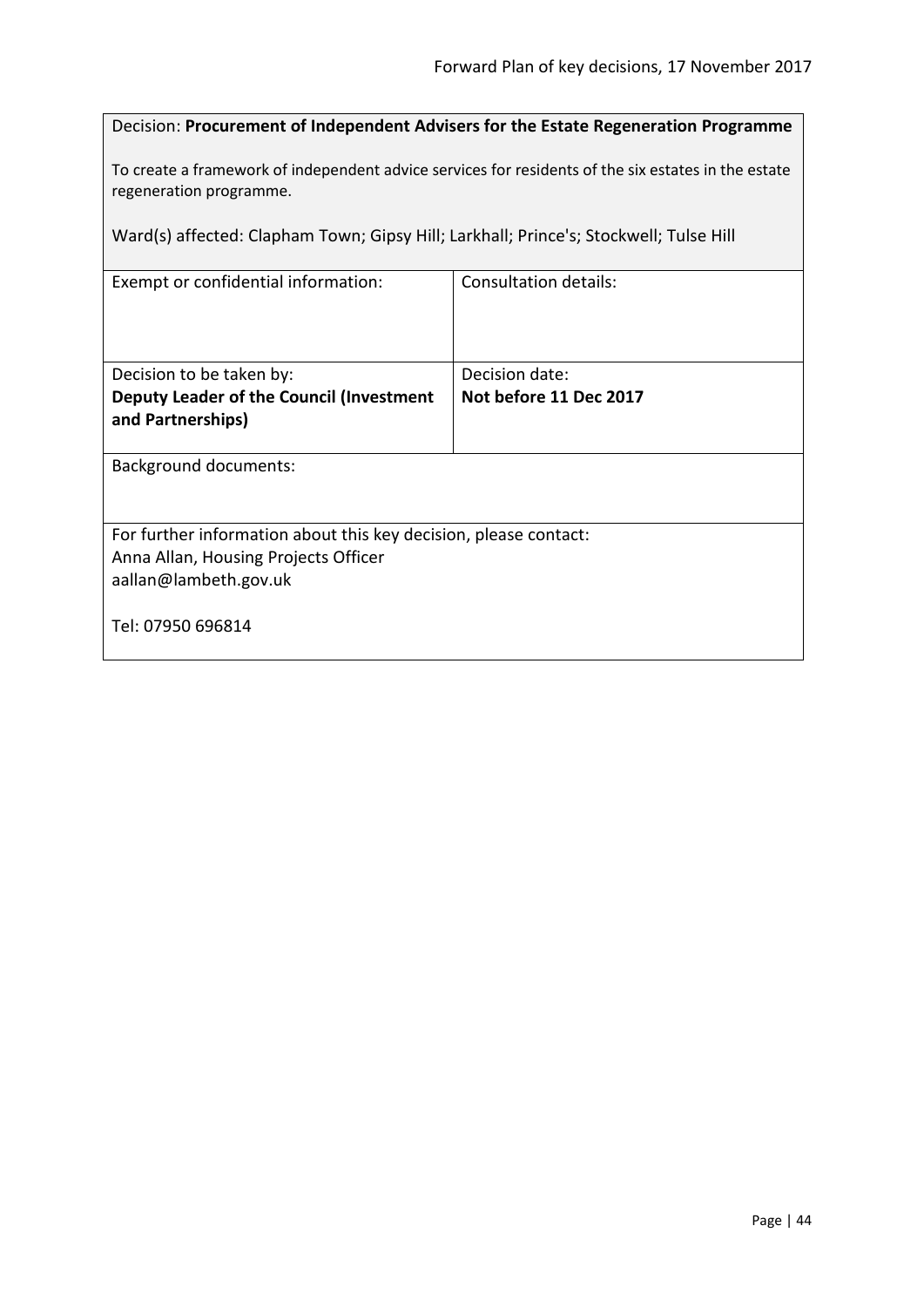Decision: **Procurement of Independent Advisers for the Estate Regeneration Programme**

To create a framework of independent advice services for residents of the six estates in the estate regeneration programme.

Ward(s) affected: Clapham Town; Gipsy Hill; Larkhall; Prince's; Stockwell; Tulse Hill

| Exempt or confidential information: | Consultation details: |
| --- | --- |
| Decision to be taken by: **Deputy Leader of the Council (Investment and Partnerships)** | Decision date: **Not before 11 Dec 2017** |

Background documents:

For further information about this key decision, please contact:
Anna Allan, Housing Projects Officer
aallan@lambeth.gov.uk

Tel: 07950 696814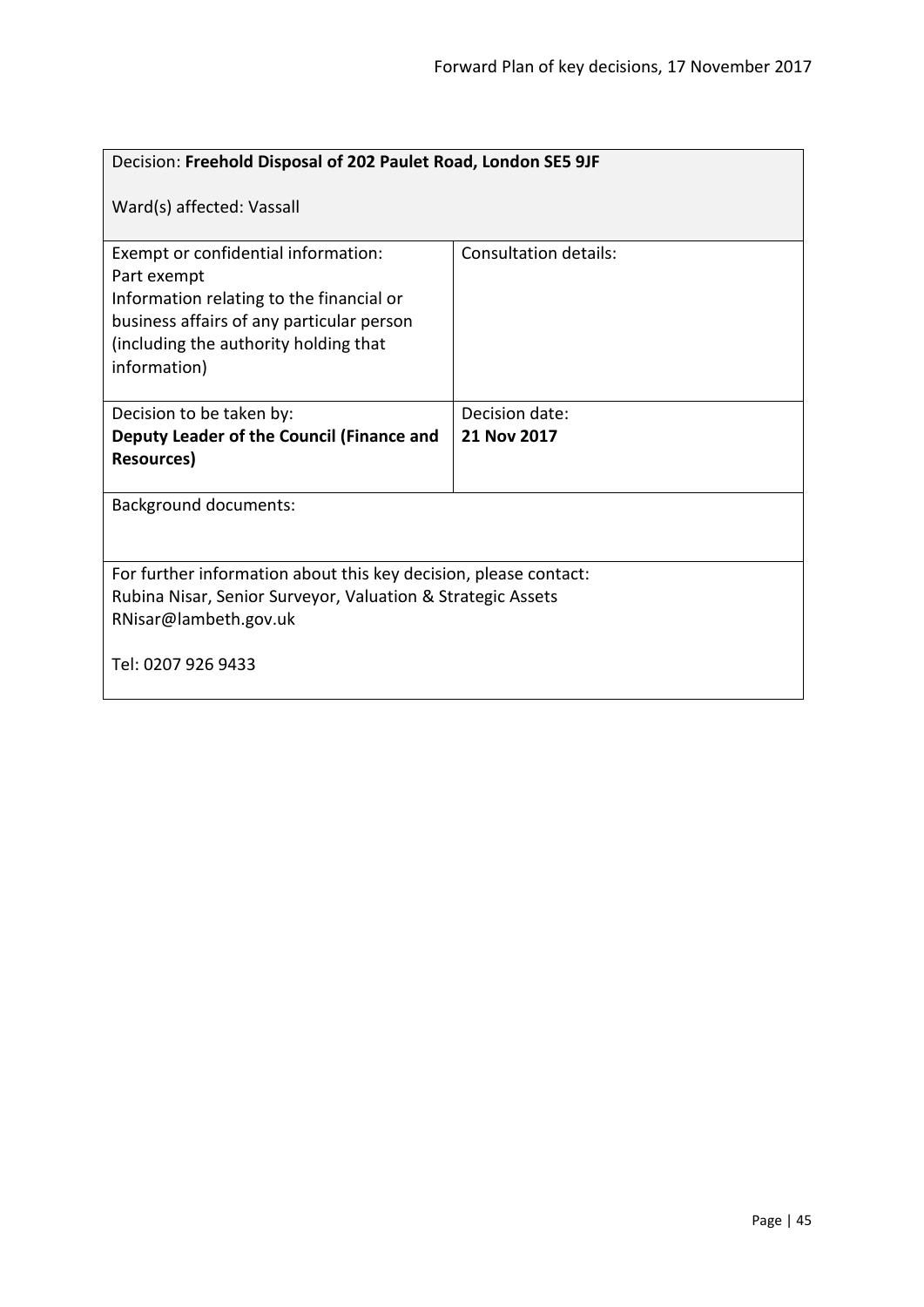Decision: **Freehold Disposal of 202 Paulet Road, London SE5 9JF**

Ward(s) affected: Vassall

| Exempt or confidential information:<br>Part exempt<br>Information relating to the financial or business affairs of any particular person (including the authority holding that information) | Consultation details: |
|---|---|
| Decision to be taken by:<br>**Deputy Leader of the Council (Finance and Resources)** | Decision date:<br>**21 Nov 2017** |

Background documents:

For further information about this key decision, please contact:
Rubina Nisar, Senior Surveyor, Valuation & Strategic Assets
RNisar@lambeth.gov.uk

Tel: 0207 926 9433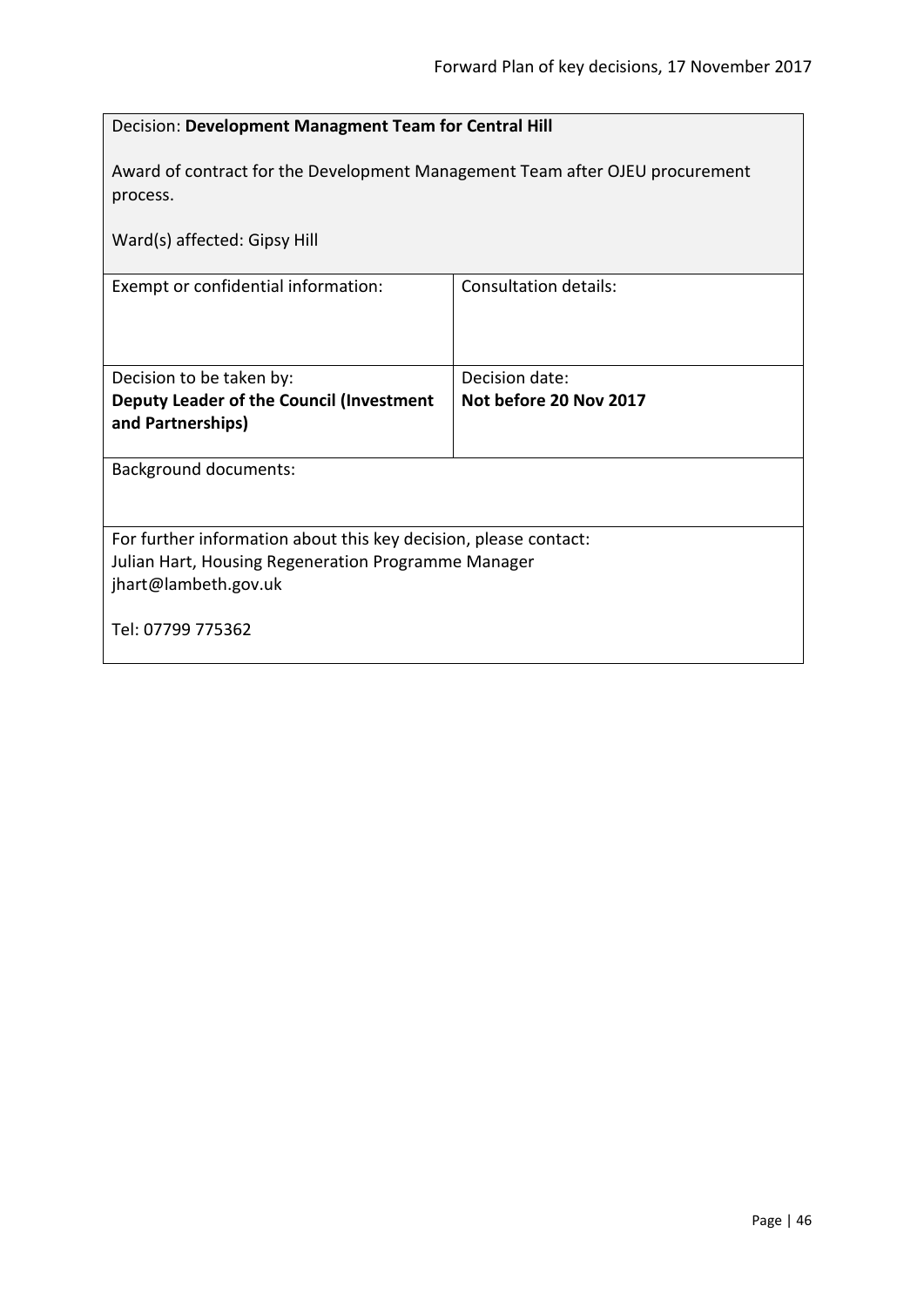Decision: **Development Managment Team for Central Hill**

Award of contract for the Development Management Team after OJEU procurement process.

Ward(s) affected: Gipsy Hill

| Exempt or confidential information: | Consultation details: |
| --- | --- |
| Decision to be taken by:<br>**Deputy Leader of the Council (Investment and Partnerships)** | Decision date:<br>**Not before 20 Nov 2017** |

Background documents:

For further information about this key decision, please contact:
Julian Hart, Housing Regeneration Programme Manager
jhart@lambeth.gov.uk

Tel: 07799 775362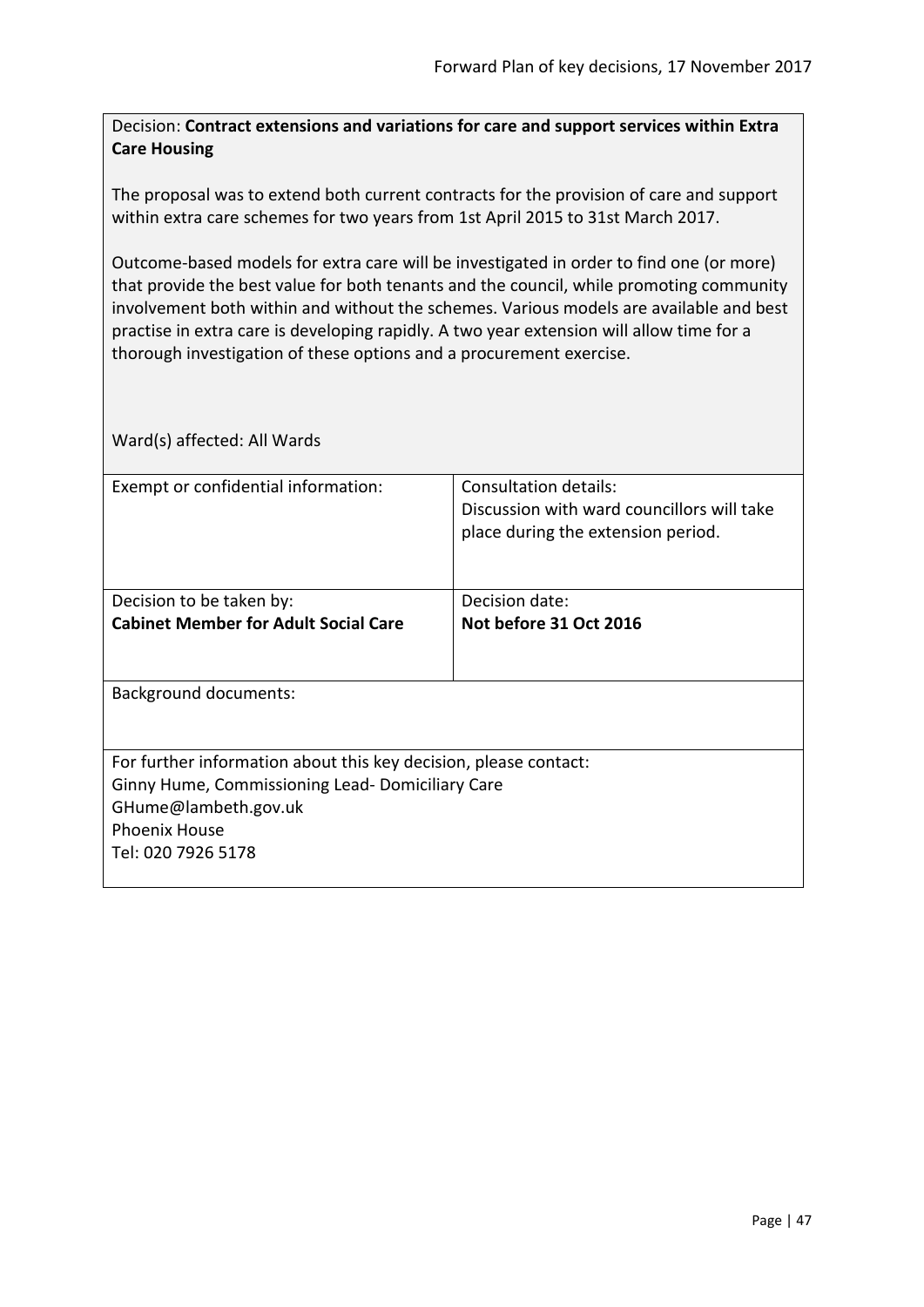Decision: **Contract extensions and variations for care and support services within Extra Care Housing**

The proposal was to extend both current contracts for the provision of care and support within extra care schemes for two years from 1st April 2015 to 31st March 2017.

Outcome-based models for extra care will be investigated in order to find one (or more) that provide the best value for both tenants and the council, while promoting community involvement both within and without the schemes. Various models are available and best practise in extra care is developing rapidly. A two year extension will allow time for a thorough investigation of these options and a procurement exercise.

Ward(s) affected: All Wards

| Exempt or confidential information: | Consultation details: Discussion with ward councillors will take place during the extension period. |
|---|---|
| Decision to be taken by: **Cabinet Member for Adult Social Care** | Decision date: **Not before 31 Oct 2016** |

Background documents:

For further information about this key decision, please contact:
Ginny Hume, Commissioning Lead- Domiciliary Care
GHume@lambeth.gov.uk
Phoenix House
Tel: 020 7926 5178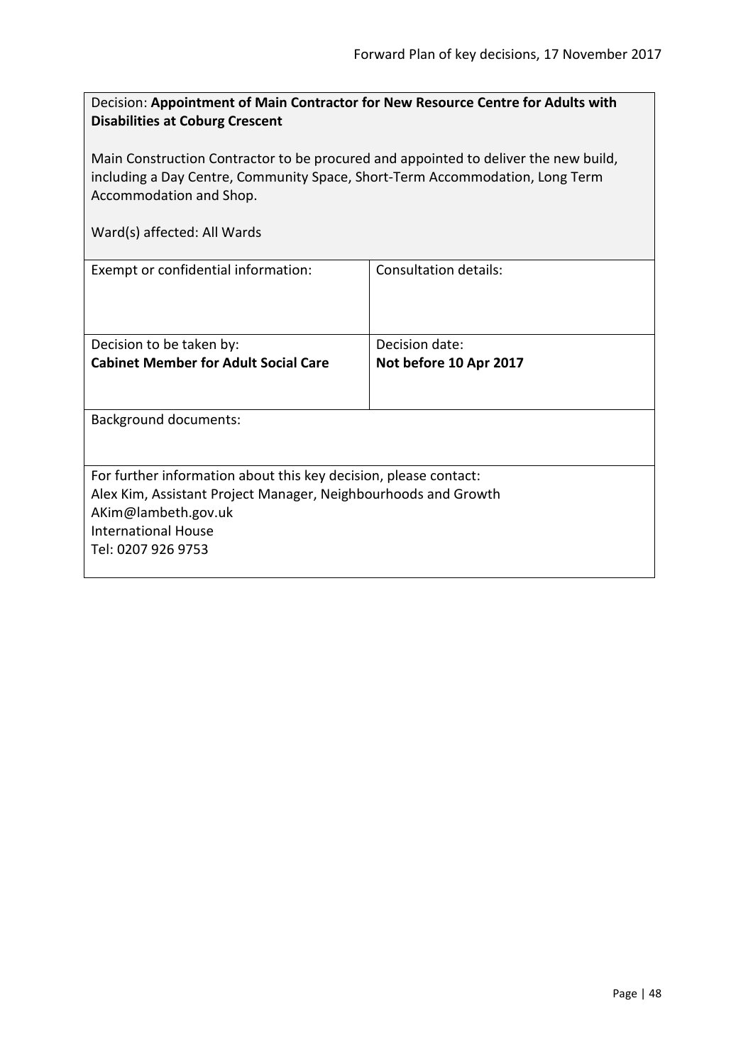Decision: **Appointment of Main Contractor for New Resource Centre for Adults with Disabilities at Coburg Crescent**

Main Construction Contractor to be procured and appointed to deliver the new build, including a Day Centre, Community Space, Short-Term Accommodation, Long Term Accommodation and Shop.

Ward(s) affected: All Wards

| Exempt or confidential information: | Consultation details: |
|---|---|
| Decision to be taken by:<br>**Cabinet Member for Adult Social Care** | Decision date:<br>**Not before 10 Apr 2017** |

Background documents:

For further information about this key decision, please contact:
Alex Kim, Assistant Project Manager, Neighbourhoods and Growth
AKim@lambeth.gov.uk
International House
Tel: 0207 926 9753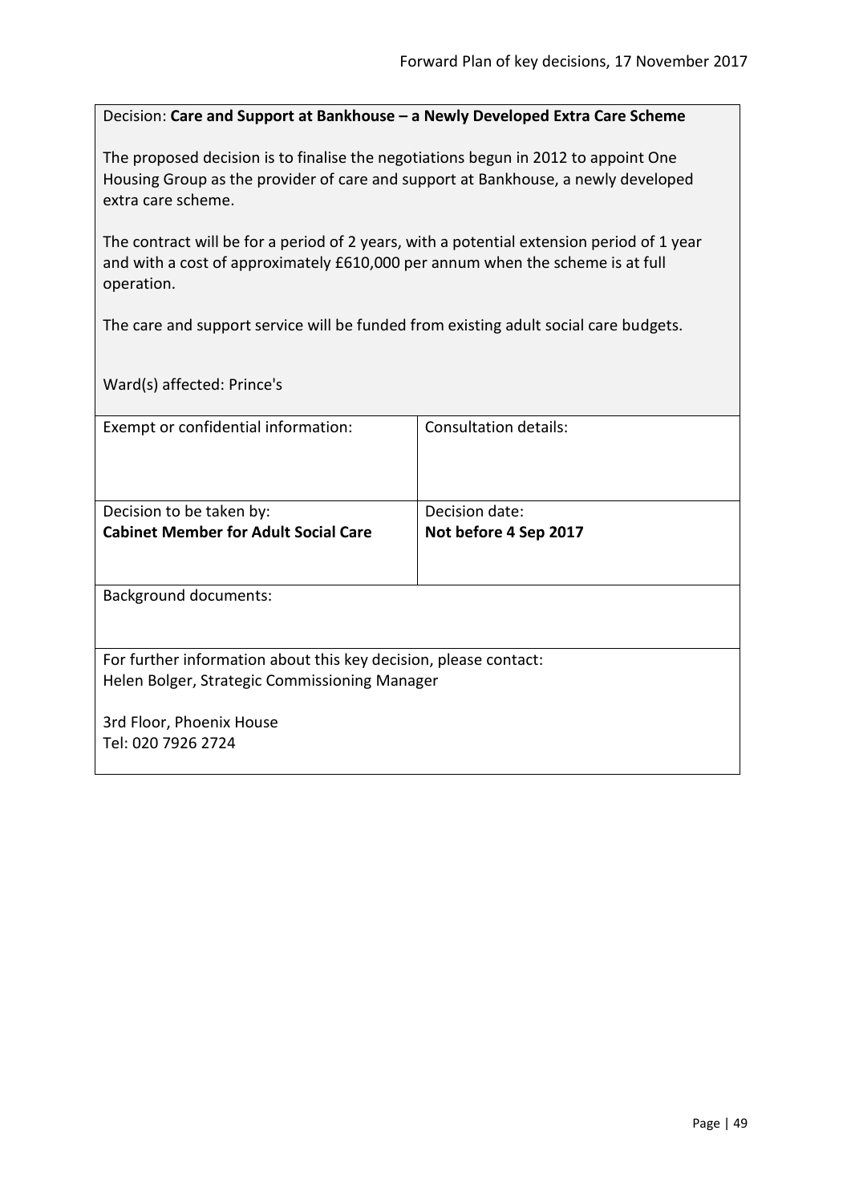Decision: **Care and Support at Bankhouse – a Newly Developed Extra Care Scheme**

The proposed decision is to finalise the negotiations begun in 2012 to appoint One Housing Group as the provider of care and support at Bankhouse, a newly developed extra care scheme.

The contract will be for a period of 2 years, with a potential extension period of 1 year and with a cost of approximately £610,000 per annum when the scheme is at full operation.

The care and support service will be funded from existing adult social care budgets.

Ward(s) affected: Prince's

| Exempt or confidential information: | Consultation details: |
|---|---|
| Decision to be taken by: **Cabinet Member for Adult Social Care** | Decision date: **Not before 4 Sep 2017** |

Background documents:

For further information about this key decision, please contact:
Helen Bolger, Strategic Commissioning Manager

3rd Floor, Phoenix House
Tel: 020 7926 2724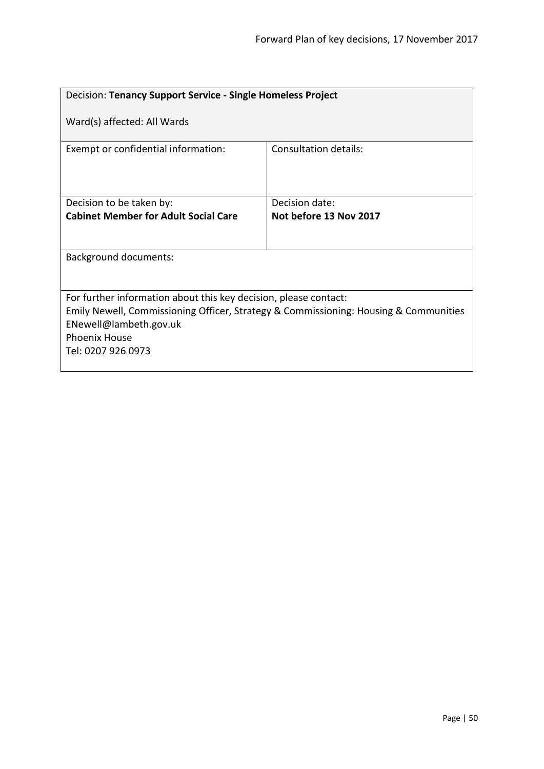| Decision: **Tenancy Support Service - Single Homeless Project**<br><br>Ward(s) affected: All Wards | |
|---|---|
| Exempt or confidential information: | Consultation details: |
| Decision to be taken by:<br>**Cabinet Member for Adult Social Care** | Decision date:<br>**Not before 13 Nov 2017** |
| Background documents: | |
| For further information about this key decision, please contact:<br>Emily Newell, Commissioning Officer, Strategy & Commissioning: Housing & Communities<br>ENewell@lambeth.gov.uk<br>Phoenix House<br>Tel: 0207 926 0973 | |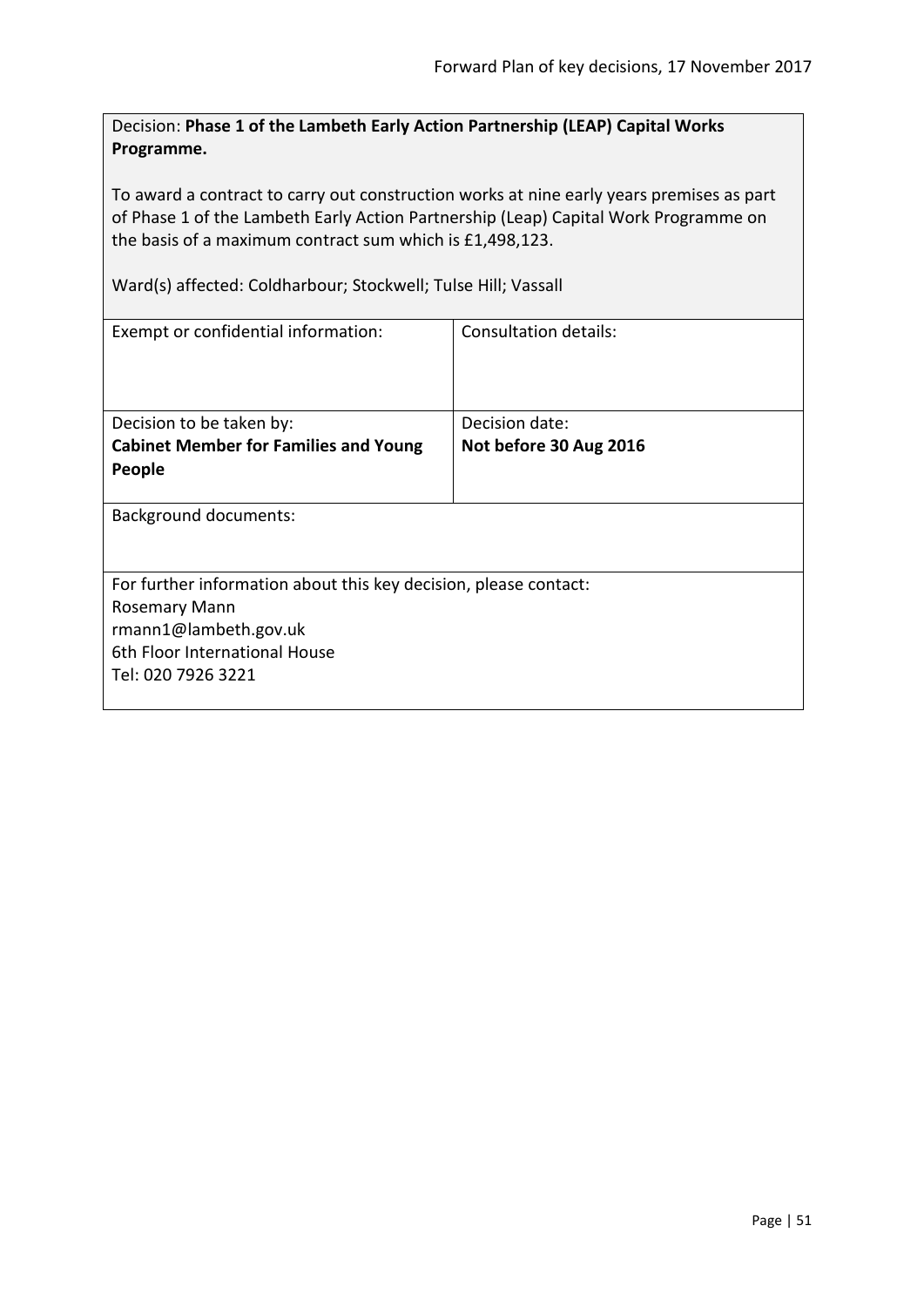Decision: **Phase 1 of the Lambeth Early Action Partnership (LEAP) Capital Works Programme.**

To award a contract to carry out construction works at nine early years premises as part of Phase 1 of the Lambeth Early Action Partnership (Leap) Capital Work Programme on the basis of a maximum contract sum which is £1,498,123.

Ward(s) affected: Coldharbour; Stockwell; Tulse Hill; Vassall

| Exempt or confidential information: | Consultation details: |
|---|---|
| Decision to be taken by: **Cabinet Member for Families and Young People** | Decision date: **Not before 30 Aug 2016** |

Background documents:

For further information about this key decision, please contact:
Rosemary Mann
rmann1@lambeth.gov.uk
6th Floor International House
Tel: 020 7926 3221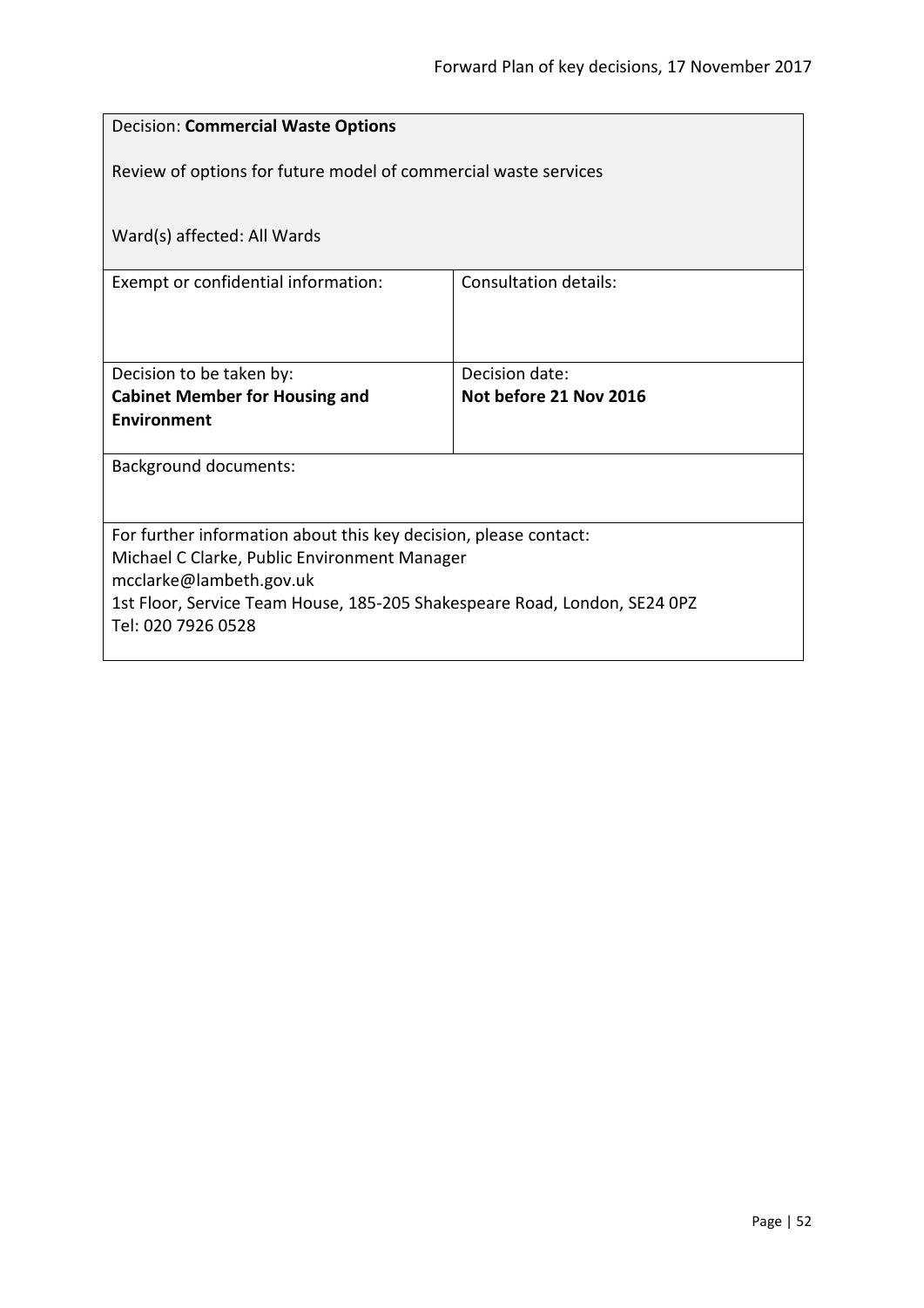Decision: **Commercial Waste Options**

Review of options for future model of commercial waste services

Ward(s) affected: All Wards

| Exempt or confidential information: | Consultation details: |
|---|---|
| Decision to be taken by:<br>**Cabinet Member for Housing and Environment** | Decision date:<br>**Not before 21 Nov 2016** |

Background documents:

For further information about this key decision, please contact:
Michael C Clarke, Public Environment Manager
mcclarke@lambeth.gov.uk
1st Floor, Service Team House, 185-205 Shakespeare Road, London, SE24 0PZ
Tel: 020 7926 0528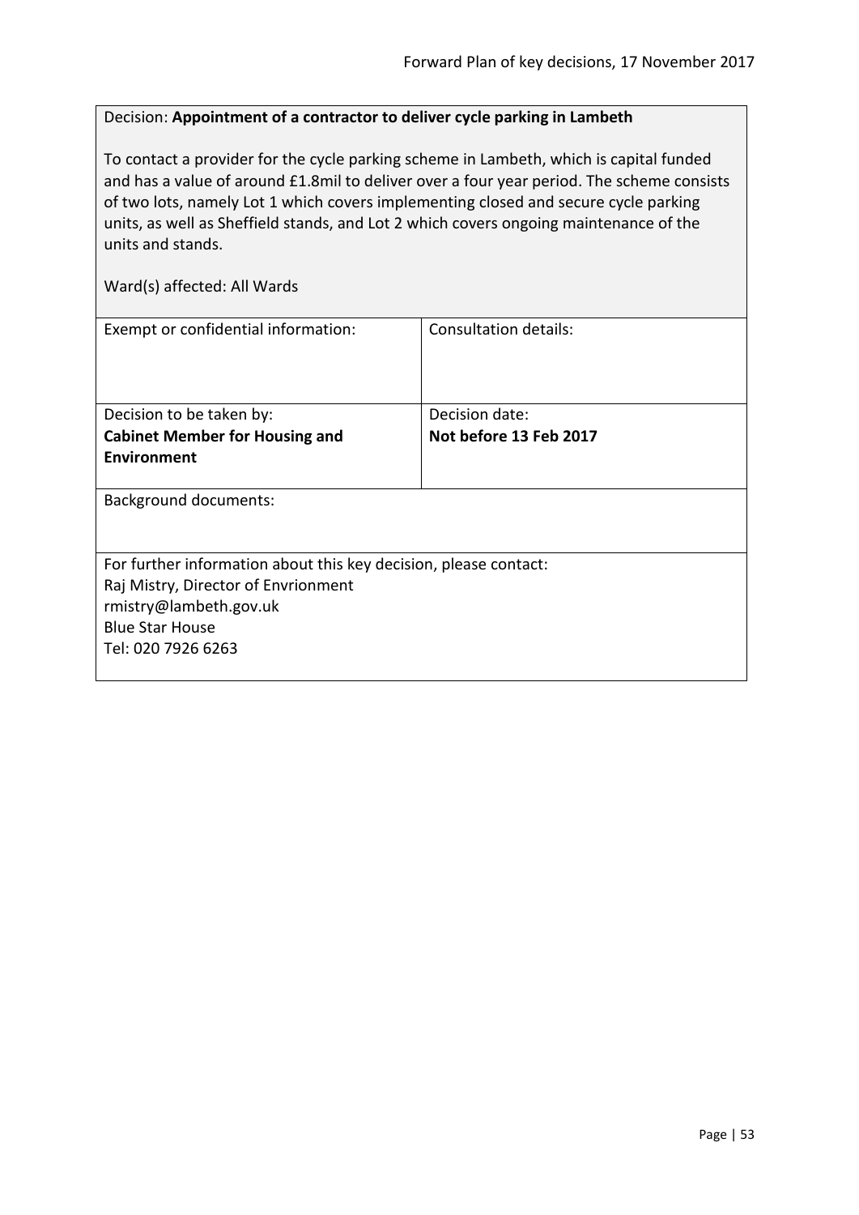Decision: **Appointment of a contractor to deliver cycle parking in Lambeth**

To contact a provider for the cycle parking scheme in Lambeth, which is capital funded and has a value of around £1.8mil to deliver over a four year period. The scheme consists of two lots, namely Lot 1 which covers implementing closed and secure cycle parking units, as well as Sheffield stands, and Lot 2 which covers ongoing maintenance of the units and stands.

Ward(s) affected: All Wards

| Exempt or confidential information: | Consultation details: |
| --- | --- |
| Decision to be taken by: **Cabinet Member for Housing and Environment** | Decision date: **Not before 13 Feb 2017** |

Background documents:

For further information about this key decision, please contact:
Raj Mistry, Director of Envrionment
rmistry@lambeth.gov.uk
Blue Star House
Tel: 020 7926 6263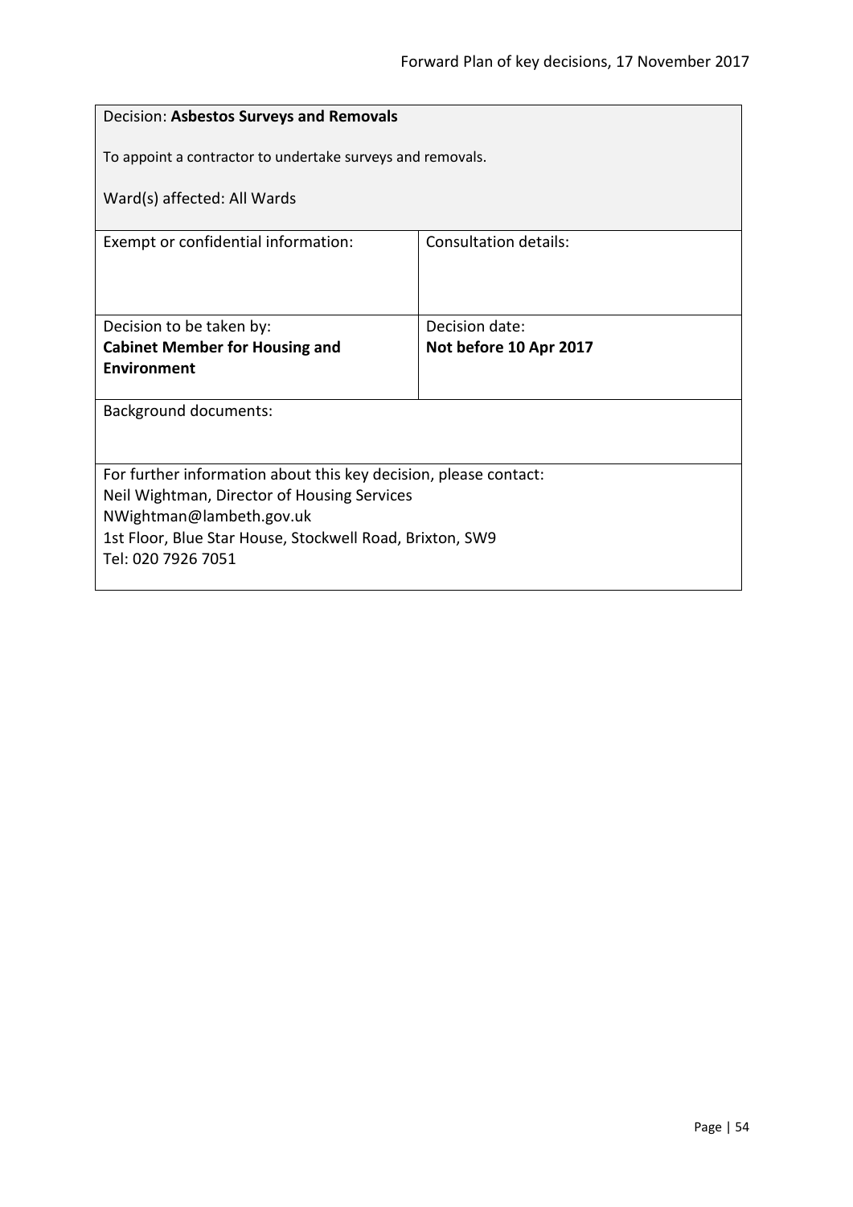| Decision: **Asbestos Surveys and Removals**<br><br>To appoint a contractor to undertake surveys and removals.<br><br>Ward(s) affected: All Wards | |
|---|---|
| Exempt or confidential information: | Consultation details: |
| Decision to be taken by:<br>**Cabinet Member for Housing and Environment** | Decision date:<br>**Not before 10 Apr 2017** |
| Background documents: | |
| For further information about this key decision, please contact:<br>Neil Wightman, Director of Housing Services<br>NWightman@lambeth.gov.uk<br>1st Floor, Blue Star House, Stockwell Road, Brixton, SW9<br>Tel: 020 7926 7051 | |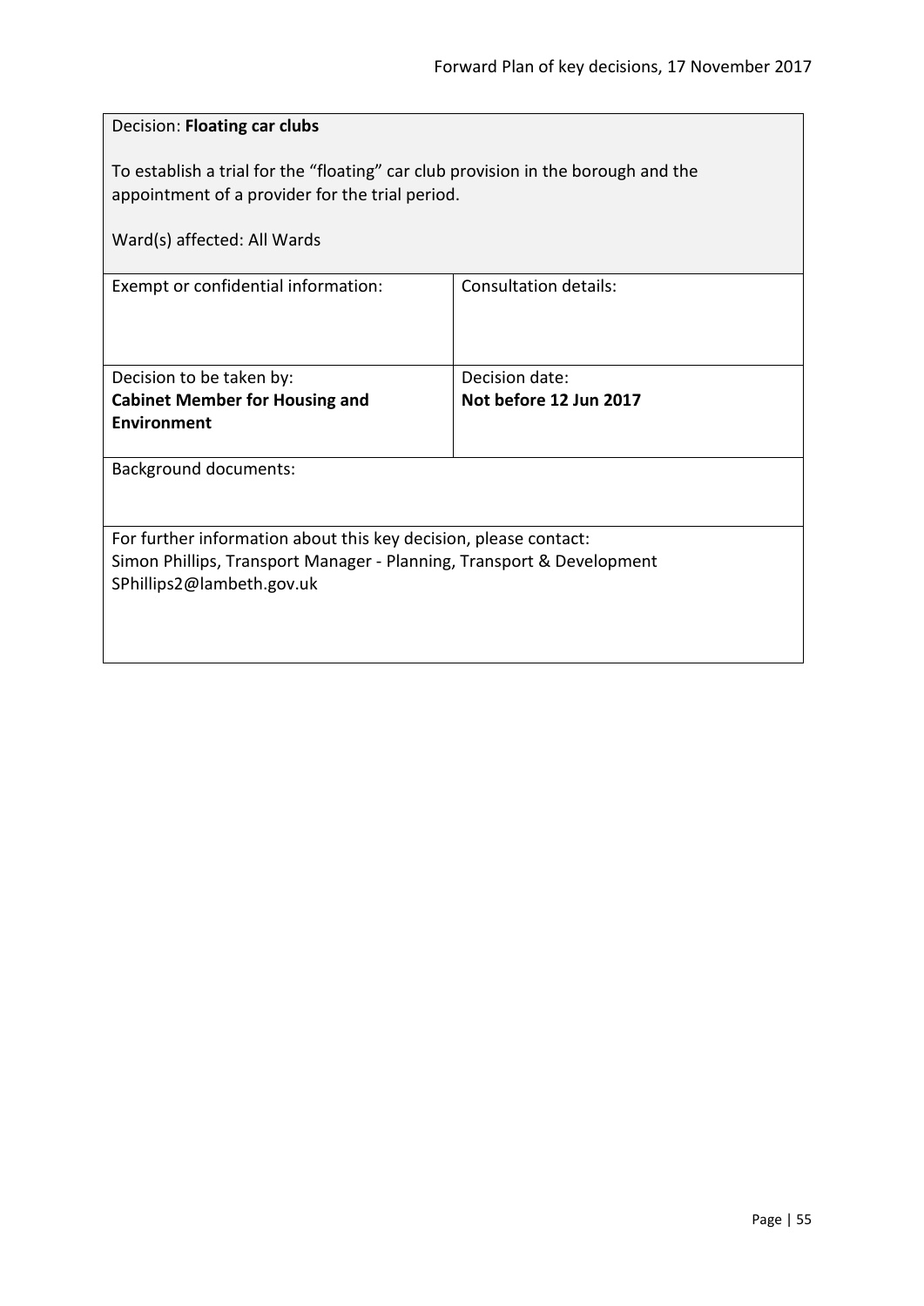Decision: **Floating car clubs**

To establish a trial for the "floating" car club provision in the borough and the appointment of a provider for the trial period.

Ward(s) affected: All Wards

| Exempt or confidential information: | Consultation details: |
| --- | --- |
| Decision to be taken by:<br>**Cabinet Member for Housing and Environment** | Decision date:<br>**Not before 12 Jun 2017** |

Background documents:

For further information about this key decision, please contact:
Simon Phillips, Transport Manager - Planning, Transport & Development
SPhillips2@lambeth.gov.uk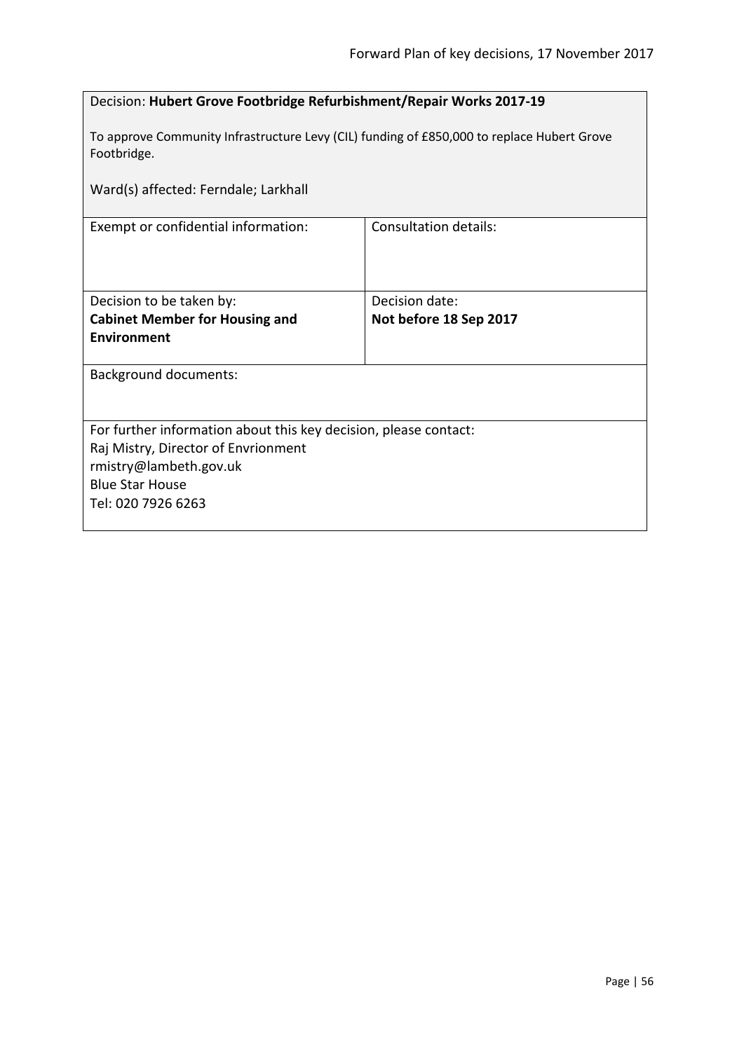Decision: **Hubert Grove Footbridge Refurbishment/Repair Works 2017-19**

To approve Community Infrastructure Levy (CIL) funding of £850,000 to replace Hubert Grove Footbridge.

Ward(s) affected: Ferndale; Larkhall

| Exempt or confidential information: | Consultation details: |
|---|---|
| Decision to be taken by: **Cabinet Member for Housing and Environment** | Decision date: **Not before 18 Sep 2017** |

Background documents:

For further information about this key decision, please contact:
Raj Mistry, Director of Envrionment
rmistry@lambeth.gov.uk
Blue Star House
Tel: 020 7926 6263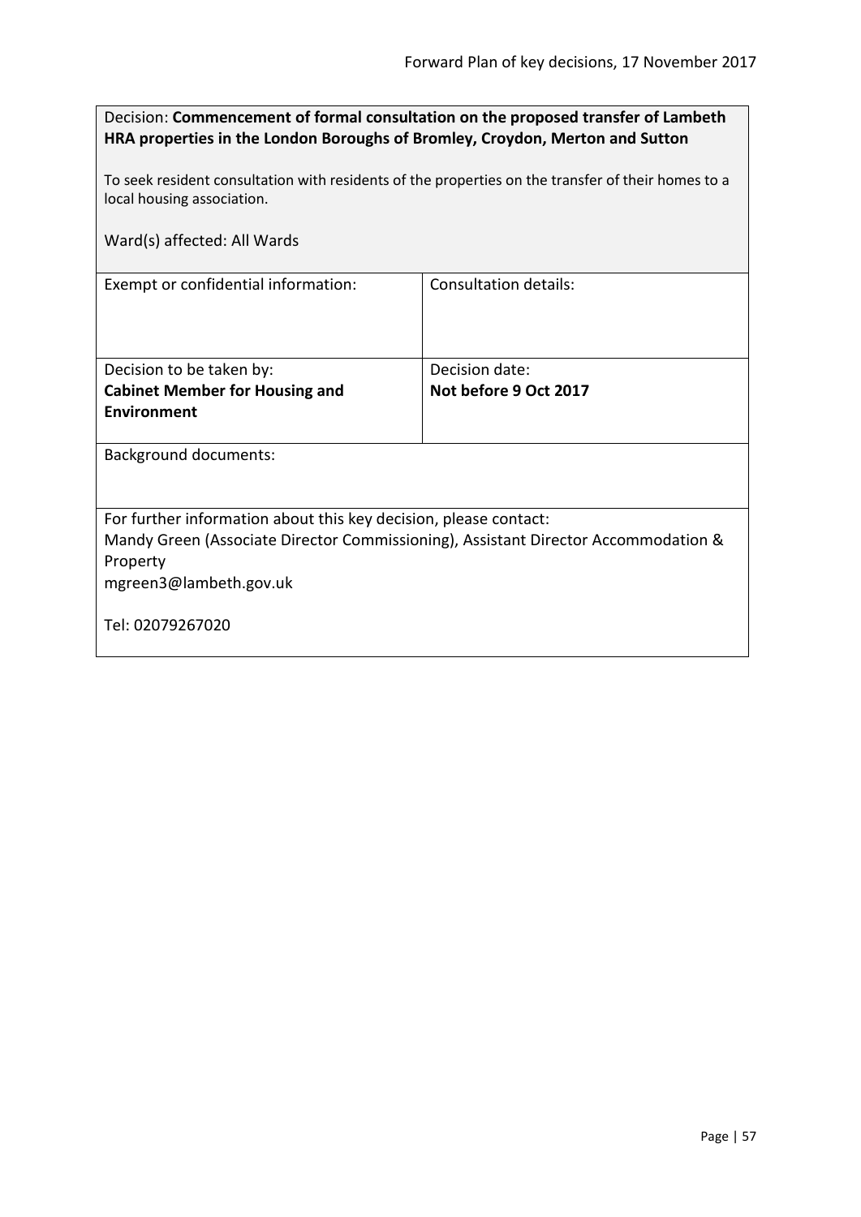Decision: **Commencement of formal consultation on the proposed transfer of Lambeth HRA properties in the London Boroughs of Bromley, Croydon, Merton and Sutton**

To seek resident consultation with residents of the properties on the transfer of their homes to a local housing association.

Ward(s) affected: All Wards

| Exempt or confidential information: | Consultation details: |
| --- | --- |
| Decision to be taken by: **Cabinet Member for Housing and Environment** | Decision date: **Not before 9 Oct 2017** |

Background documents:

For further information about this key decision, please contact:
Mandy Green (Associate Director Commissioning), Assistant Director Accommodation & Property
mgreen3@lambeth.gov.uk

Tel: 02079267020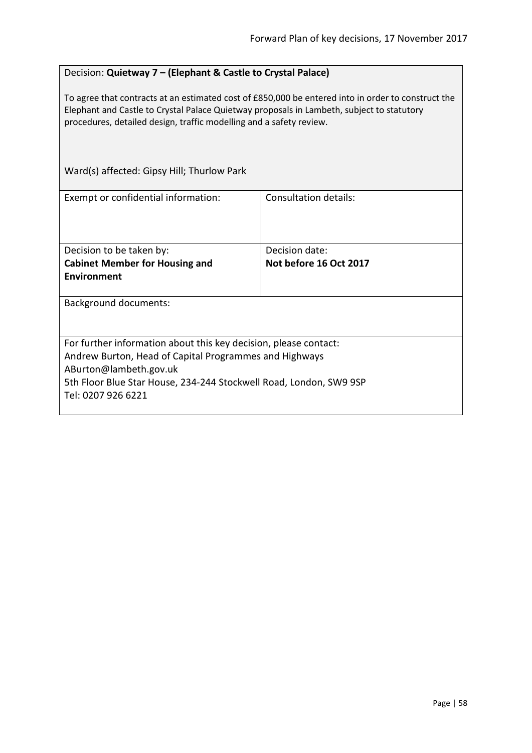Decision: **Quietway 7 – (Elephant & Castle to Crystal Palace)**

To agree that contracts at an estimated cost of £850,000 be entered into in order to construct the Elephant and Castle to Crystal Palace Quietway proposals in Lambeth, subject to statutory procedures, detailed design, traffic modelling and a safety review.

Ward(s) affected: Gipsy Hill; Thurlow Park

| Exempt or confidential information: | Consultation details: |
| --- | --- |
| Decision to be taken by: **Cabinet Member for Housing and Environment** | Decision date: **Not before 16 Oct 2017** |

Background documents:

For further information about this key decision, please contact:
Andrew Burton, Head of Capital Programmes and Highways
ABurton@lambeth.gov.uk
5th Floor Blue Star House, 234-244 Stockwell Road, London, SW9 9SP
Tel: 0207 926 6221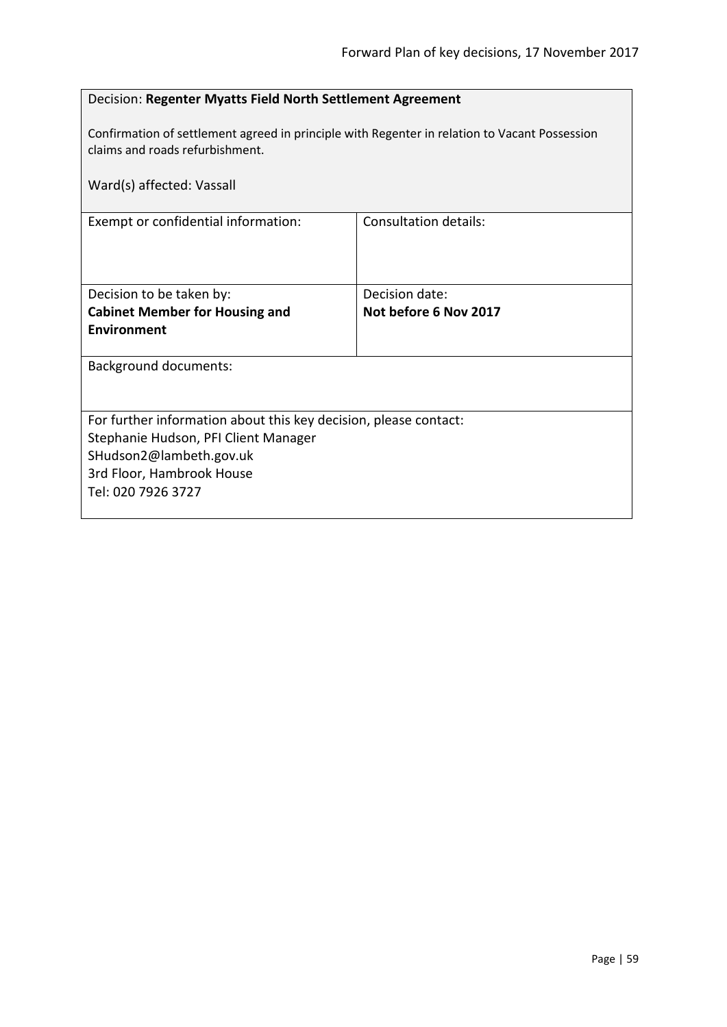Decision: **Regenter Myatts Field North Settlement Agreement**

Confirmation of settlement agreed in principle with Regenter in relation to Vacant Possession claims and roads refurbishment.

Ward(s) affected: Vassall

| Exempt or confidential information: | Consultation details: |
|---|---|
| Decision to be taken by: **Cabinet Member for Housing and Environment** | Decision date: **Not before 6 Nov 2017** |

Background documents:

For further information about this key decision, please contact:
Stephanie Hudson, PFI Client Manager
SHudson2@lambeth.gov.uk
3rd Floor, Hambrook House
Tel: 020 7926 3727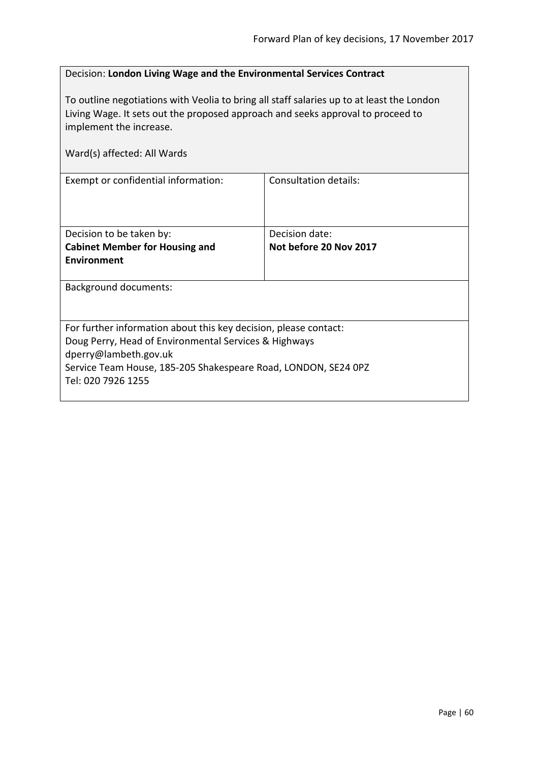Decision: **London Living Wage and the Environmental Services Contract**

To outline negotiations with Veolia to bring all staff salaries up to at least the London Living Wage. It sets out the proposed approach and seeks approval to proceed to implement the increase.

Ward(s) affected: All Wards

| Exempt or confidential information: | Consultation details: |
| --- | --- |
| Decision to be taken by:<br>**Cabinet Member for Housing and Environment** | Decision date:<br>**Not before 20 Nov 2017** |

Background documents:

For further information about this key decision, please contact:
Doug Perry, Head of Environmental Services & Highways
dperry@lambeth.gov.uk
Service Team House, 185-205 Shakespeare Road, LONDON, SE24 0PZ
Tel: 020 7926 1255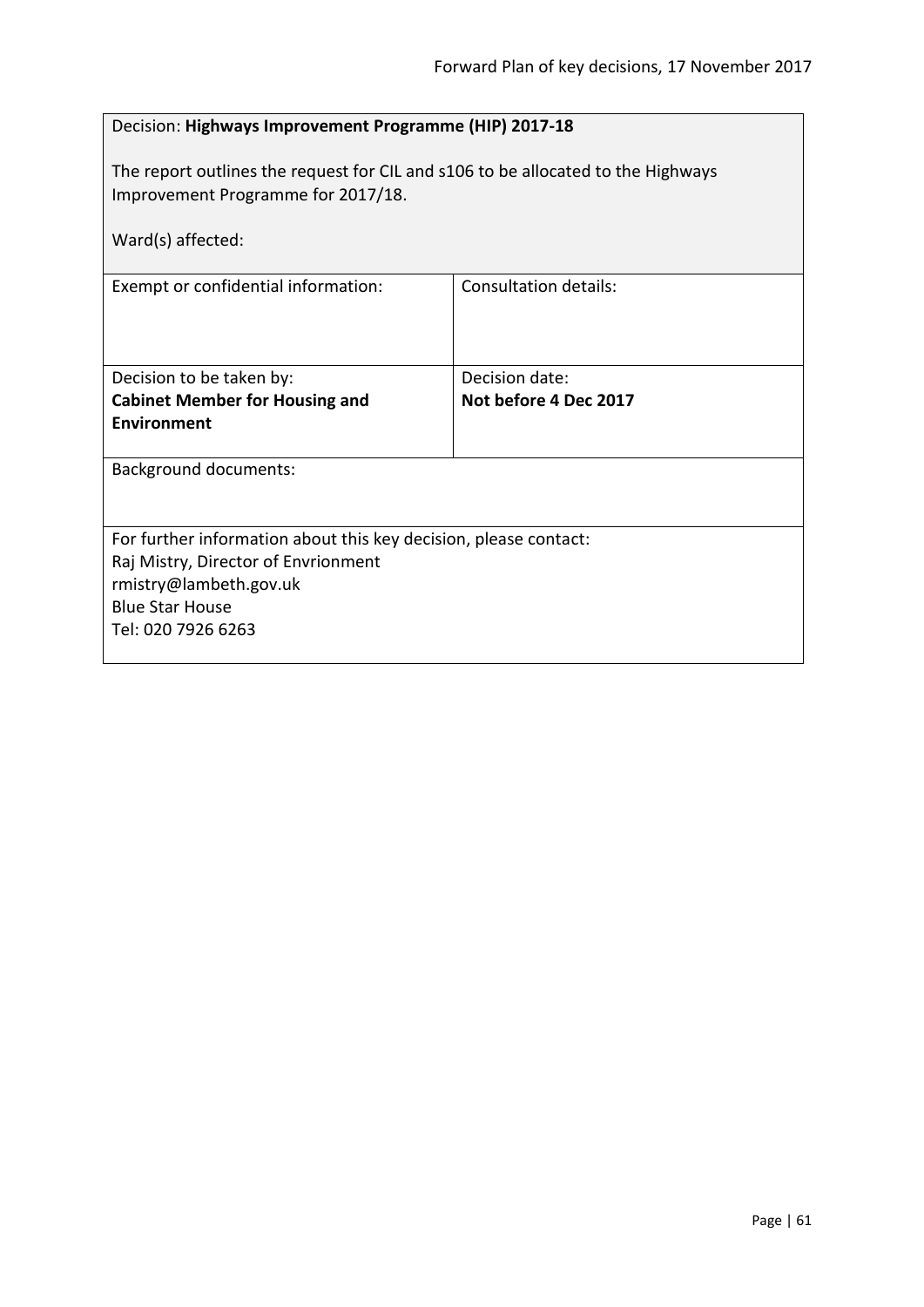Decision: **Highways Improvement Programme (HIP) 2017-18**

The report outlines the request for CIL and s106 to be allocated to the Highways Improvement Programme for 2017/18.

Ward(s) affected:

| Exempt or confidential information: | Consultation details: |
|---|---|
| Decision to be taken by:<br>**Cabinet Member for Housing and Environment** | Decision date:<br>**Not before 4 Dec 2017** |

Background documents:

For further information about this key decision, please contact:
Raj Mistry, Director of Envrionment
rmistry@lambeth.gov.uk
Blue Star House
Tel: 020 7926 6263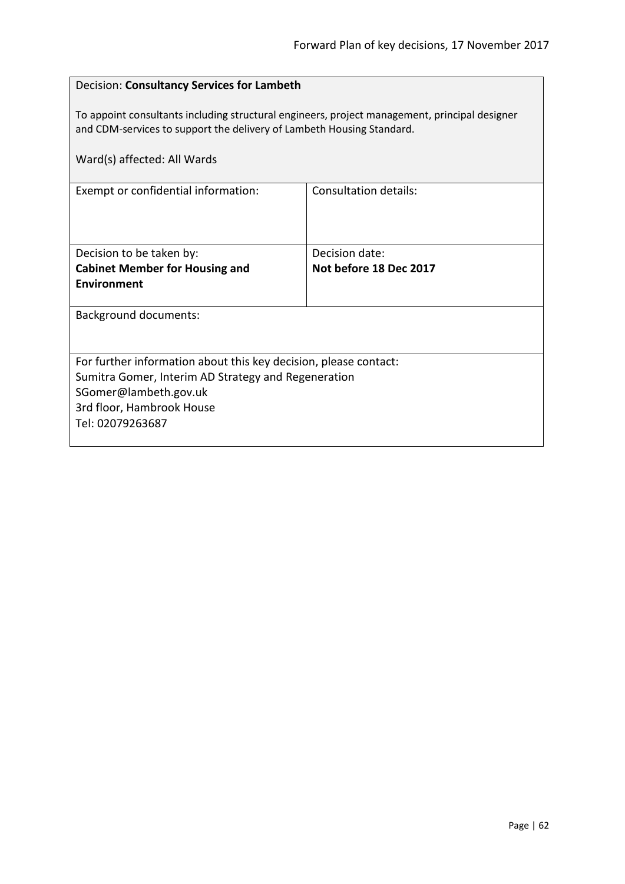Decision: **Consultancy Services for Lambeth**

To appoint consultants including structural engineers, project management, principal designer and CDM-services to support the delivery of Lambeth Housing Standard.

Ward(s) affected: All Wards

| Exempt or confidential information: | Consultation details: |
|---|---|
| Decision to be taken by:<br>**Cabinet Member for Housing and Environment** | Decision date:<br>**Not before 18 Dec 2017** |

Background documents:

For further information about this key decision, please contact:
Sumitra Gomer, Interim AD Strategy and Regeneration
SGomer@lambeth.gov.uk
3rd floor, Hambrook House
Tel: 02079263687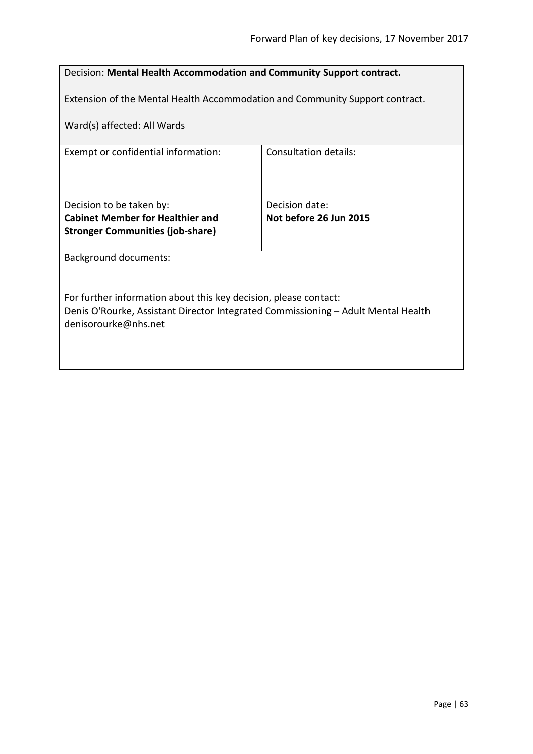| Decision: **Mental Health Accommodation and Community Support contract.**<br><br>Extension of the Mental Health Accommodation and Community Support contract.<br><br>Ward(s) affected: All Wards | |
|---|---|
| Exempt or confidential information: | Consultation details: |
| Decision to be taken by:<br>**Cabinet Member for Healthier and Stronger Communities (job-share)** | Decision date:<br>**Not before 26 Jun 2015** |
| Background documents: | |
| For further information about this key decision, please contact:<br>Denis O'Rourke, Assistant Director Integrated Commissioning – Adult Mental Health<br>denisorourke@nhs.net | |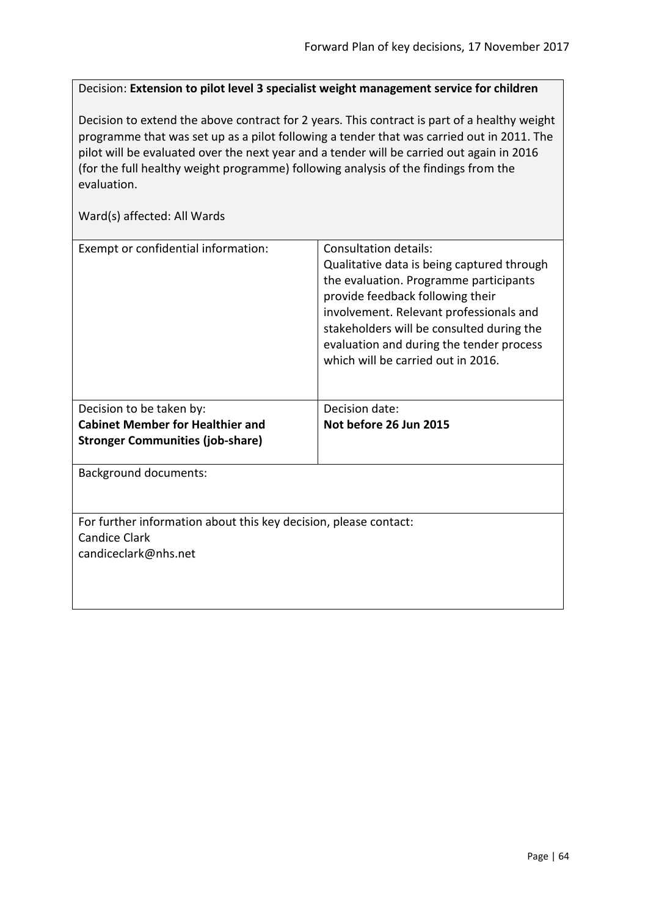Decision: **Extension to pilot level 3 specialist weight management service for children**

Decision to extend the above contract for 2 years. This contract is part of a healthy weight programme that was set up as a pilot following a tender that was carried out in 2011. The pilot will be evaluated over the next year and a tender will be carried out again in 2016 (for the full healthy weight programme) following analysis of the findings from the evaluation.

Ward(s) affected: All Wards

| Exempt or confidential information: | Consultation details: Qualitative data is being captured through the evaluation. Programme participants provide feedback following their involvement. Relevant professionals and stakeholders will be consulted during the evaluation and during the tender process which will be carried out in 2016. |
|---|---|
| Decision to be taken by: **Cabinet Member for Healthier and Stronger Communities (job-share)** | Decision date: **Not before 26 Jun 2015** |

Background documents:

For further information about this key decision, please contact:
Candice Clark
candiceclark@nhs.net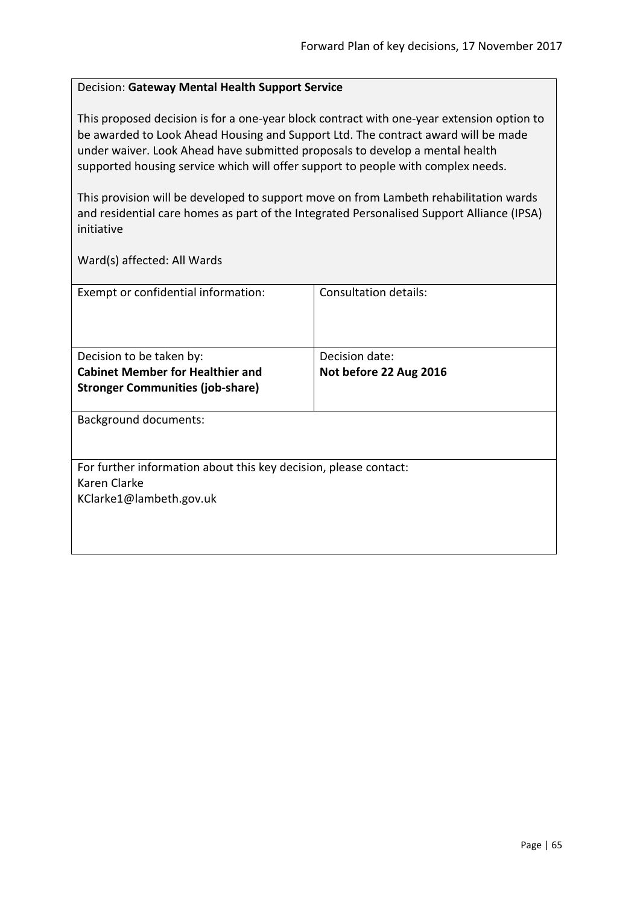Decision: **Gateway Mental Health Support Service**

This proposed decision is for a one-year block contract with one-year extension option to be awarded to Look Ahead Housing and Support Ltd. The contract award will be made under waiver. Look Ahead have submitted proposals to develop a mental health supported housing service which will offer support to people with complex needs.

This provision will be developed to support move on from Lambeth rehabilitation wards and residential care homes as part of the Integrated Personalised Support Alliance (IPSA) initiative

Ward(s) affected: All Wards

| Exempt or confidential information: | Consultation details: |
|---|---|
| Decision to be taken by:<br>**Cabinet Member for Healthier and Stronger Communities (job-share)** | Decision date:<br>**Not before 22 Aug 2016** |

Background documents:

For further information about this key decision, please contact:
Karen Clarke
KClarke1@lambeth.gov.uk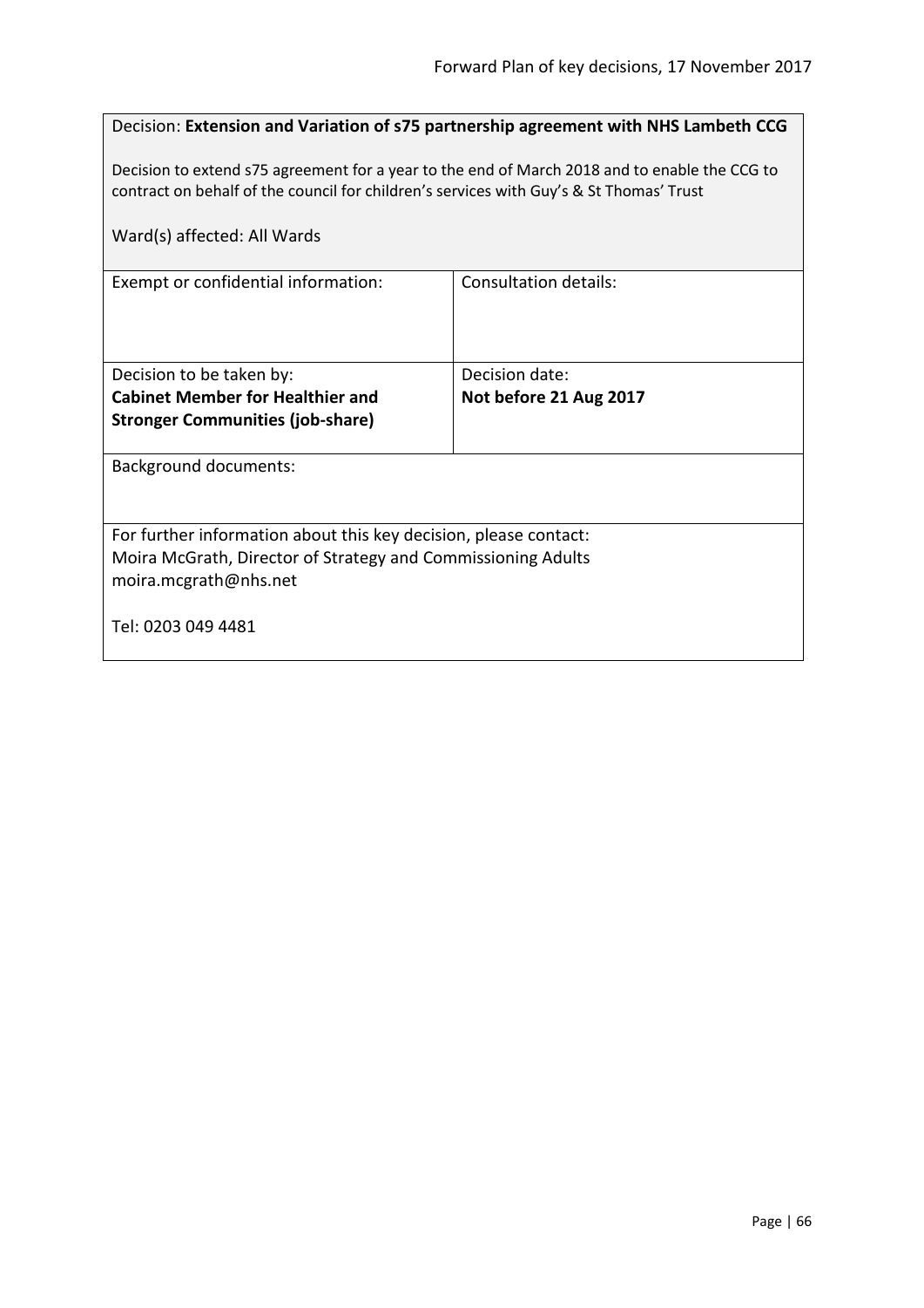Decision: **Extension and Variation of s75 partnership agreement with NHS Lambeth CCG**

Decision to extend s75 agreement for a year to the end of March 2018 and to enable the CCG to contract on behalf of the council for children's services with Guy's & St Thomas' Trust

Ward(s) affected: All Wards

| Exempt or confidential information: | Consultation details: |
| --- | --- |
| Decision to be taken by:<br>**Cabinet Member for Healthier and Stronger Communities (job-share)** | Decision date:<br>**Not before 21 Aug 2017** |

Background documents:

For further information about this key decision, please contact:
Moira McGrath, Director of Strategy and Commissioning Adults
moira.mcgrath@nhs.net

Tel: 0203 049 4481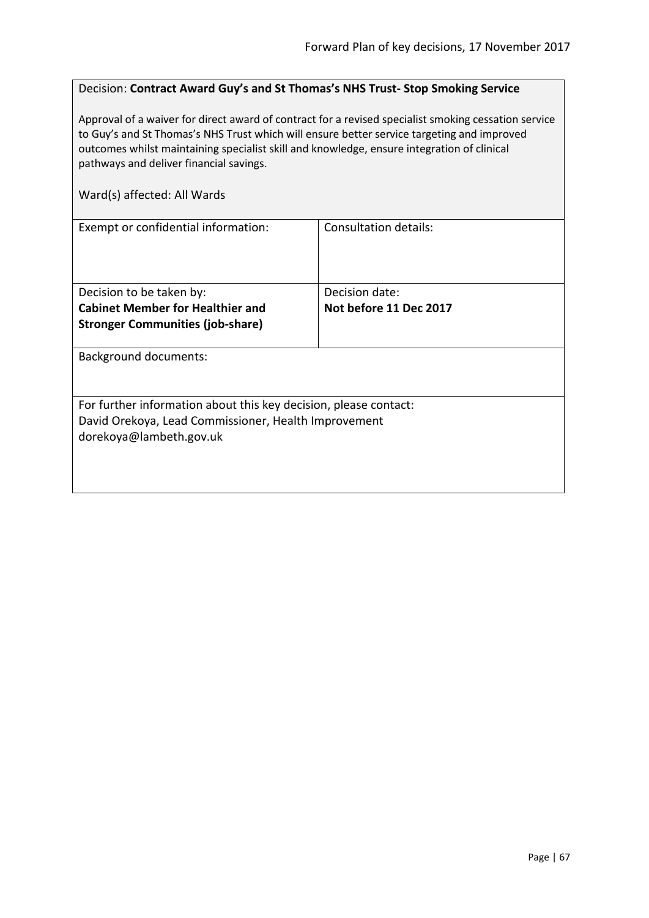Decision: **Contract Award Guy's and St Thomas's NHS Trust- Stop Smoking Service**

Approval of a waiver for direct award of contract for a revised specialist smoking cessation service to Guy's and St Thomas's NHS Trust which will ensure better service targeting and improved outcomes whilst maintaining specialist skill and knowledge, ensure integration of clinical pathways and deliver financial savings.

Ward(s) affected: All Wards

| Exempt or confidential information: | Consultation details: |
| --- | --- |
| Decision to be taken by:<br>**Cabinet Member for Healthier and Stronger Communities (job-share)** | Decision date:<br>**Not before 11 Dec 2017** |

Background documents:

For further information about this key decision, please contact:
David Orekoya, Lead Commissioner, Health Improvement
dorekoya@lambeth.gov.uk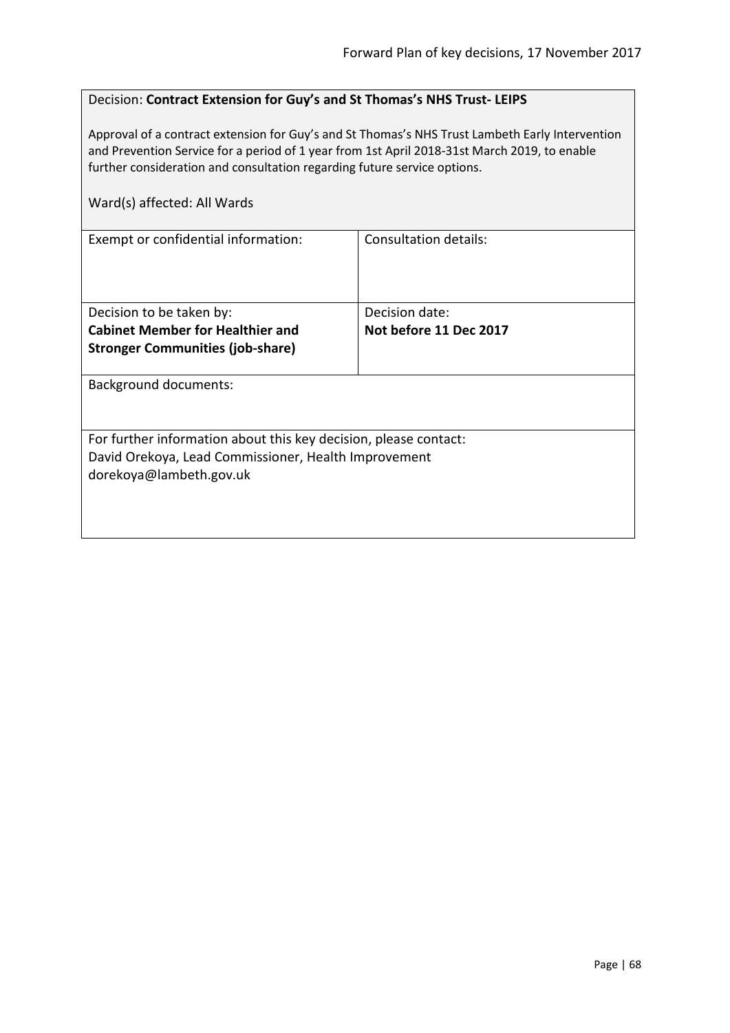Decision: **Contract Extension for Guy's and St Thomas's NHS Trust- LEIPS**

Approval of a contract extension for Guy's and St Thomas's NHS Trust Lambeth Early Intervention and Prevention Service for a period of 1 year from 1st April 2018-31st March 2019, to enable further consideration and consultation regarding future service options.

Ward(s) affected: All Wards

| Exempt or confidential information: | Consultation details: |
|---|---|
| Decision to be taken by:<br>**Cabinet Member for Healthier and Stronger Communities (job-share)** | Decision date:<br>**Not before 11 Dec 2017** |

Background documents:

For further information about this key decision, please contact:
David Orekoya, Lead Commissioner, Health Improvement
dorekoya@lambeth.gov.uk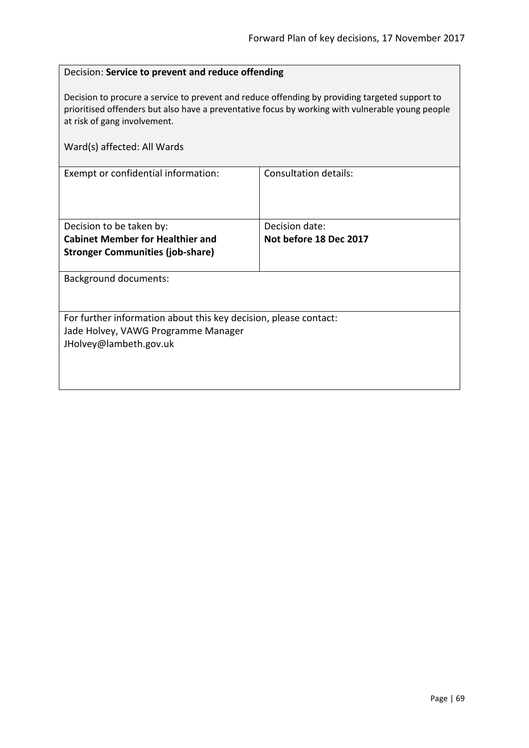Decision: **Service to prevent and reduce offending**

Decision to procure a service to prevent and reduce offending by providing targeted support to prioritised offenders but also have a preventative focus by working with vulnerable young people at risk of gang involvement.

Ward(s) affected: All Wards

| Exempt or confidential information: | Consultation details: |
|---|---|
| Decision to be taken by:<br>**Cabinet Member for Healthier and Stronger Communities (job-share)** | Decision date:<br>**Not before 18 Dec 2017** |

Background documents:

For further information about this key decision, please contact:
Jade Holvey, VAWG Programme Manager
JHolvey@lambeth.gov.uk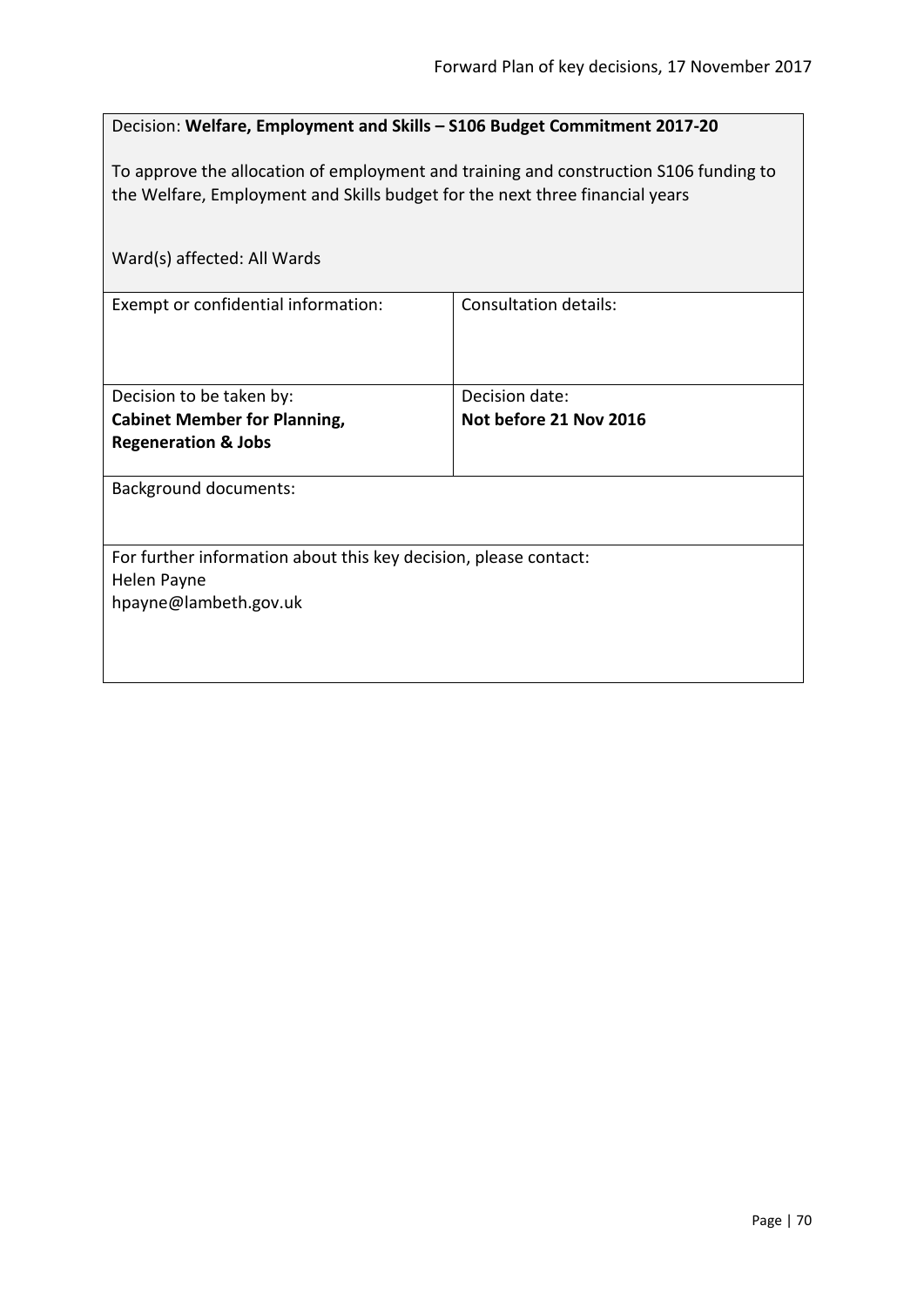Decision: **Welfare, Employment and Skills – S106 Budget Commitment 2017-20**

To approve the allocation of employment and training and construction S106 funding to the Welfare, Employment and Skills budget for the next three financial years

Ward(s) affected: All Wards

| Exempt or confidential information: | Consultation details: |
| --- | --- |
| Decision to be taken by:<br>**Cabinet Member for Planning, Regeneration & Jobs** | Decision date:<br>**Not before 21 Nov 2016** |

Background documents:

For further information about this key decision, please contact:
Helen Payne
hpayne@lambeth.gov.uk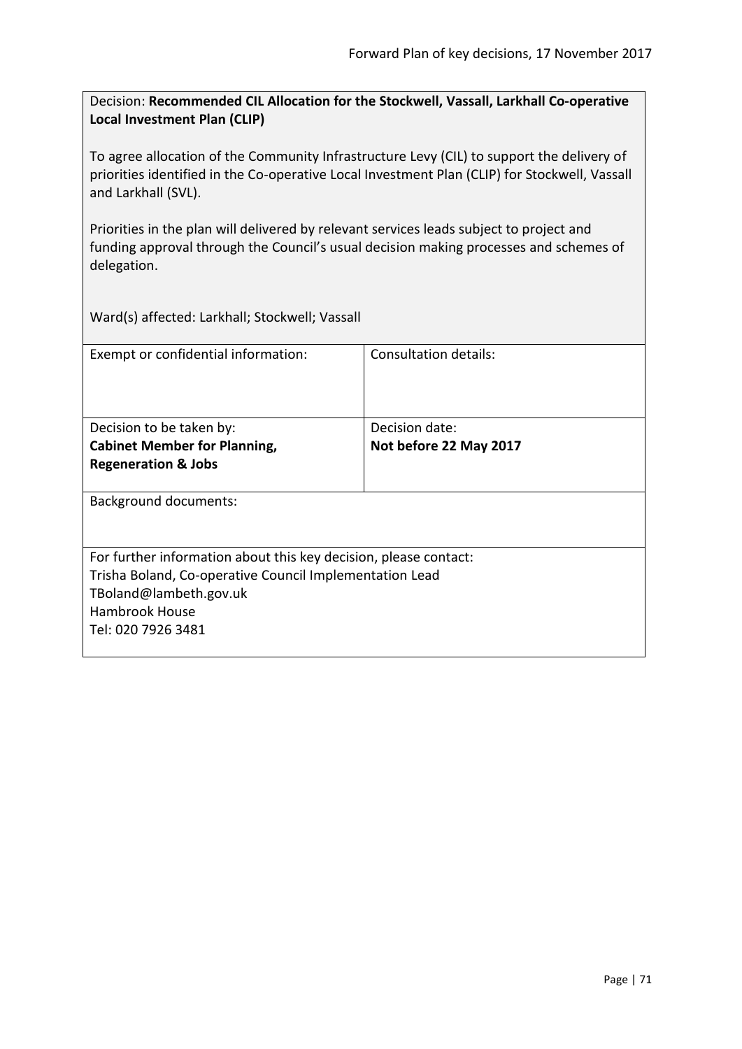Decision: **Recommended CIL Allocation for the Stockwell, Vassall, Larkhall Co-operative Local Investment Plan (CLIP)**

To agree allocation of the Community Infrastructure Levy (CIL) to support the delivery of priorities identified in the Co-operative Local Investment Plan (CLIP) for Stockwell, Vassall and Larkhall (SVL).

Priorities in the plan will delivered by relevant services leads subject to project and funding approval through the Council's usual decision making processes and schemes of delegation.

Ward(s) affected: Larkhall; Stockwell; Vassall

| Exempt or confidential information: | Consultation details: |
| --- | --- |
| Decision to be taken by:<br>**Cabinet Member for Planning, Regeneration & Jobs** | Decision date:<br>**Not before 22 May 2017** |

Background documents:

For further information about this key decision, please contact:
Trisha Boland, Co-operative Council Implementation Lead
TBoland@lambeth.gov.uk
Hambrook House
Tel: 020 7926 3481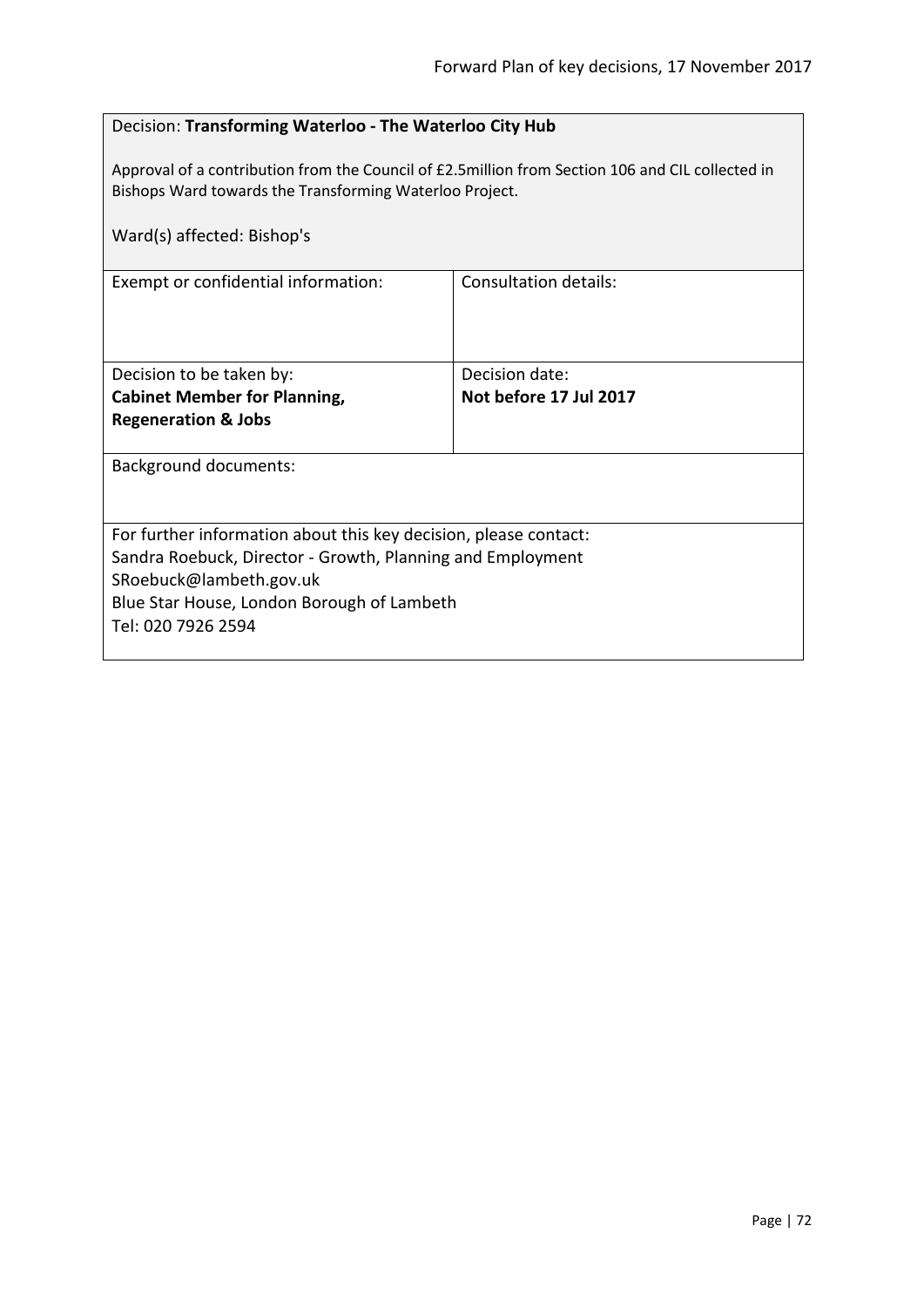Decision: **Transforming Waterloo - The Waterloo City Hub**

Approval of a contribution from the Council of £2.5million from Section 106 and CIL collected in Bishops Ward towards the Transforming Waterloo Project.

Ward(s) affected: Bishop's

| Exempt or confidential information: | Consultation details: |
| --- | --- |
| Decision to be taken by:<br>**Cabinet Member for Planning, Regeneration & Jobs** | Decision date:<br>**Not before 17 Jul 2017** |

Background documents:

For further information about this key decision, please contact:
Sandra Roebuck, Director - Growth, Planning and Employment
SRoebuck@lambeth.gov.uk
Blue Star House, London Borough of Lambeth
Tel: 020 7926 2594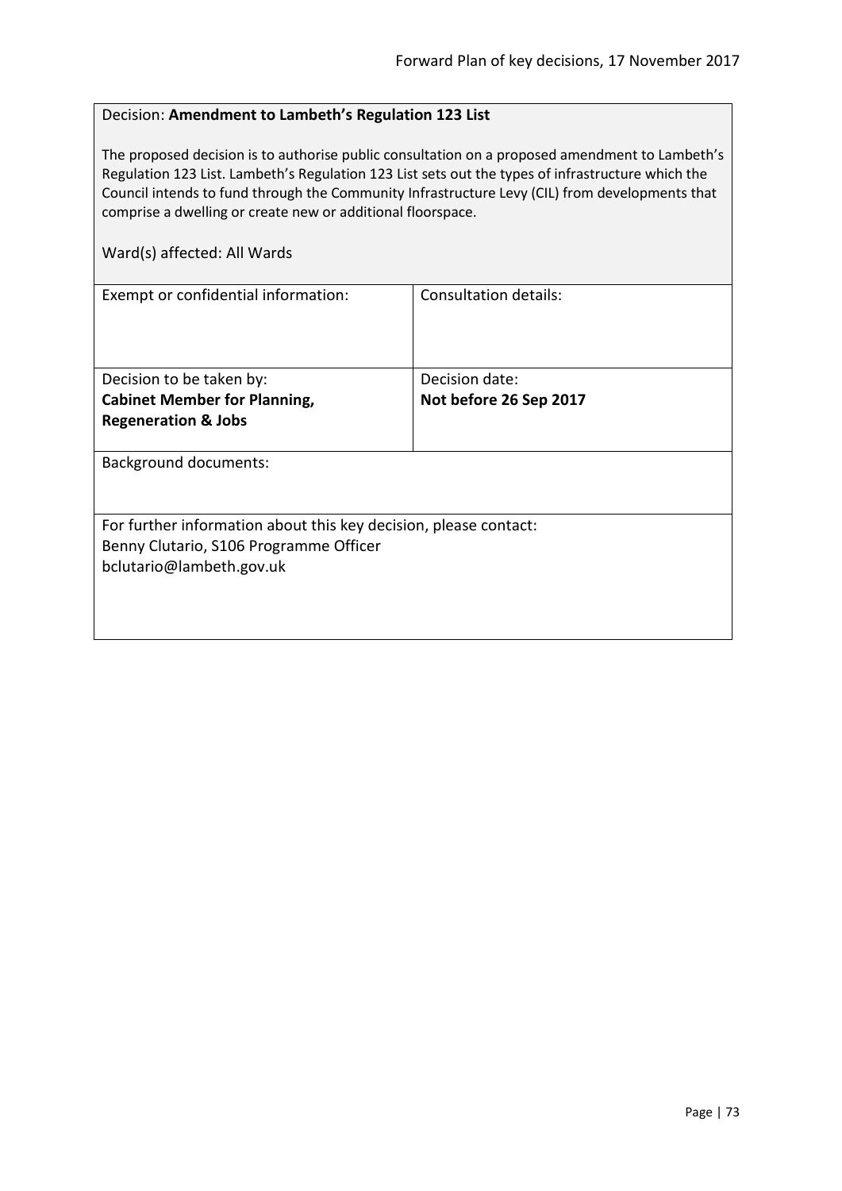Decision: **Amendment to Lambeth's Regulation 123 List**

The proposed decision is to authorise public consultation on a proposed amendment to Lambeth's Regulation 123 List. Lambeth's Regulation 123 List sets out the types of infrastructure which the Council intends to fund through the Community Infrastructure Levy (CIL) from developments that comprise a dwelling or create new or additional floorspace.

Ward(s) affected: All Wards

| Exempt or confidential information: | Consultation details: |
| --- | --- |
| Decision to be taken by:<br>**Cabinet Member for Planning, Regeneration & Jobs** | Decision date:<br>**Not before 26 Sep 2017** |

Background documents:

For further information about this key decision, please contact:
Benny Clutario, S106 Programme Officer
bclutario@lambeth.gov.uk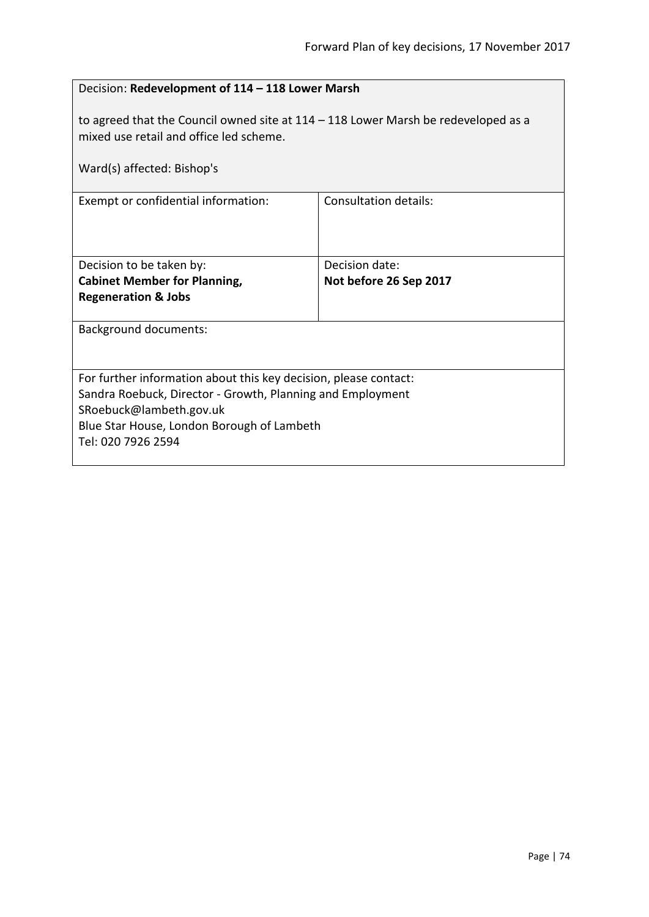Decision: **Redevelopment of 114 – 118 Lower Marsh**

to agreed that the Council owned site at 114 – 118 Lower Marsh be redeveloped as a mixed use retail and office led scheme.

Ward(s) affected: Bishop's

| Exempt or confidential information: | Consultation details: |
|---|---|
| Decision to be taken by:<br>**Cabinet Member for Planning, Regeneration & Jobs** | Decision date:<br>**Not before 26 Sep 2017** |

Background documents:

For further information about this key decision, please contact:
Sandra Roebuck, Director - Growth, Planning and Employment
SRoebuck@lambeth.gov.uk
Blue Star House, London Borough of Lambeth
Tel: 020 7926 2594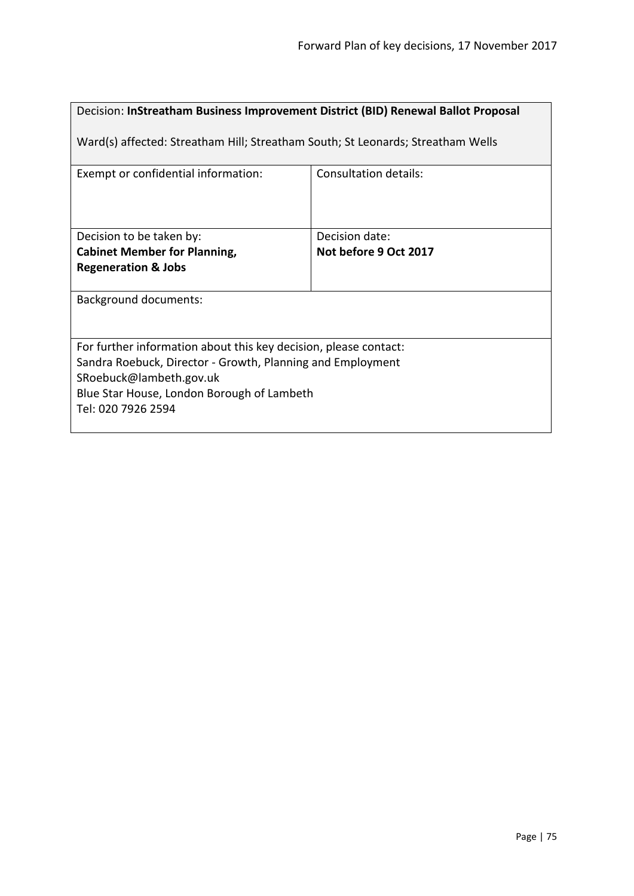| Decision: **InStreatham Business Improvement District (BID) Renewal Ballot Proposal**<br><br>Ward(s) affected: Streatham Hill; Streatham South; St Leonards; Streatham Wells | |
|---|---|
| Exempt or confidential information: | Consultation details: |
| Decision to be taken by:<br>**Cabinet Member for Planning, Regeneration & Jobs** | Decision date:<br>**Not before 9 Oct 2017** |
| Background documents: | |
| For further information about this key decision, please contact:<br>Sandra Roebuck, Director - Growth, Planning and Employment<br>SRoebuck@lambeth.gov.uk<br>Blue Star House, London Borough of Lambeth<br>Tel: 020 7926 2594 | |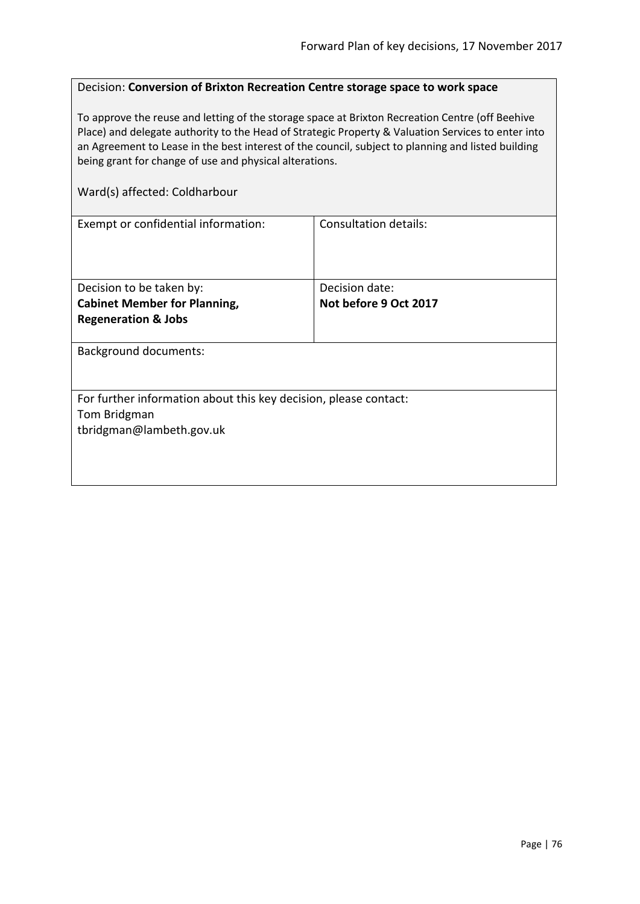Decision: **Conversion of Brixton Recreation Centre storage space to work space**

To approve the reuse and letting of the storage space at Brixton Recreation Centre (off Beehive Place) and delegate authority to the Head of Strategic Property & Valuation Services to enter into an Agreement to Lease in the best interest of the council, subject to planning and listed building being grant for change of use and physical alterations.

Ward(s) affected: Coldharbour

| Exempt or confidential information: | Consultation details: |
|---|---|
| Decision to be taken by:<br>**Cabinet Member for Planning, Regeneration & Jobs** | Decision date:<br>**Not before 9 Oct 2017** |

Background documents:

For further information about this key decision, please contact:
Tom Bridgman
tbridgman@lambeth.gov.uk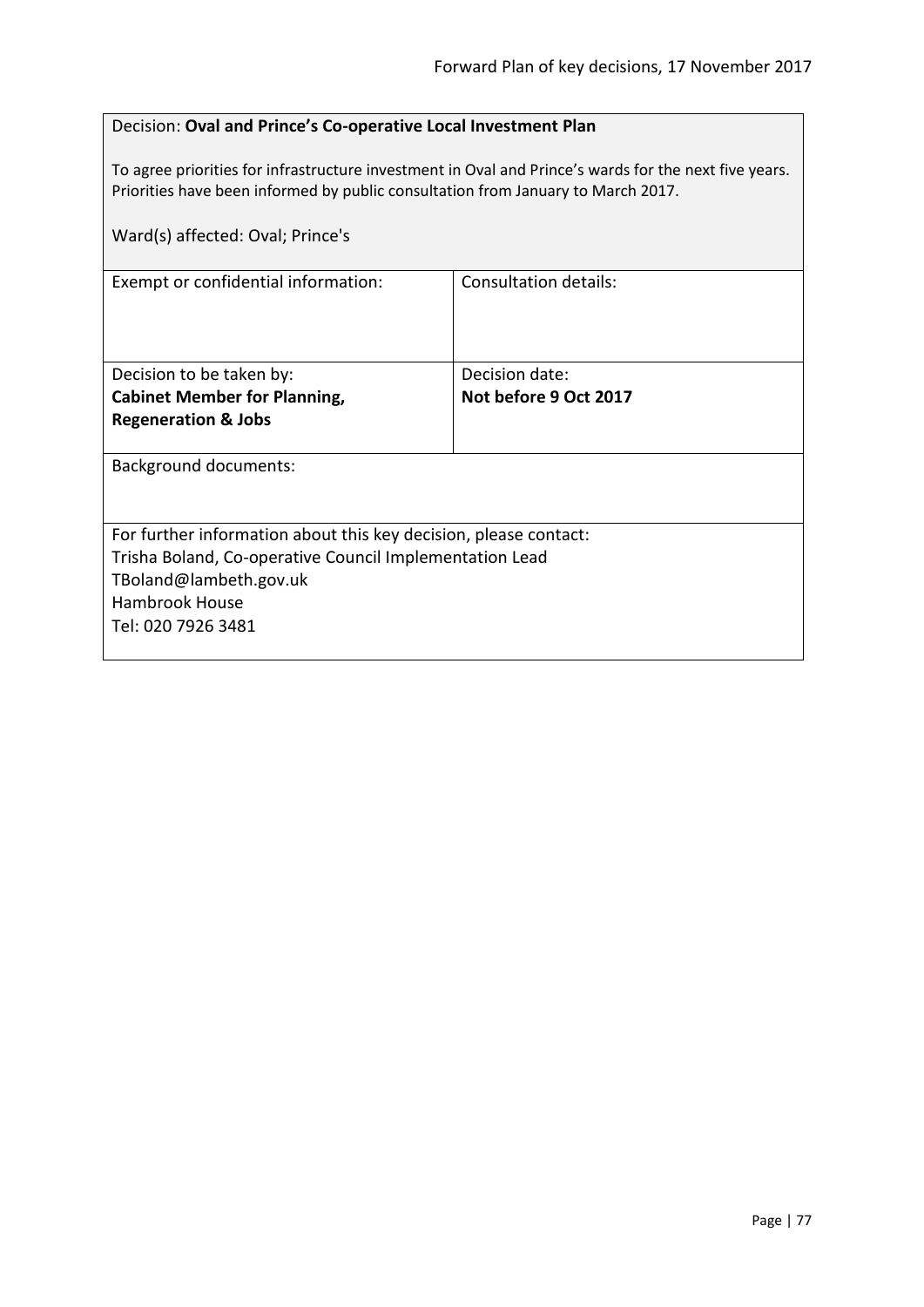Decision: **Oval and Prince's Co-operative Local Investment Plan**

To agree priorities for infrastructure investment in Oval and Prince's wards for the next five years. Priorities have been informed by public consultation from January to March 2017.

Ward(s) affected: Oval; Prince's

| Exempt or confidential information: | Consultation details: |
|---|---|
| Decision to be taken by: **Cabinet Member for Planning, Regeneration & Jobs** | Decision date: **Not before 9 Oct 2017** |

Background documents:

For further information about this key decision, please contact:
Trisha Boland, Co-operative Council Implementation Lead
TBoland@lambeth.gov.uk
Hambrook House
Tel: 020 7926 3481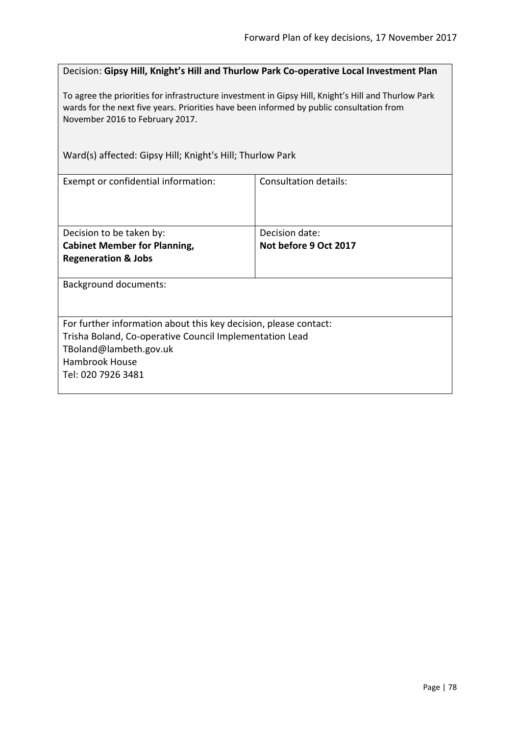Decision: **Gipsy Hill, Knight's Hill and Thurlow Park Co-operative Local Investment Plan**

To agree the priorities for infrastructure investment in Gipsy Hill, Knight's Hill and Thurlow Park wards for the next five years. Priorities have been informed by public consultation from November 2016 to February 2017.

Ward(s) affected: Gipsy Hill; Knight's Hill; Thurlow Park

| Exempt or confidential information: | Consultation details: |
|---|---|
| Decision to be taken by:<br>**Cabinet Member for Planning, Regeneration & Jobs** | Decision date:<br>**Not before 9 Oct 2017** |

Background documents:

For further information about this key decision, please contact:
Trisha Boland, Co-operative Council Implementation Lead
TBoland@lambeth.gov.uk
Hambrook House
Tel: 020 7926 3481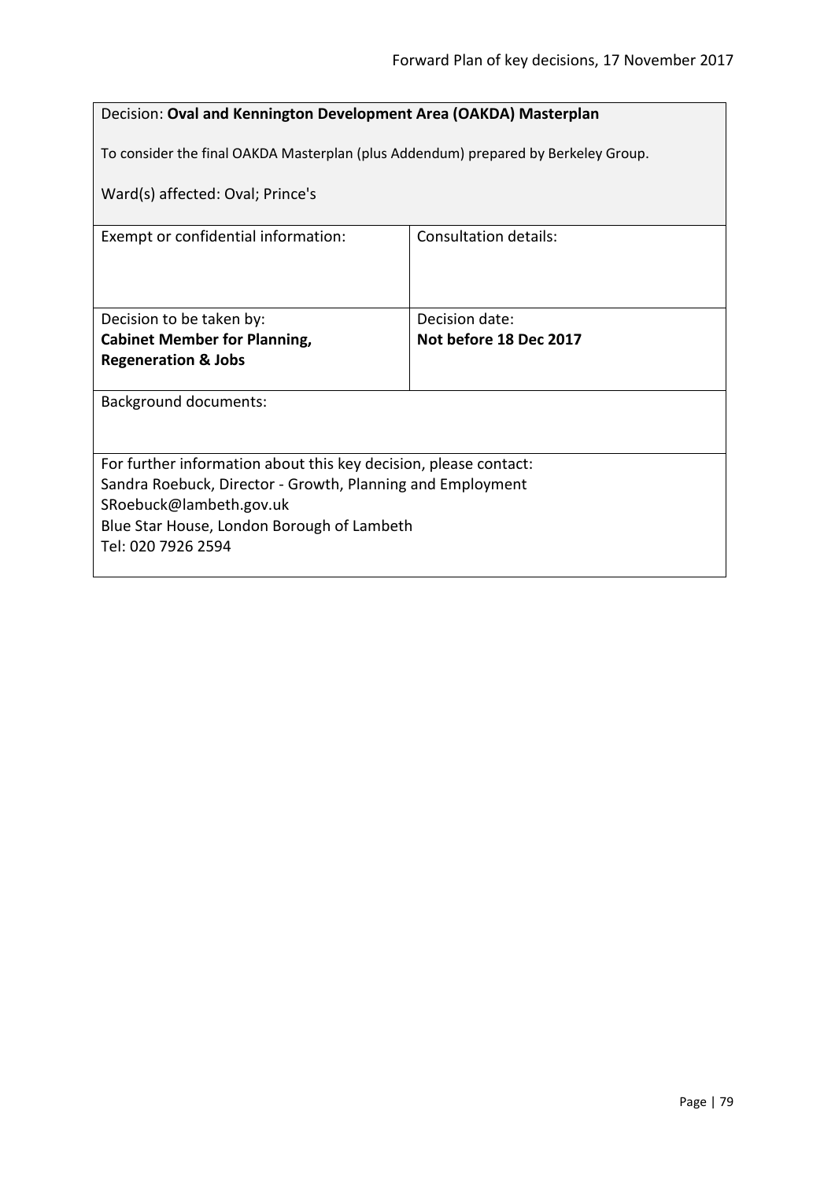| Decision: **Oval and Kennington Development Area (OAKDA) Masterplan**<br><br>To consider the final OAKDA Masterplan (plus Addendum) prepared by Berkeley Group.<br><br>Ward(s) affected: Oval; Prince's | |
|---|---|
| Exempt or confidential information: | Consultation details: |
| Decision to be taken by:<br>**Cabinet Member for Planning, Regeneration & Jobs** | Decision date:<br>**Not before 18 Dec 2017** |
| Background documents: | |
| For further information about this key decision, please contact:<br>Sandra Roebuck, Director - Growth, Planning and Employment<br>SRoebuck@lambeth.gov.uk<br>Blue Star House, London Borough of Lambeth<br>Tel: 020 7926 2594 | |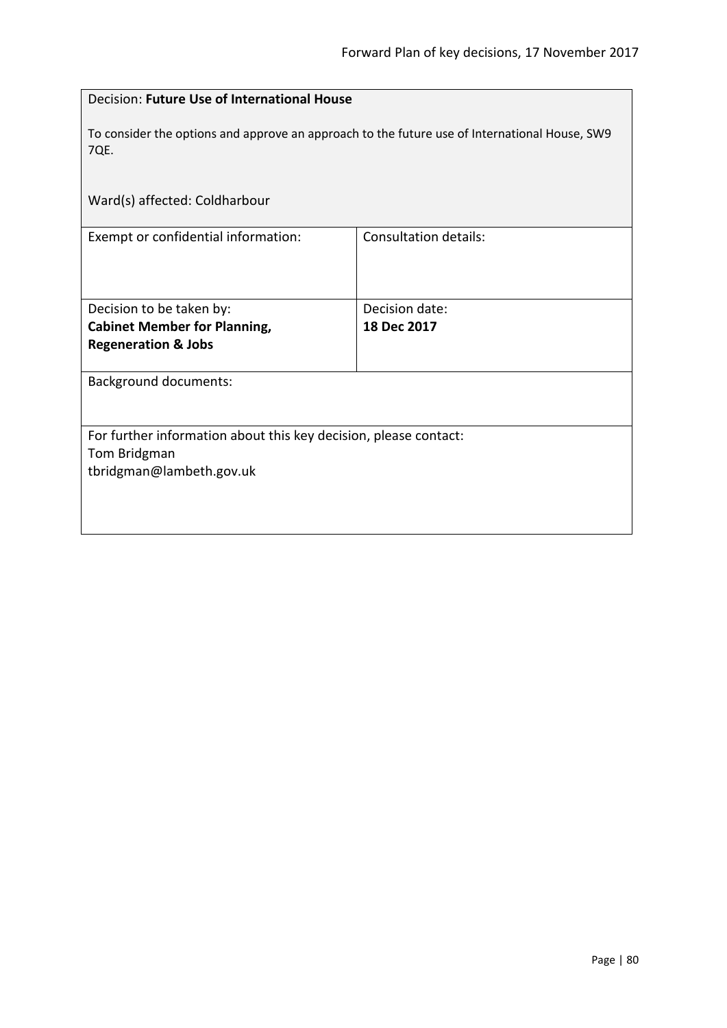| Decision: **Future Use of International House**<br><br>To consider the options and approve an approach to the future use of International House, SW9 7QE.<br><br>Ward(s) affected: Coldharbour | |
|---|---|
| Exempt or confidential information: | Consultation details: |
| Decision to be taken by:<br>**Cabinet Member for Planning, Regeneration & Jobs** | Decision date:<br>**18 Dec 2017** |
| Background documents: | |
| For further information about this key decision, please contact:<br>Tom Bridgman<br>tbridgman@lambeth.gov.uk | |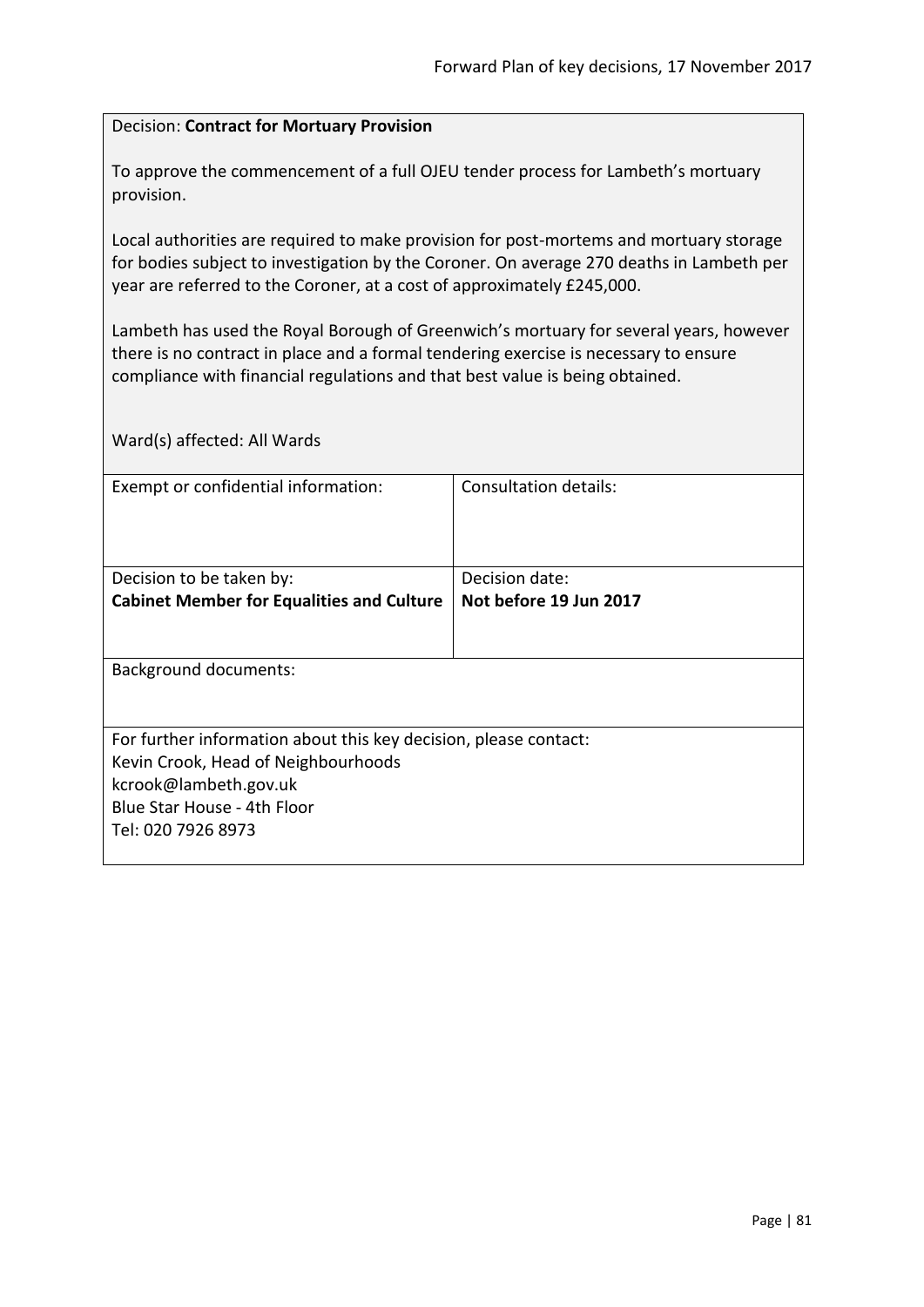Decision: **Contract for Mortuary Provision**

To approve the commencement of a full OJEU tender process for Lambeth's mortuary provision.

Local authorities are required to make provision for post-mortems and mortuary storage for bodies subject to investigation by the Coroner. On average 270 deaths in Lambeth per year are referred to the Coroner, at a cost of approximately £245,000.

Lambeth has used the Royal Borough of Greenwich's mortuary for several years, however there is no contract in place and a formal tendering exercise is necessary to ensure compliance with financial regulations and that best value is being obtained.

Ward(s) affected: All Wards

| Exempt or confidential information: | Consultation details: |
|---|---|
| Decision to be taken by:<br>**Cabinet Member for Equalities and Culture** | Decision date:<br>**Not before 19 Jun 2017** |

Background documents:

For further information about this key decision, please contact:
Kevin Crook, Head of Neighbourhoods
kcrook@lambeth.gov.uk
Blue Star House - 4th Floor
Tel: 020 7926 8973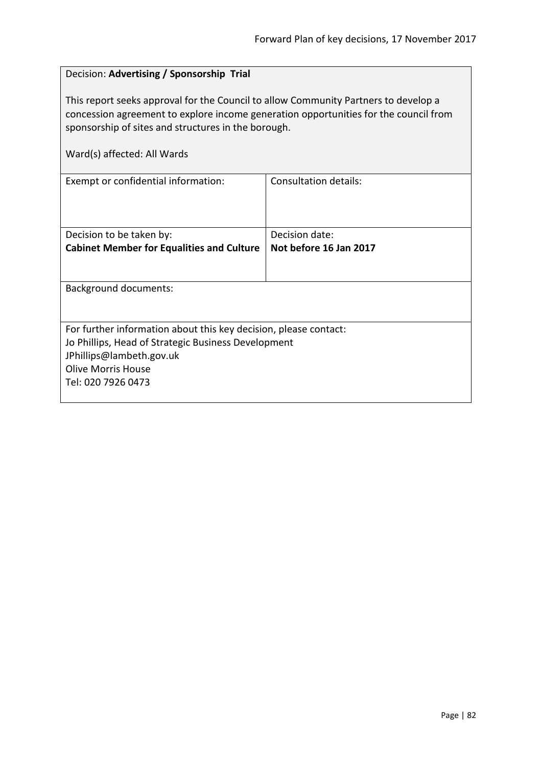Decision: **Advertising / Sponsorship Trial**

This report seeks approval for the Council to allow Community Partners to develop a concession agreement to explore income generation opportunities for the council from sponsorship of sites and structures in the borough.

Ward(s) affected: All Wards

| Exempt or confidential information: | Consultation details: |
|---|---|
| Decision to be taken by:<br>**Cabinet Member for Equalities and Culture** | Decision date:<br>**Not before 16 Jan 2017** |

Background documents:

For further information about this key decision, please contact:
Jo Phillips, Head of Strategic Business Development
JPhillips@lambeth.gov.uk
Olive Morris House
Tel: 020 7926 0473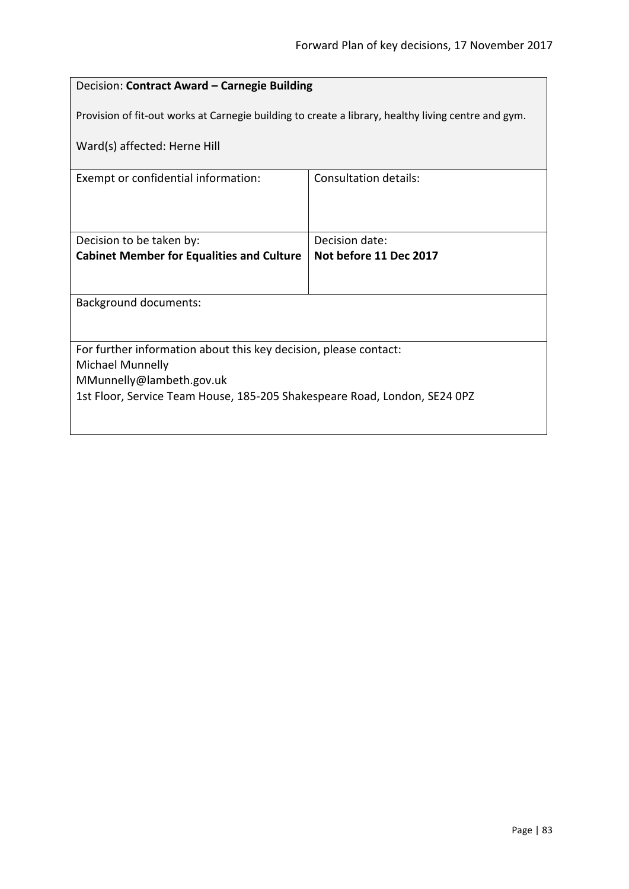Decision: **Contract Award – Carnegie Building**

Provision of fit-out works at Carnegie building to create a library, healthy living centre and gym.

Ward(s) affected: Herne Hill

| Exempt or confidential information: | Consultation details: |
|---|---|
| Decision to be taken by:<br>**Cabinet Member for Equalities and Culture** | Decision date:<br>**Not before 11 Dec 2017** |

Background documents:

For further information about this key decision, please contact:
Michael Munnelly
MMunnelly@lambeth.gov.uk
1st Floor, Service Team House, 185-205 Shakespeare Road, London, SE24 0PZ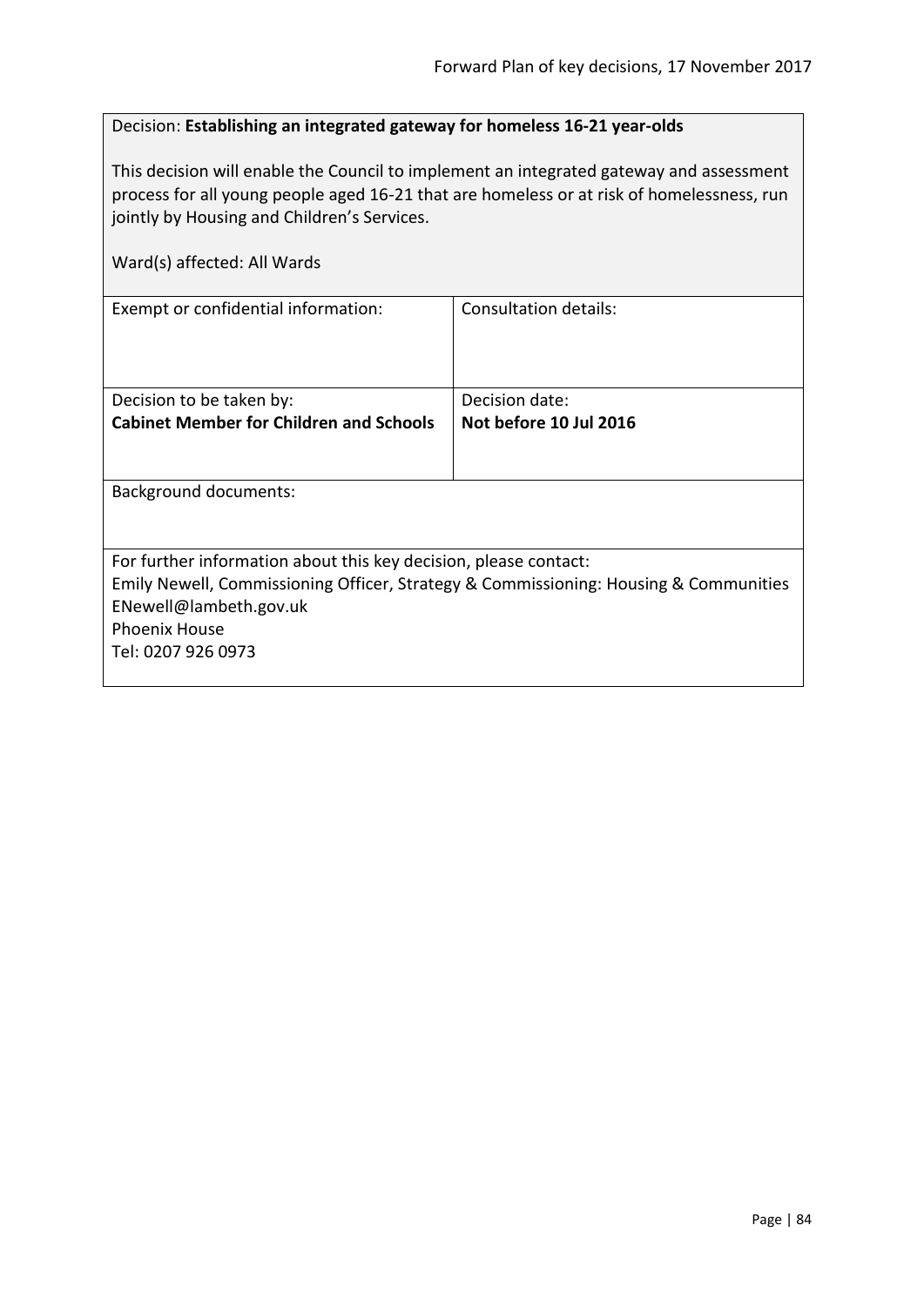Decision: **Establishing an integrated gateway for homeless 16-21 year-olds**

This decision will enable the Council to implement an integrated gateway and assessment process for all young people aged 16-21 that are homeless or at risk of homelessness, run jointly by Housing and Children's Services.

Ward(s) affected: All Wards

| Exempt or confidential information: | Consultation details: |
| --- | --- |
| Decision to be taken by:<br>**Cabinet Member for Children and Schools** | Decision date:<br>**Not before 10 Jul 2016** |

Background documents:

For further information about this key decision, please contact:
Emily Newell, Commissioning Officer, Strategy & Commissioning: Housing & Communities
ENewell@lambeth.gov.uk
Phoenix House
Tel: 0207 926 0973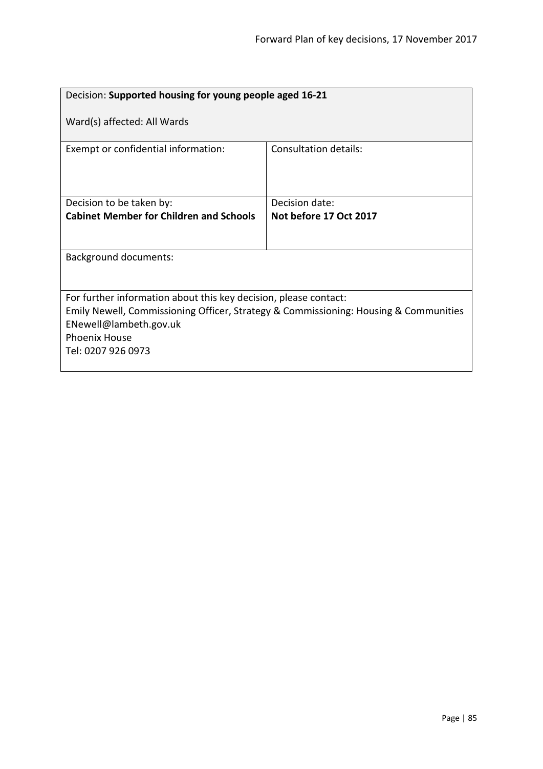| Decision: **Supported housing for young people aged 16-21**<br><br>Ward(s) affected: All Wards | |
|---|---|
| Exempt or confidential information: | Consultation details: |
| Decision to be taken by:<br>**Cabinet Member for Children and Schools** | Decision date:<br>**Not before 17 Oct 2017** |
| Background documents: | |
| For further information about this key decision, please contact:<br>Emily Newell, Commissioning Officer, Strategy & Commissioning: Housing & Communities<br>ENewell@lambeth.gov.uk<br>Phoenix House<br>Tel: 0207 926 0973 | |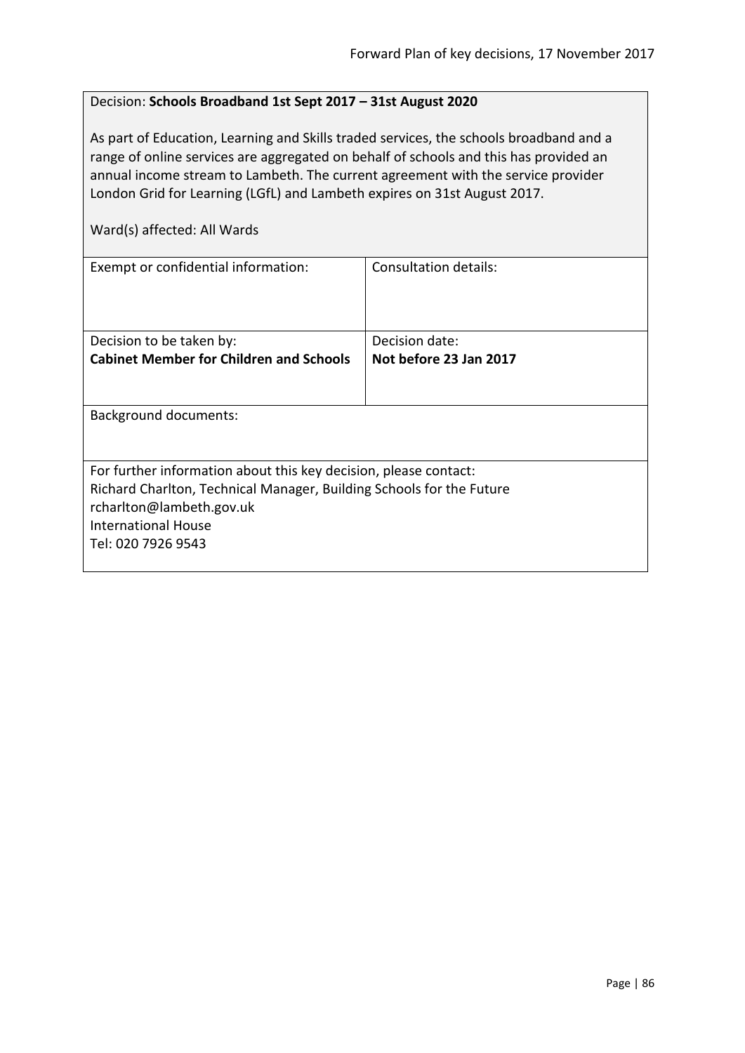Decision: **Schools Broadband 1st Sept 2017 – 31st August 2020**

As part of Education, Learning and Skills traded services, the schools broadband and a range of online services are aggregated on behalf of schools and this has provided an annual income stream to Lambeth. The current agreement with the service provider London Grid for Learning (LGfL) and Lambeth expires on 31st August 2017.

Ward(s) affected: All Wards

| Exempt or confidential information: | Consultation details: |
|---|---|
| Decision to be taken by:<br>**Cabinet Member for Children and Schools** | Decision date:<br>**Not before 23 Jan 2017** |

Background documents:

For further information about this key decision, please contact:
Richard Charlton, Technical Manager, Building Schools for the Future
rcharlton@lambeth.gov.uk
International House
Tel: 020 7926 9543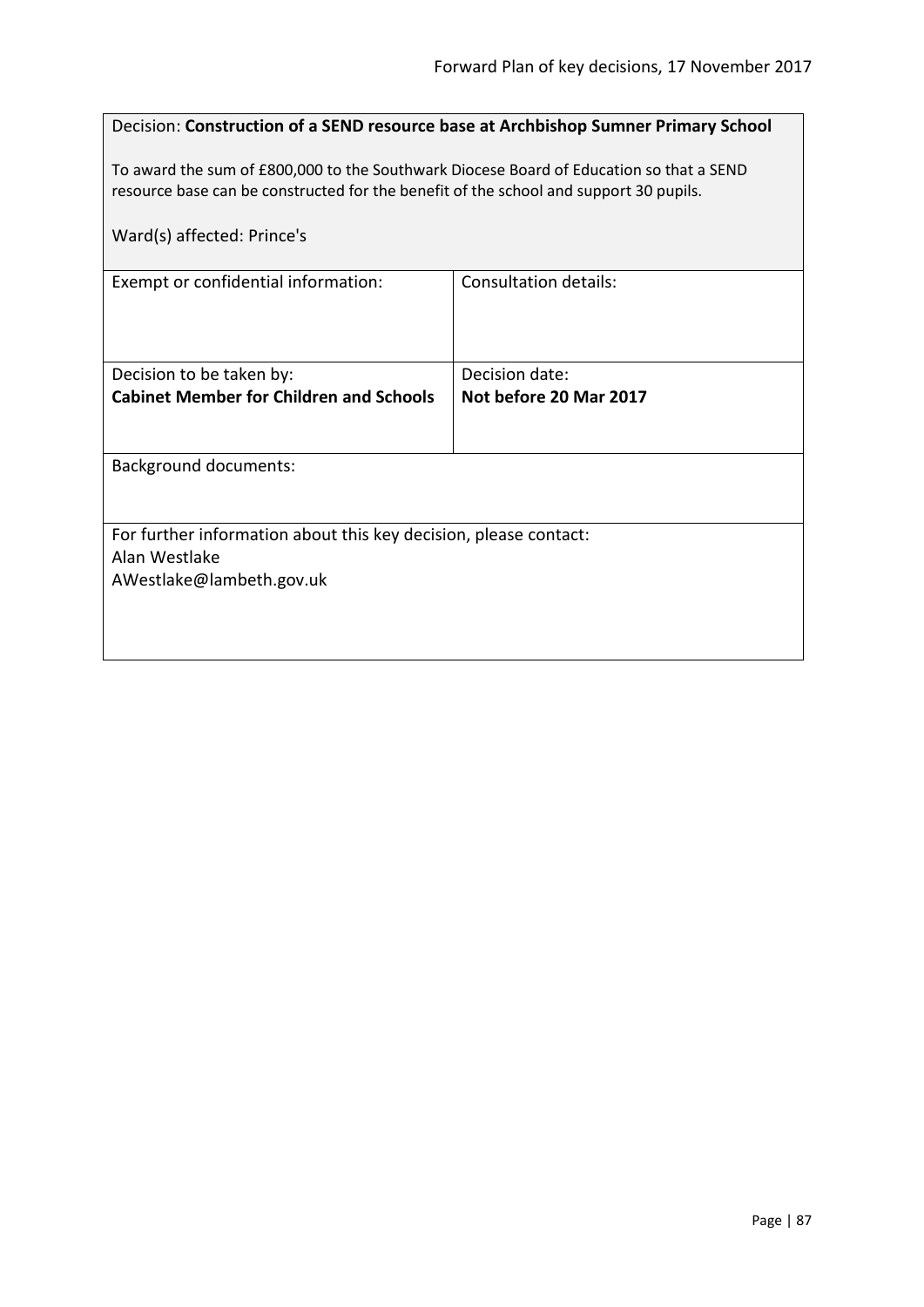Decision: **Construction of a SEND resource base at Archbishop Sumner Primary School**

To award the sum of £800,000 to the Southwark Diocese Board of Education so that a SEND resource base can be constructed for the benefit of the school and support 30 pupils.

Ward(s) affected: Prince's

| Exempt or confidential information: | Consultation details: |
|---|---|
| Decision to be taken by:<br>**Cabinet Member for Children and Schools** | Decision date:<br>**Not before 20 Mar 2017** |

Background documents:

For further information about this key decision, please contact:
Alan Westlake
AWestlake@lambeth.gov.uk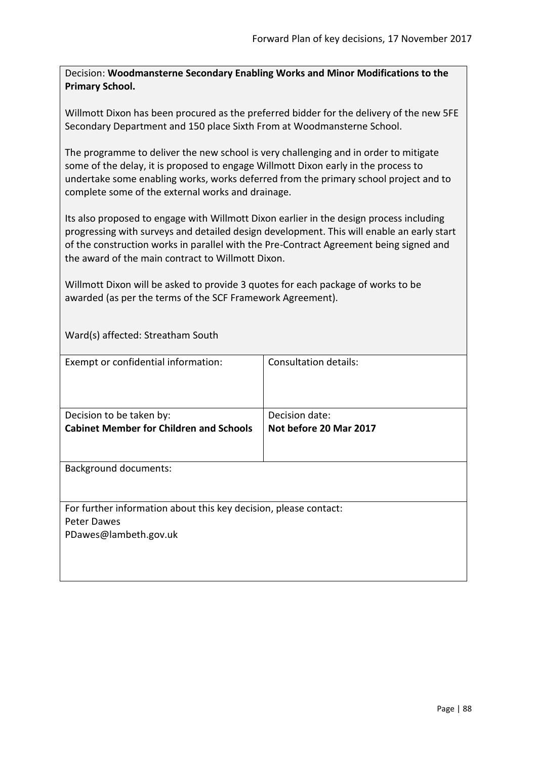Decision: **Woodmansterne Secondary Enabling Works and Minor Modifications to the Primary School.**

Willmott Dixon has been procured as the preferred bidder for the delivery of the new 5FE Secondary Department and 150 place Sixth From at Woodmansterne School.

The programme to deliver the new school is very challenging and in order to mitigate some of the delay, it is proposed to engage Willmott Dixon early in the process to undertake some enabling works, works deferred from the primary school project and to complete some of the external works and drainage.

Its also proposed to engage with Willmott Dixon earlier in the design process including progressing with surveys and detailed design development. This will enable an early start of the construction works in parallel with the Pre-Contract Agreement being signed and the award of the main contract to Willmott Dixon.

Willmott Dixon will be asked to provide 3 quotes for each package of works to be awarded (as per the terms of the SCF Framework Agreement).

Ward(s) affected: Streatham South

| Exempt or confidential information: | Consultation details: |
| --- | --- |
| Decision to be taken by:<br>**Cabinet Member for Children and Schools** | Decision date:<br>**Not before 20 Mar 2017** |

Background documents:

For further information about this key decision, please contact:
Peter Dawes
PDawes@lambeth.gov.uk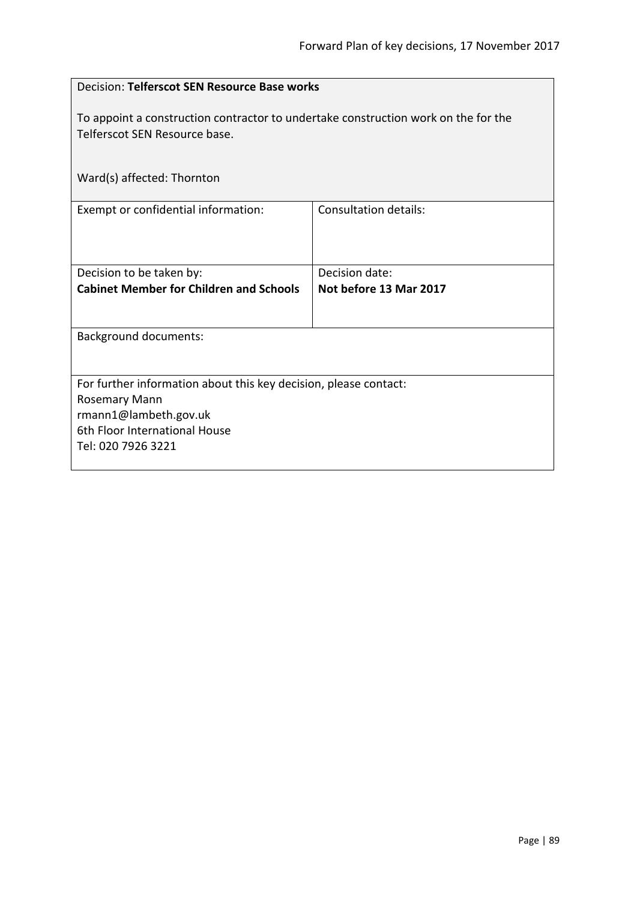Decision: **Telferscot SEN Resource Base works**

To appoint a construction contractor to undertake construction work on the for the Telferscot SEN Resource base.

Ward(s) affected: Thornton

| Exempt or confidential information: | Consultation details: |
|---|---|
| Decision to be taken by:<br>**Cabinet Member for Children and Schools** | Decision date:<br>**Not before 13 Mar 2017** |

Background documents:

For further information about this key decision, please contact:
Rosemary Mann
rmann1@lambeth.gov.uk
6th Floor International House
Tel: 020 7926 3221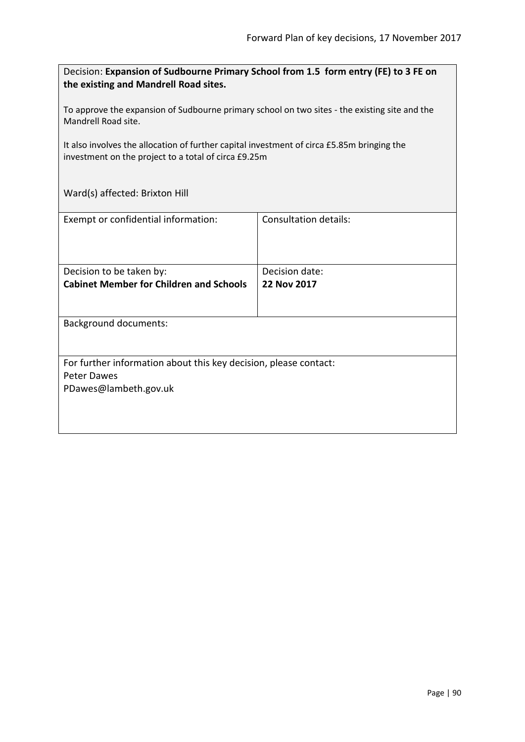Decision: **Expansion of Sudbourne Primary School from 1.5 form entry (FE) to 3 FE on the existing and Mandrell Road sites.**

To approve the expansion of Sudbourne primary school on two sites - the existing site and the Mandrell Road site.

It also involves the allocation of further capital investment of circa £5.85m bringing the investment on the project to a total of circa £9.25m

Ward(s) affected: Brixton Hill

| Exempt or confidential information: | Consultation details: |
|---|---|
| Decision to be taken by:<br>**Cabinet Member for Children and Schools** | Decision date:<br>**22 Nov 2017** |

Background documents:

For further information about this key decision, please contact:
Peter Dawes
PDawes@lambeth.gov.uk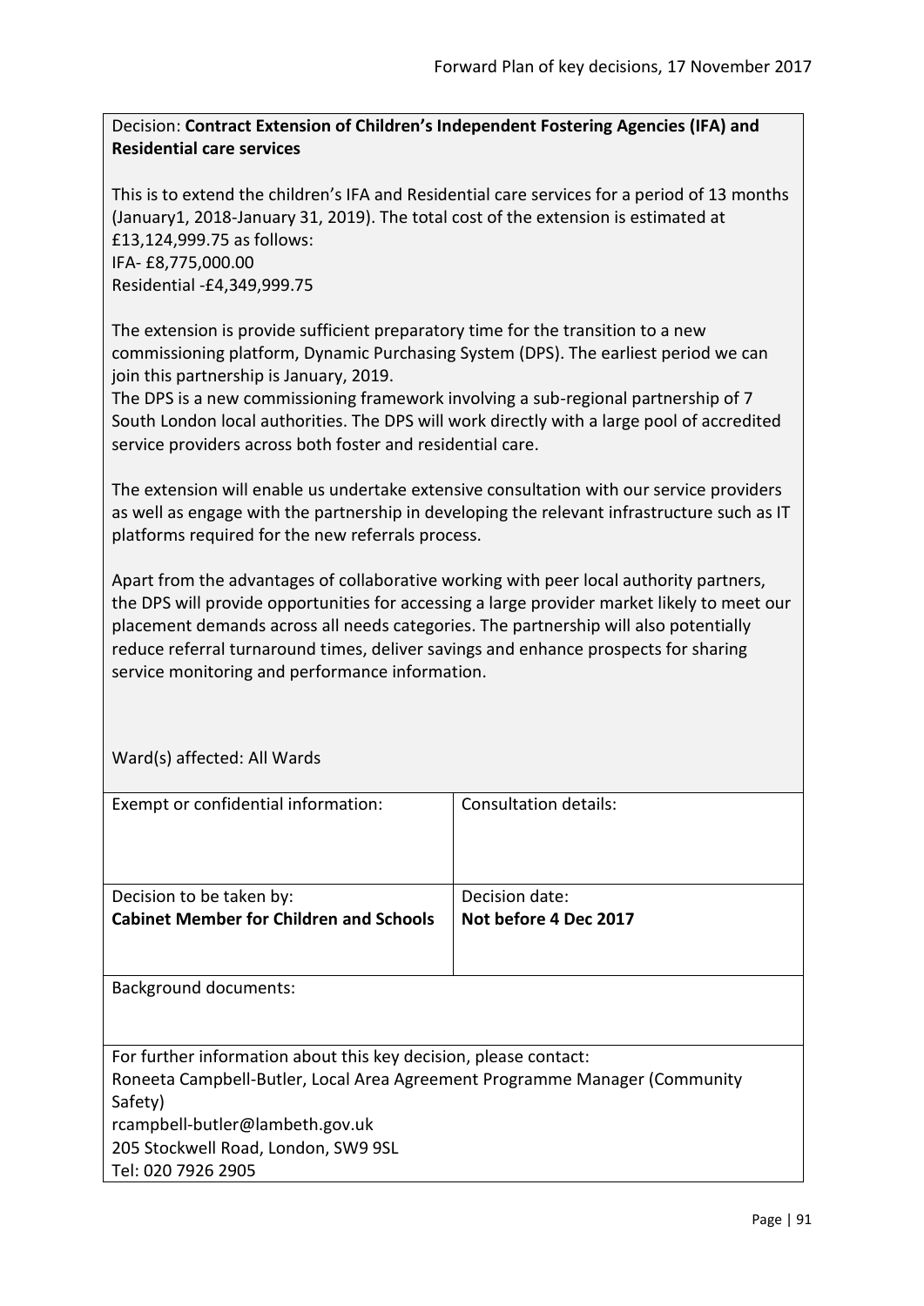Decision: **Contract Extension of Children's Independent Fostering Agencies (IFA) and Residential care services**

This is to extend the children's IFA and Residential care services for a period of 13 months (January1, 2018-January 31, 2019). The total cost of the extension is estimated at £13,124,999.75 as follows:
IFA- £8,775,000.00
Residential -£4,349,999.75

The extension is provide sufficient preparatory time for the transition to a new commissioning platform, Dynamic Purchasing System (DPS). The earliest period we can join this partnership is January, 2019.
The DPS is a new commissioning framework involving a sub-regional partnership of 7 South London local authorities. The DPS will work directly with a large pool of accredited service providers across both foster and residential care.

The extension will enable us undertake extensive consultation with our service providers as well as engage with the partnership in developing the relevant infrastructure such as IT platforms required for the new referrals process.

Apart from the advantages of collaborative working with peer local authority partners, the DPS will provide opportunities for accessing a large provider market likely to meet our placement demands across all needs categories. The partnership will also potentially reduce referral turnaround times, deliver savings and enhance prospects for sharing service monitoring and performance information.

Ward(s) affected: All Wards

| | |
|---|---|
| Exempt or confidential information: | Consultation details: |
| Decision to be taken by:<br>**Cabinet Member for Children and Schools** | Decision date:<br>**Not before 4 Dec 2017** |

Background documents:

For further information about this key decision, please contact:
Roneeta Campbell-Butler, Local Area Agreement Programme Manager (Community Safety)
rcampbell-butler@lambeth.gov.uk
205 Stockwell Road, London, SW9 9SL
Tel: 020 7926 2905